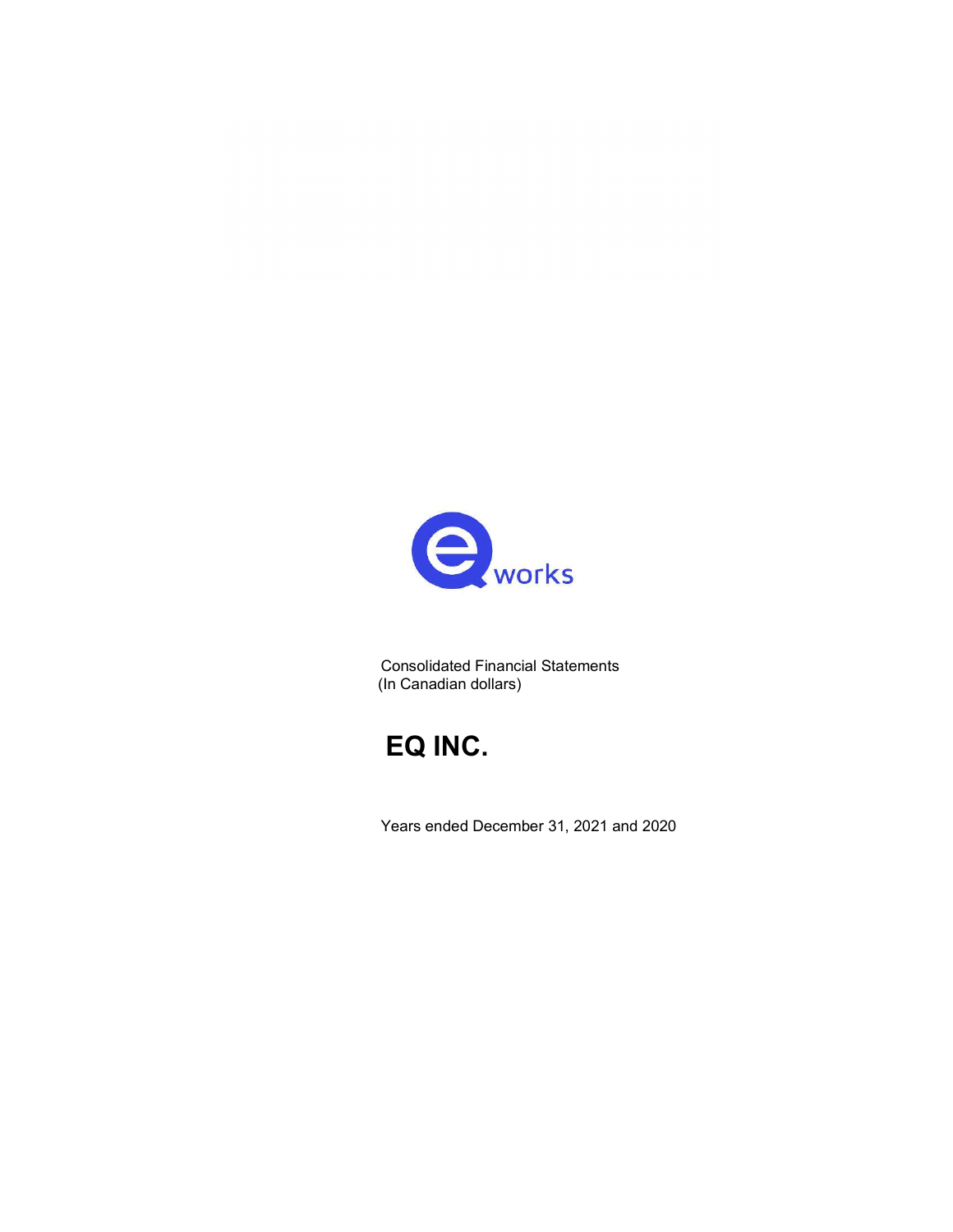Consolidated Financial Statements
(In Canadian dollars)

# EQ INC.

Years ended December 31, 2021 and 2020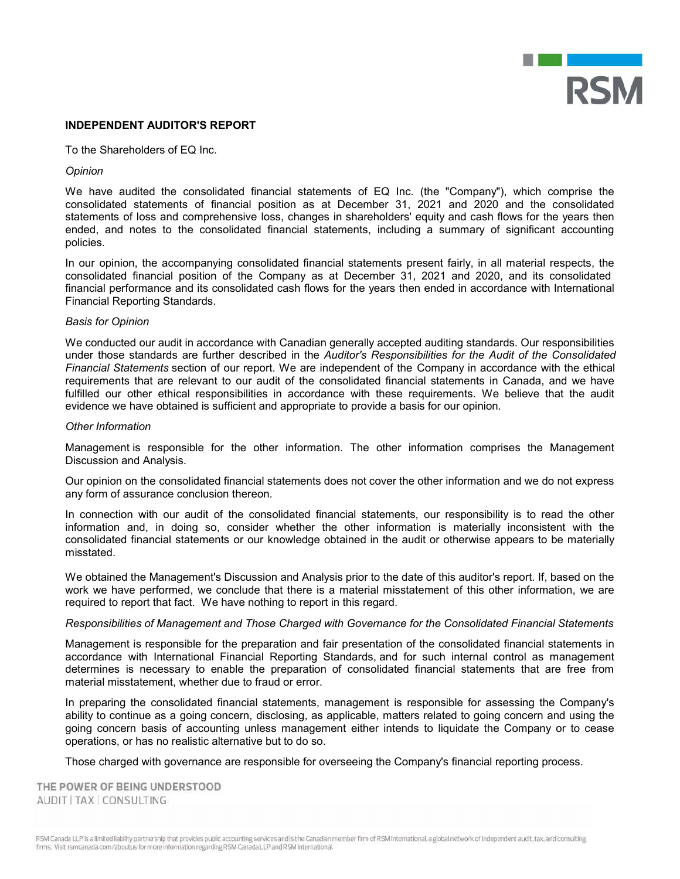## INDEPENDENT AUDITOR'S REPORT

To the Shareholders of EQ Inc.

*Opinion*

We have audited the consolidated financial statements of EQ Inc. (the "Company"), which comprise the consolidated statements of financial position as at December 31, 2021 and 2020 and the consolidated statements of loss and comprehensive loss, changes in shareholders' equity and cash flows for the years then ended, and notes to the consolidated financial statements, including a summary of significant accounting policies.

In our opinion, the accompanying consolidated financial statements present fairly, in all material respects, the consolidated financial position of the Company as at December 31, 2021 and 2020, and its consolidated financial performance and its consolidated cash flows for the years then ended in accordance with International Financial Reporting Standards.

*Basis for Opinion*

We conducted our audit in accordance with Canadian generally accepted auditing standards. Our responsibilities under those standards are further described in the *Auditor's Responsibilities for the Audit of the Consolidated Financial Statements* section of our report. We are independent of the Company in accordance with the ethical requirements that are relevant to our audit of the consolidated financial statements in Canada, and we have fulfilled our other ethical responsibilities in accordance with these requirements. We believe that the audit evidence we have obtained is sufficient and appropriate to provide a basis for our opinion.

*Other Information*

Management is responsible for the other information. The other information comprises the Management Discussion and Analysis.

Our opinion on the consolidated financial statements does not cover the other information and we do not express any form of assurance conclusion thereon.

In connection with our audit of the consolidated financial statements, our responsibility is to read the other information and, in doing so, consider whether the other information is materially inconsistent with the consolidated financial statements or our knowledge obtained in the audit or otherwise appears to be materially misstated.

We obtained the Management's Discussion and Analysis prior to the date of this auditor's report. If, based on the work we have performed, we conclude that there is a material misstatement of this other information, we are required to report that fact. We have nothing to report in this regard.

*Responsibilities of Management and Those Charged with Governance for the Consolidated Financial Statements*

Management is responsible for the preparation and fair presentation of the consolidated financial statements in accordance with International Financial Reporting Standards, and for such internal control as management determines is necessary to enable the preparation of consolidated financial statements that are free from material misstatement, whether due to fraud or error.

In preparing the consolidated financial statements, management is responsible for assessing the Company's ability to continue as a going concern, disclosing, as applicable, matters related to going concern and using the going concern basis of accounting unless management either intends to liquidate the Company or to cease operations, or has no realistic alternative but to do so.

Those charged with governance are responsible for overseeing the Company's financial reporting process.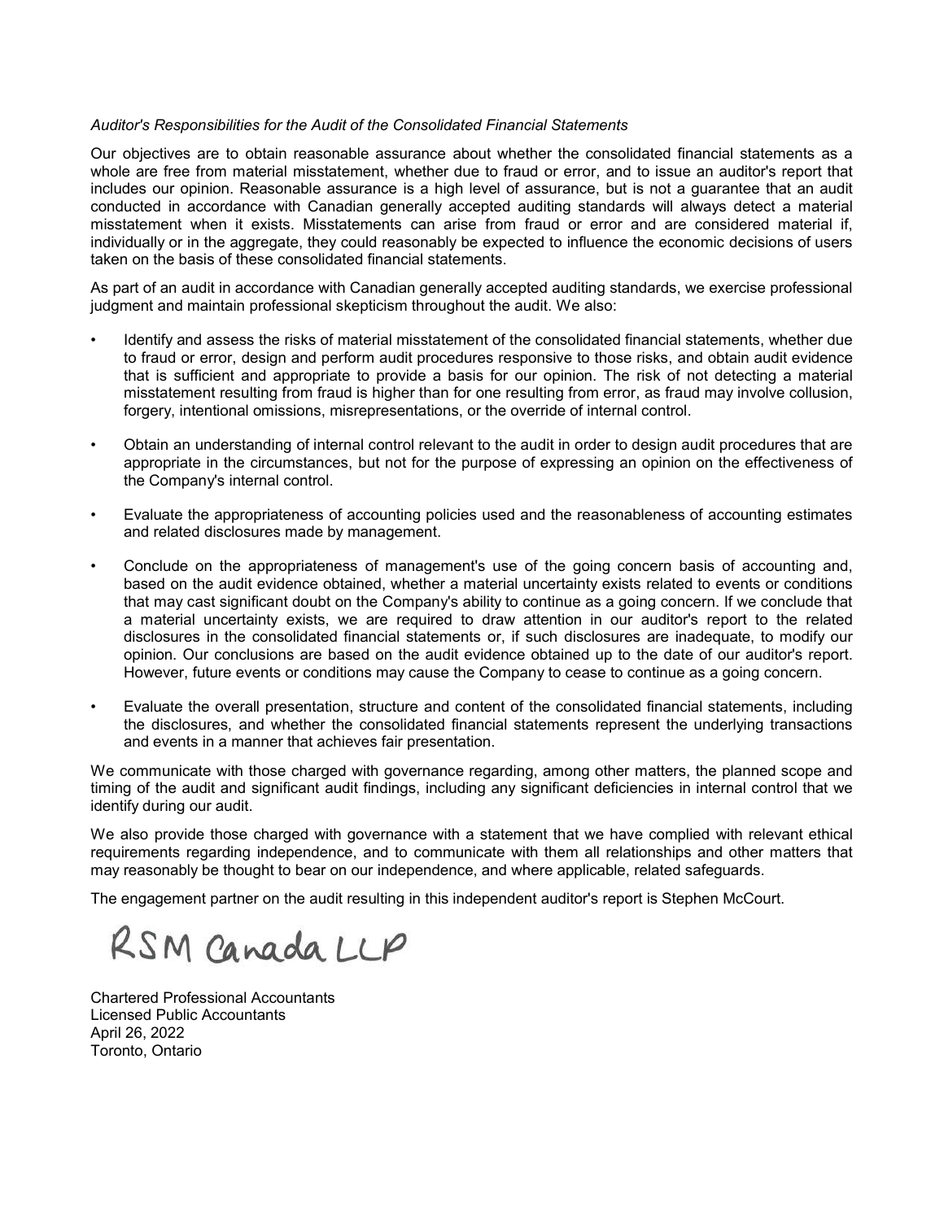*Auditor's Responsibilities for the Audit of the Consolidated Financial Statements*

Our objectives are to obtain reasonable assurance about whether the consolidated financial statements as a whole are free from material misstatement, whether due to fraud or error, and to issue an auditor's report that includes our opinion. Reasonable assurance is a high level of assurance, but is not a guarantee that an audit conducted in accordance with Canadian generally accepted auditing standards will always detect a material misstatement when it exists. Misstatements can arise from fraud or error and are considered material if, individually or in the aggregate, they could reasonably be expected to influence the economic decisions of users taken on the basis of these consolidated financial statements.

As part of an audit in accordance with Canadian generally accepted auditing standards, we exercise professional judgment and maintain professional skepticism throughout the audit. We also:

- Identify and assess the risks of material misstatement of the consolidated financial statements, whether due to fraud or error, design and perform audit procedures responsive to those risks, and obtain audit evidence that is sufficient and appropriate to provide a basis for our opinion. The risk of not detecting a material misstatement resulting from fraud is higher than for one resulting from error, as fraud may involve collusion, forgery, intentional omissions, misrepresentations, or the override of internal control.

- Obtain an understanding of internal control relevant to the audit in order to design audit procedures that are appropriate in the circumstances, but not for the purpose of expressing an opinion on the effectiveness of the Company's internal control.

- Evaluate the appropriateness of accounting policies used and the reasonableness of accounting estimates and related disclosures made by management.

- Conclude on the appropriateness of management's use of the going concern basis of accounting and, based on the audit evidence obtained, whether a material uncertainty exists related to events or conditions that may cast significant doubt on the Company's ability to continue as a going concern. If we conclude that a material uncertainty exists, we are required to draw attention in our auditor's report to the related disclosures in the consolidated financial statements or, if such disclosures are inadequate, to modify our opinion. Our conclusions are based on the audit evidence obtained up to the date of our auditor's report. However, future events or conditions may cause the Company to cease to continue as a going concern.

- Evaluate the overall presentation, structure and content of the consolidated financial statements, including the disclosures, and whether the consolidated financial statements represent the underlying transactions and events in a manner that achieves fair presentation.

We communicate with those charged with governance regarding, among other matters, the planned scope and timing of the audit and significant audit findings, including any significant deficiencies in internal control that we identify during our audit.

We also provide those charged with governance with a statement that we have complied with relevant ethical requirements regarding independence, and to communicate with them all relationships and other matters that may reasonably be thought to bear on our independence, and where applicable, related safeguards.

The engagement partner on the audit resulting in this independent auditor's report is Stephen McCourt.

RSM Canada LLP

Chartered Professional Accountants
Licensed Public Accountants
April 26, 2022
Toronto, Ontario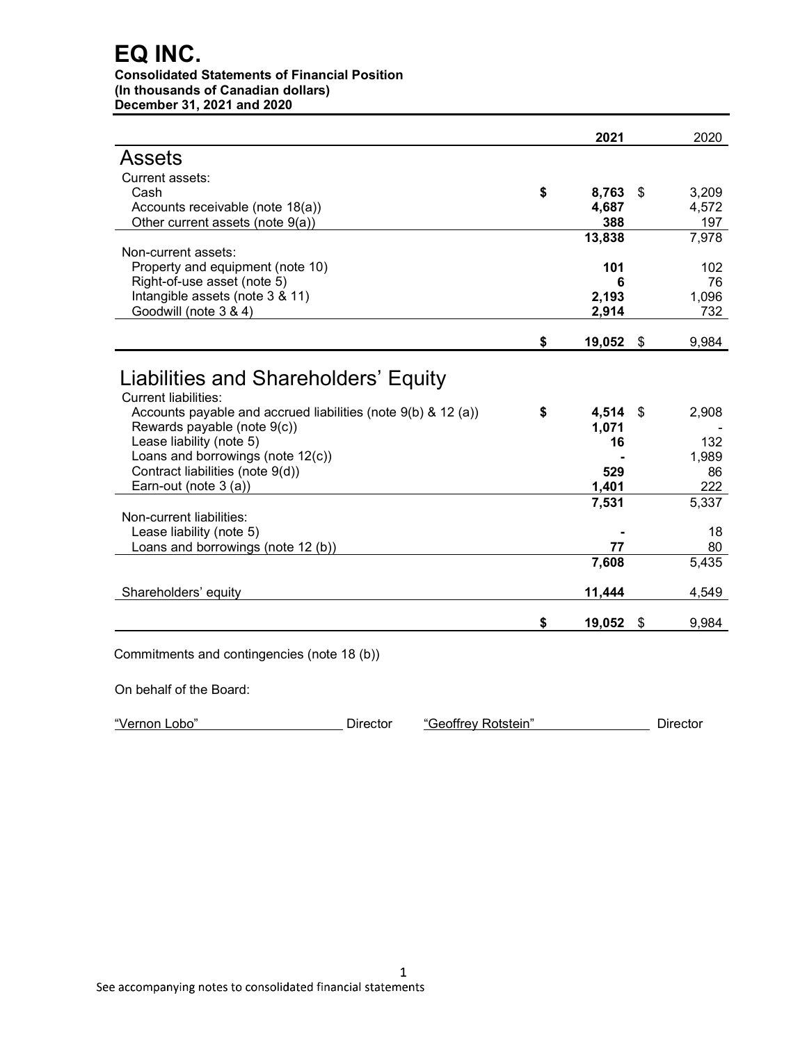# EQ INC.

**Consolidated Statements of Financial Position**
**(In thousands of Canadian dollars)**
**December 31, 2021 and 2020**

| | 2021 | 2020 |
|---|---|---|
| **Assets** | | |
| Current assets: | | |
| Cash | **$ 8,763** | $ 3,209 |
| Accounts receivable (note 18(a)) | **4,687** | 4,572 |
| Other current assets (note 9(a)) | **388** | 197 |
| | **13,838** | 7,978 |
| Non-current assets: | | |
| Property and equipment (note 10) | **101** | 102 |
| Right-of-use asset (note 5) | **6** | 76 |
| Intangible assets (note 3 & 11) | **2,193** | 1,096 |
| Goodwill (note 3 & 4) | **2,914** | 732 |
| | **$ 19,052** | $ 9,984 |
| **Liabilities and Shareholders' Equity** | | |
| Current liabilities: | | |
| Accounts payable and accrued liabilities (note 9(b) & 12 (a)) | **$ 4,514** | $ 2,908 |
| Rewards payable (note 9(c)) | **1,071** | - |
| Lease liability (note 5) | **16** | 132 |
| Loans and borrowings (note 12(c)) | **-** | 1,989 |
| Contract liabilities (note 9(d)) | **529** | 86 |
| Earn-out (note 3 (a)) | **1,401** | 222 |
| | **7,531** | 5,337 |
| Non-current liabilities: | | |
| Lease liability (note 5) | **-** | 18 |
| Loans and borrowings (note 12 (b)) | **77** | 80 |
| | **7,608** | 5,435 |
| Shareholders' equity | **11,444** | 4,549 |
| | **$ 19,052** | $ 9,984 |

Commitments and contingencies (note 18 (b))

On behalf of the Board:

"Vernon Lobo" Director "Geoffrey Rotstein" Director

See accompanying notes to consolidated financial statements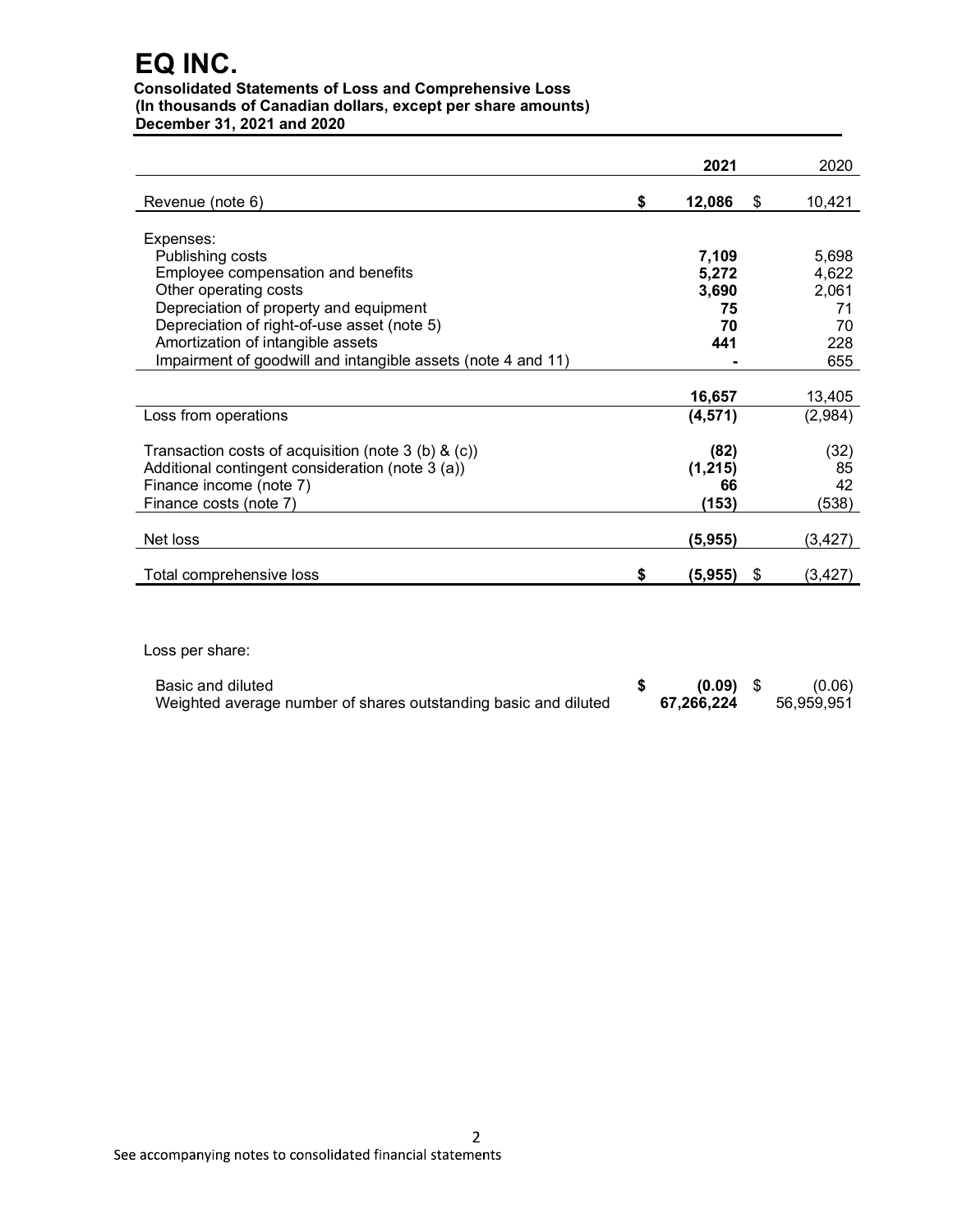# EQ INC.

**Consolidated Statements of Loss and Comprehensive Loss**
**(In thousands of Canadian dollars, except per share amounts)**
**December 31, 2021 and 2020**

| | 2021 | 2020 |
|---|---|---|
| Revenue (note 6) | $ **12,086** | $ 10,421 |
| Expenses: | | |
| Publishing costs | **7,109** | 5,698 |
| Employee compensation and benefits | **5,272** | 4,622 |
| Other operating costs | **3,690** | 2,061 |
| Depreciation of property and equipment | **75** | 71 |
| Depreciation of right-of-use asset (note 5) | **70** | 70 |
| Amortization of intangible assets | **441** | 228 |
| Impairment of goodwill and intangible assets (note 4 and 11) | **-** | 655 |
| | **16,657** | 13,405 |
| Loss from operations | **(4,571)** | (2,984) |
| Transaction costs of acquisition (note 3 (b) & (c)) | **(82)** | (32) |
| Additional contingent consideration (note 3 (a)) | **(1,215)** | 85 |
| Finance income (note 7) | **66** | 42 |
| Finance costs (note 7) | **(153)** | (538) |
| Net loss | **(5,955)** | (3,427) |
| Total comprehensive loss | $ **(5,955)** | $ (3,427) |

Loss per share:

| | 2021 | 2020 |
|---|---|---|
| Basic and diluted | $ **(0.09)** | $ (0.06) |
| Weighted average number of shares outstanding basic and diluted | **67,266,224** | 56,959,951 |

See accompanying notes to consolidated financial statements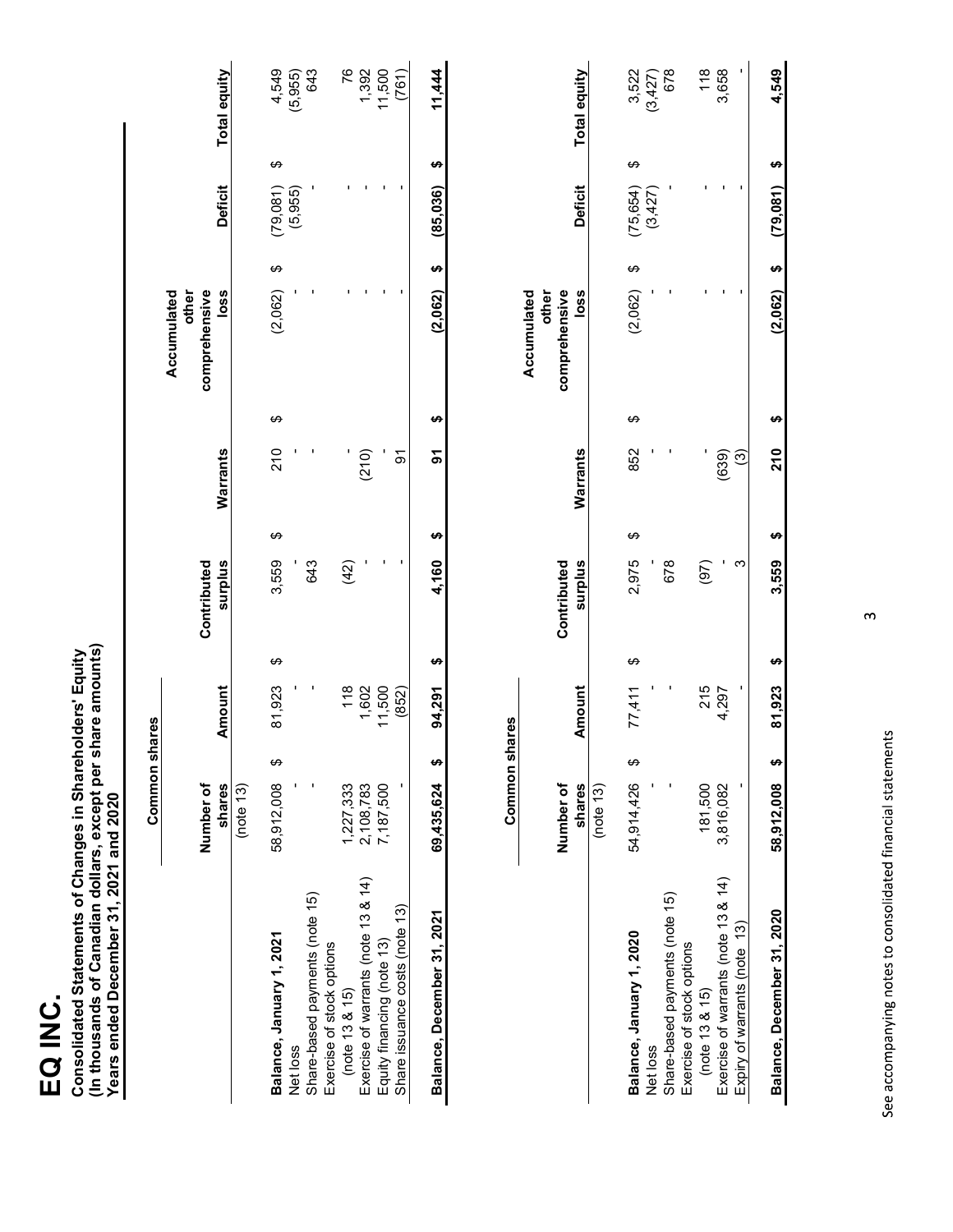# EQ INC.

**Consolidated Statements of Changes in Shareholders' Equity**
**(In thousands of Canadian dollars, except per share amounts)**
**Years ended December 31, 2021 and 2020**

| | Common shares | | | | | | |
|---|---|---|---|---|---|---|---|
| | Number of shares (note 13) | Amount | Contributed surplus | Warrants | Accumulated other comprehensive loss | Deficit | Total equity |
| **Balance, January 1, 2021** | 58,912,008 | $ 81,923 | $ 3,559 | $ 210 | $ (2,062) | $ (79,081) | $ 4,549 |
| Net loss | - | - | - | - | - | (5,955) | (5,955) |
| Share-based payments (note 15) | - | - | 643 | - | - | - | 643 |
| Exercise of stock options (note 13 & 15) | 1,227,333 | 118 | (42) | - | - | - | 76 |
| Exercise of warrants (note 13 & 14) | 2,108,783 | 1,602 | - | (210) | - | - | 1,392 |
| Equity financing (note 13) | 7,187,500 | 11,500 | - | - | - | - | 11,500 |
| Share issuance costs (note 13) | - | (852) | - | 91 | - | - | (761) |
| **Balance, December 31, 2021** | **69,435,624** | **$ 94,291** | **$ 4,160** | **$ 91** | **$ (2,062)** | **$ (85,036)** | **$ 11,444** |

| | Common shares | | | | | | |
|---|---|---|---|---|---|---|---|
| | Number of shares (note 13) | Amount | Contributed surplus | Warrants | Accumulated other comprehensive loss | Deficit | Total equity |
| **Balance, January 1, 2020** | 54,914,426 | $ 77,411 | $ 2,975 | $ 852 | $ (2,062) | $ (75,654) | $ 3,522 |
| Net loss | - | - | - | - | - | (3,427) | (3,427) |
| Share-based payments (note 15) | - | - | 678 | - | - | - | 678 |
| Exercise of stock options (note 13 & 15) | 181,500 | 215 | (97) | - | - | - | 118 |
| Exercise of warrants (note 13 & 14) | 3,816,082 | 4,297 | - | (639) | - | - | 3,658 |
| Expiry of warrants (note 13) | - | - | 3 | (3) | - | - | - |
| **Balance, December 31, 2020** | **58,912,008** | **$ 81,923** | **$ 3,559** | **$ 210** | **$ (2,062)** | **$ (79,081)** | **$ 4,549** |

See accompanying notes to consolidated financial statements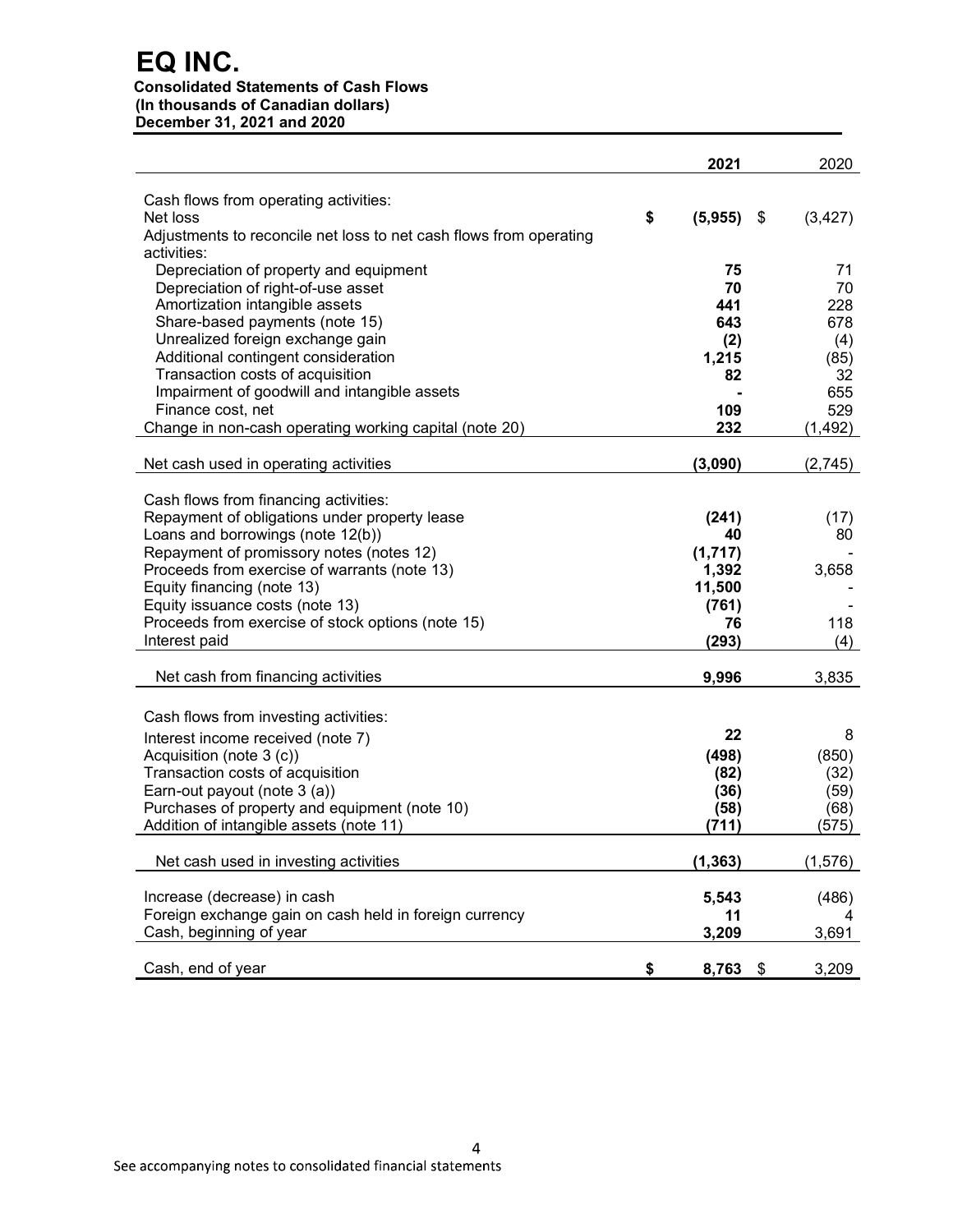# EQ INC.

**Consolidated Statements of Cash Flows**
**(In thousands of Canadian dollars)**
**December 31, 2021 and 2020**

| | 2021 | 2020 |
|---|---|---|
| Cash flows from operating activities: | | |
| Net loss | **$ (5,955)** | $ (3,427) |
| Adjustments to reconcile net loss to net cash flows from operating activities: | | |
| Depreciation of property and equipment | **75** | 71 |
| Depreciation of right-of-use asset | **70** | 70 |
| Amortization intangible assets | **441** | 228 |
| Share-based payments (note 15) | **643** | 678 |
| Unrealized foreign exchange gain | **(2)** | (4) |
| Additional contingent consideration | **1,215** | (85) |
| Transaction costs of acquisition | **82** | 32 |
| Impairment of goodwill and intangible assets | **-** | 655 |
| Finance cost, net | **109** | 529 |
| Change in non-cash operating working capital (note 20) | **232** | (1,492) |
| Net cash used in operating activities | **(3,090)** | (2,745) |
| Cash flows from financing activities: | | |
| Repayment of obligations under property lease | **(241)** | (17) |
| Loans and borrowings (note 12(b)) | **40** | 80 |
| Repayment of promissory notes (notes 12) | **(1,717)** | - |
| Proceeds from exercise of warrants (note 13) | **1,392** | 3,658 |
| Equity financing (note 13) | **11,500** | - |
| Equity issuance costs (note 13) | **(761)** | - |
| Proceeds from exercise of stock options (note 15) | **76** | 118 |
| Interest paid | **(293)** | (4) |
| Net cash from financing activities | **9,996** | 3,835 |
| Cash flows from investing activities: | | |
| Interest income received (note 7) | **22** | 8 |
| Acquisition (note 3 (c)) | **(498)** | (850) |
| Transaction costs of acquisition | **(82)** | (32) |
| Earn-out payout (note 3 (a)) | **(36)** | (59) |
| Purchases of property and equipment (note 10) | **(58)** | (68) |
| Addition of intangible assets (note 11) | **(711)** | (575) |
| Net cash used in investing activities | **(1,363)** | (1,576) |
| Increase (decrease) in cash | **5,543** | (486) |
| Foreign exchange gain on cash held in foreign currency | **11** | 4 |
| Cash, beginning of year | **3,209** | 3,691 |
| Cash, end of year | **$ 8,763** | $ 3,209 |

See accompanying notes to consolidated financial statements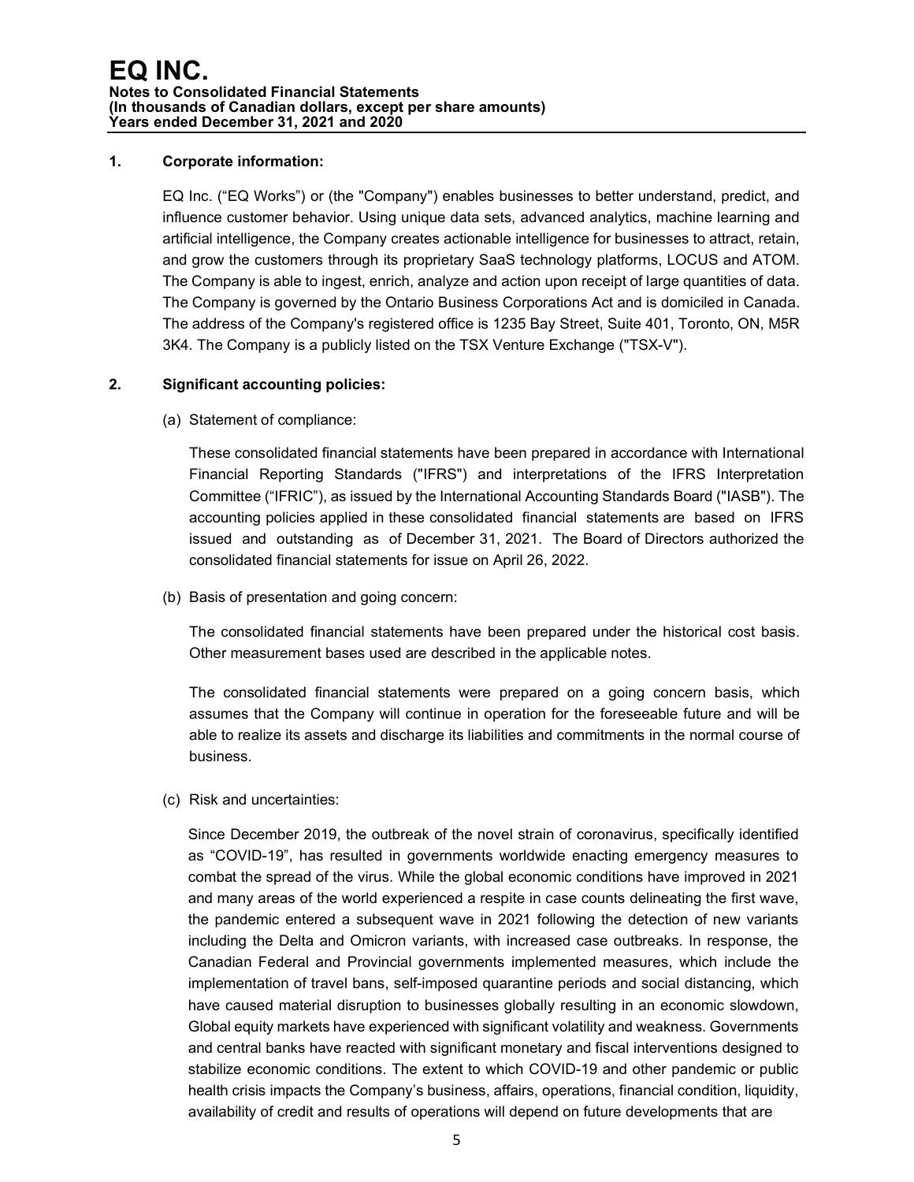# EQ INC.

**Notes to Consolidated Financial Statements**
**(In thousands of Canadian dollars, except per share amounts)**
**Years ended December 31, 2021 and 2020**

## 1. Corporate information:

EQ Inc. ("EQ Works") or (the "Company") enables businesses to better understand, predict, and influence customer behavior. Using unique data sets, advanced analytics, machine learning and artificial intelligence, the Company creates actionable intelligence for businesses to attract, retain, and grow the customers through its proprietary SaaS technology platforms, LOCUS and ATOM. The Company is able to ingest, enrich, analyze and action upon receipt of large quantities of data. The Company is governed by the Ontario Business Corporations Act and is domiciled in Canada. The address of the Company's registered office is 1235 Bay Street, Suite 401, Toronto, ON, M5R 3K4. The Company is a publicly listed on the TSX Venture Exchange ("TSX-V").

## 2. Significant accounting policies:

(a) Statement of compliance:

These consolidated financial statements have been prepared in accordance with International Financial Reporting Standards ("IFRS") and interpretations of the IFRS Interpretation Committee ("IFRIC"), as issued by the International Accounting Standards Board ("IASB"). The accounting policies applied in these consolidated financial statements are based on IFRS issued and outstanding as of December 31, 2021. The Board of Directors authorized the consolidated financial statements for issue on April 26, 2022.

(b) Basis of presentation and going concern:

The consolidated financial statements have been prepared under the historical cost basis. Other measurement bases used are described in the applicable notes.

The consolidated financial statements were prepared on a going concern basis, which assumes that the Company will continue in operation for the foreseeable future and will be able to realize its assets and discharge its liabilities and commitments in the normal course of business.

(c) Risk and uncertainties:

Since December 2019, the outbreak of the novel strain of coronavirus, specifically identified as "COVID-19", has resulted in governments worldwide enacting emergency measures to combat the spread of the virus. While the global economic conditions have improved in 2021 and many areas of the world experienced a respite in case counts delineating the first wave, the pandemic entered a subsequent wave in 2021 following the detection of new variants including the Delta and Omicron variants, with increased case outbreaks. In response, the Canadian Federal and Provincial governments implemented measures, which include the implementation of travel bans, self-imposed quarantine periods and social distancing, which have caused material disruption to businesses globally resulting in an economic slowdown, Global equity markets have experienced with significant volatility and weakness. Governments and central banks have reacted with significant monetary and fiscal interventions designed to stabilize economic conditions. The extent to which COVID-19 and other pandemic or public health crisis impacts the Company's business, affairs, operations, financial condition, liquidity, availability of credit and results of operations will depend on future developments that are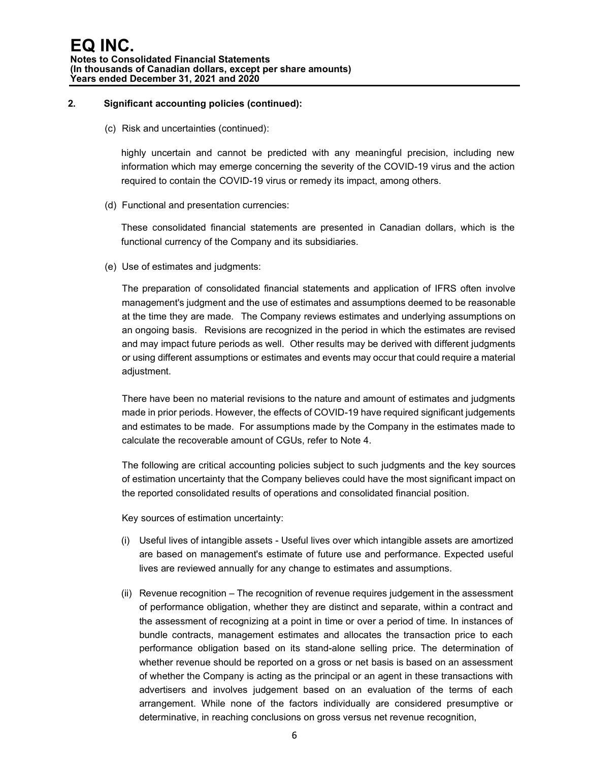## 2. Significant accounting policies (continued):

(c) Risk and uncertainties (continued):

highly uncertain and cannot be predicted with any meaningful precision, including new information which may emerge concerning the severity of the COVID-19 virus and the action required to contain the COVID-19 virus or remedy its impact, among others.

(d) Functional and presentation currencies:

These consolidated financial statements are presented in Canadian dollars, which is the functional currency of the Company and its subsidiaries.

(e) Use of estimates and judgments:

The preparation of consolidated financial statements and application of IFRS often involve management's judgment and the use of estimates and assumptions deemed to be reasonable at the time they are made. The Company reviews estimates and underlying assumptions on an ongoing basis. Revisions are recognized in the period in which the estimates are revised and may impact future periods as well. Other results may be derived with different judgments or using different assumptions or estimates and events may occur that could require a material adjustment.

There have been no material revisions to the nature and amount of estimates and judgments made in prior periods. However, the effects of COVID-19 have required significant judgements and estimates to be made. For assumptions made by the Company in the estimates made to calculate the recoverable amount of CGUs, refer to Note 4.

The following are critical accounting policies subject to such judgments and the key sources of estimation uncertainty that the Company believes could have the most significant impact on the reported consolidated results of operations and consolidated financial position.

Key sources of estimation uncertainty:

(i) Useful lives of intangible assets - Useful lives over which intangible assets are amortized are based on management's estimate of future use and performance. Expected useful lives are reviewed annually for any change to estimates and assumptions.

(ii) Revenue recognition – The recognition of revenue requires judgement in the assessment of performance obligation, whether they are distinct and separate, within a contract and the assessment of recognizing at a point in time or over a period of time. In instances of bundle contracts, management estimates and allocates the transaction price to each performance obligation based on its stand-alone selling price. The determination of whether revenue should be reported on a gross or net basis is based on an assessment of whether the Company is acting as the principal or an agent in these transactions with advertisers and involves judgement based on an evaluation of the terms of each arrangement. While none of the factors individually are considered presumptive or determinative, in reaching conclusions on gross versus net revenue recognition,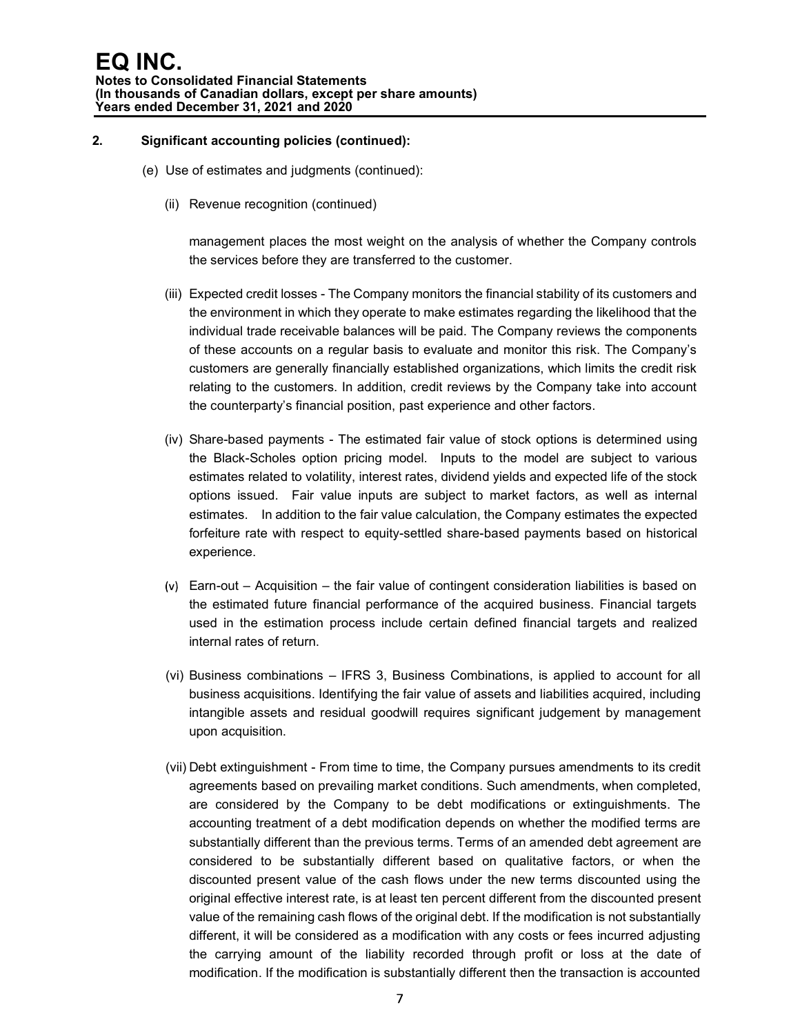## 2. Significant accounting policies (continued):

(e) Use of estimates and judgments (continued):

(ii) Revenue recognition (continued)

management places the most weight on the analysis of whether the Company controls the services before they are transferred to the customer.

(iii) Expected credit losses - The Company monitors the financial stability of its customers and the environment in which they operate to make estimates regarding the likelihood that the individual trade receivable balances will be paid. The Company reviews the components of these accounts on a regular basis to evaluate and monitor this risk. The Company's customers are generally financially established organizations, which limits the credit risk relating to the customers. In addition, credit reviews by the Company take into account the counterparty's financial position, past experience and other factors.

(iv) Share-based payments - The estimated fair value of stock options is determined using the Black-Scholes option pricing model. Inputs to the model are subject to various estimates related to volatility, interest rates, dividend yields and expected life of the stock options issued. Fair value inputs are subject to market factors, as well as internal estimates. In addition to the fair value calculation, the Company estimates the expected forfeiture rate with respect to equity-settled share-based payments based on historical experience.

(v) Earn-out – Acquisition – the fair value of contingent consideration liabilities is based on the estimated future financial performance of the acquired business. Financial targets used in the estimation process include certain defined financial targets and realized internal rates of return.

(vi) Business combinations – IFRS 3, Business Combinations, is applied to account for all business acquisitions. Identifying the fair value of assets and liabilities acquired, including intangible assets and residual goodwill requires significant judgement by management upon acquisition.

(vii) Debt extinguishment - From time to time, the Company pursues amendments to its credit agreements based on prevailing market conditions. Such amendments, when completed, are considered by the Company to be debt modifications or extinguishments. The accounting treatment of a debt modification depends on whether the modified terms are substantially different than the previous terms. Terms of an amended debt agreement are considered to be substantially different based on qualitative factors, or when the discounted present value of the cash flows under the new terms discounted using the original effective interest rate, is at least ten percent different from the discounted present value of the remaining cash flows of the original debt. If the modification is not substantially different, it will be considered as a modification with any costs or fees incurred adjusting the carrying amount of the liability recorded through profit or loss at the date of modification. If the modification is substantially different then the transaction is accounted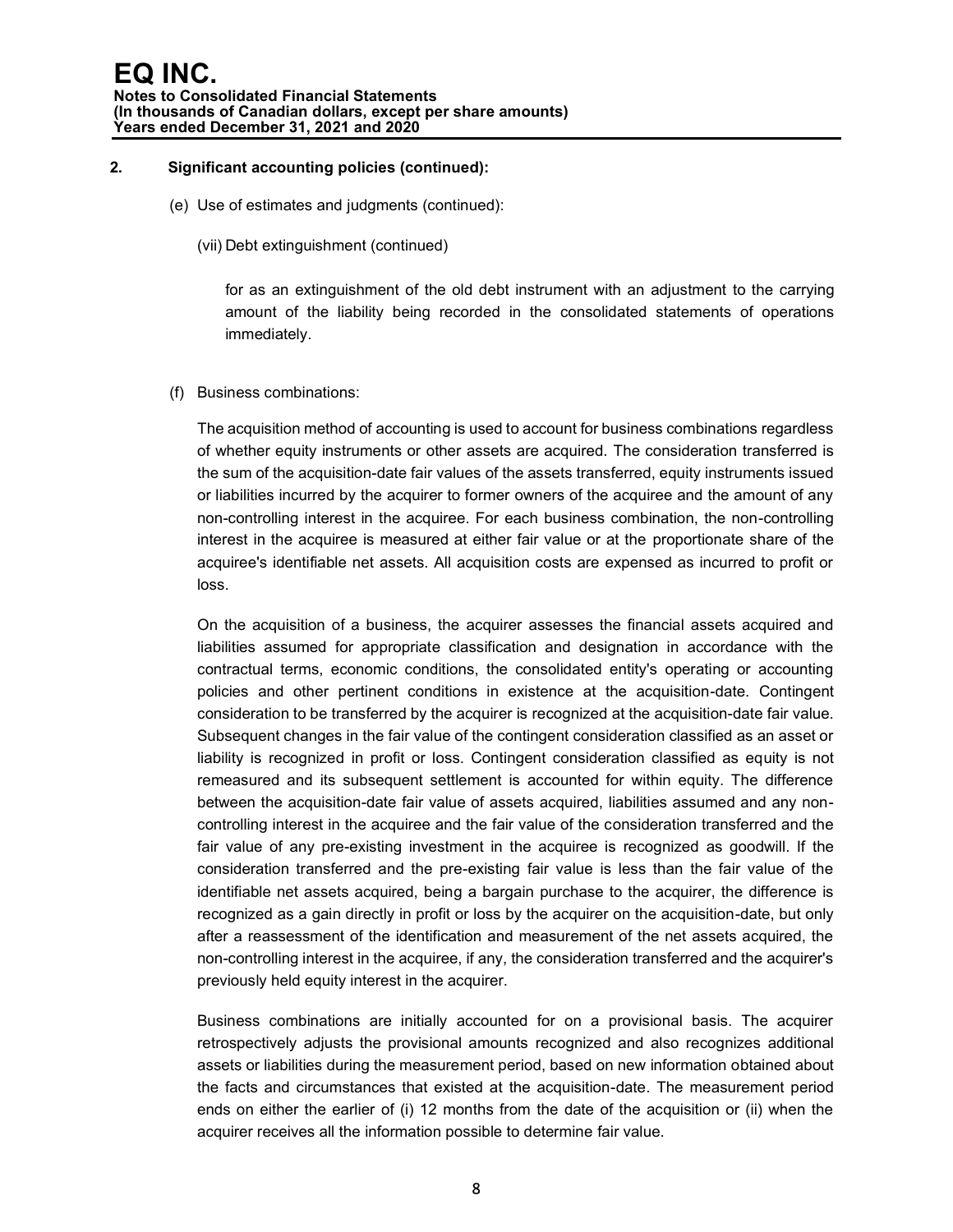## 2. Significant accounting policies (continued):

(e) Use of estimates and judgments (continued):

(vii) Debt extinguishment (continued)

for as an extinguishment of the old debt instrument with an adjustment to the carrying amount of the liability being recorded in the consolidated statements of operations immediately.

(f) Business combinations:

The acquisition method of accounting is used to account for business combinations regardless of whether equity instruments or other assets are acquired. The consideration transferred is the sum of the acquisition-date fair values of the assets transferred, equity instruments issued or liabilities incurred by the acquirer to former owners of the acquiree and the amount of any non-controlling interest in the acquiree. For each business combination, the non-controlling interest in the acquiree is measured at either fair value or at the proportionate share of the acquiree's identifiable net assets. All acquisition costs are expensed as incurred to profit or loss.

On the acquisition of a business, the acquirer assesses the financial assets acquired and liabilities assumed for appropriate classification and designation in accordance with the contractual terms, economic conditions, the consolidated entity's operating or accounting policies and other pertinent conditions in existence at the acquisition-date. Contingent consideration to be transferred by the acquirer is recognized at the acquisition-date fair value. Subsequent changes in the fair value of the contingent consideration classified as an asset or liability is recognized in profit or loss. Contingent consideration classified as equity is not remeasured and its subsequent settlement is accounted for within equity. The difference between the acquisition-date fair value of assets acquired, liabilities assumed and any non-controlling interest in the acquiree and the fair value of the consideration transferred and the fair value of any pre-existing investment in the acquiree is recognized as goodwill. If the consideration transferred and the pre-existing fair value is less than the fair value of the identifiable net assets acquired, being a bargain purchase to the acquirer, the difference is recognized as a gain directly in profit or loss by the acquirer on the acquisition-date, but only after a reassessment of the identification and measurement of the net assets acquired, the non-controlling interest in the acquiree, if any, the consideration transferred and the acquirer's previously held equity interest in the acquirer.

Business combinations are initially accounted for on a provisional basis. The acquirer retrospectively adjusts the provisional amounts recognized and also recognizes additional assets or liabilities during the measurement period, based on new information obtained about the facts and circumstances that existed at the acquisition-date. The measurement period ends on either the earlier of (i) 12 months from the date of the acquisition or (ii) when the acquirer receives all the information possible to determine fair value.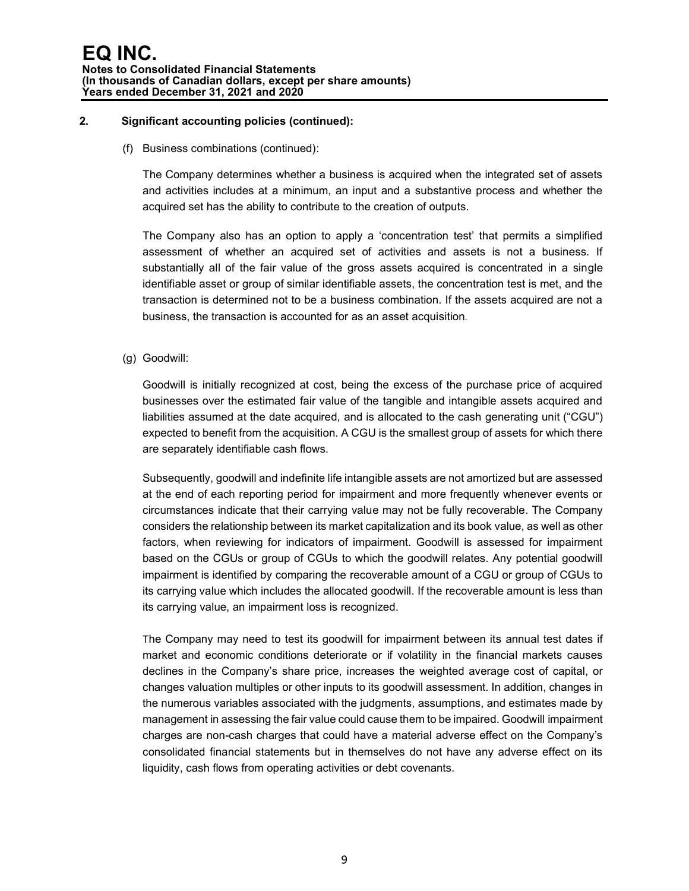## 2. Significant accounting policies (continued):

(f) Business combinations (continued):

The Company determines whether a business is acquired when the integrated set of assets and activities includes at a minimum, an input and a substantive process and whether the acquired set has the ability to contribute to the creation of outputs.

The Company also has an option to apply a 'concentration test' that permits a simplified assessment of whether an acquired set of activities and assets is not a business. If substantially all of the fair value of the gross assets acquired is concentrated in a single identifiable asset or group of similar identifiable assets, the concentration test is met, and the transaction is determined not to be a business combination. If the assets acquired are not a business, the transaction is accounted for as an asset acquisition.

(g) Goodwill:

Goodwill is initially recognized at cost, being the excess of the purchase price of acquired businesses over the estimated fair value of the tangible and intangible assets acquired and liabilities assumed at the date acquired, and is allocated to the cash generating unit ("CGU") expected to benefit from the acquisition. A CGU is the smallest group of assets for which there are separately identifiable cash flows.

Subsequently, goodwill and indefinite life intangible assets are not amortized but are assessed at the end of each reporting period for impairment and more frequently whenever events or circumstances indicate that their carrying value may not be fully recoverable. The Company considers the relationship between its market capitalization and its book value, as well as other factors, when reviewing for indicators of impairment. Goodwill is assessed for impairment based on the CGUs or group of CGUs to which the goodwill relates. Any potential goodwill impairment is identified by comparing the recoverable amount of a CGU or group of CGUs to its carrying value which includes the allocated goodwill. If the recoverable amount is less than its carrying value, an impairment loss is recognized.

The Company may need to test its goodwill for impairment between its annual test dates if market and economic conditions deteriorate or if volatility in the financial markets causes declines in the Company's share price, increases the weighted average cost of capital, or changes valuation multiples or other inputs to its goodwill assessment. In addition, changes in the numerous variables associated with the judgments, assumptions, and estimates made by management in assessing the fair value could cause them to be impaired. Goodwill impairment charges are non-cash charges that could have a material adverse effect on the Company's consolidated financial statements but in themselves do not have any adverse effect on its liquidity, cash flows from operating activities or debt covenants.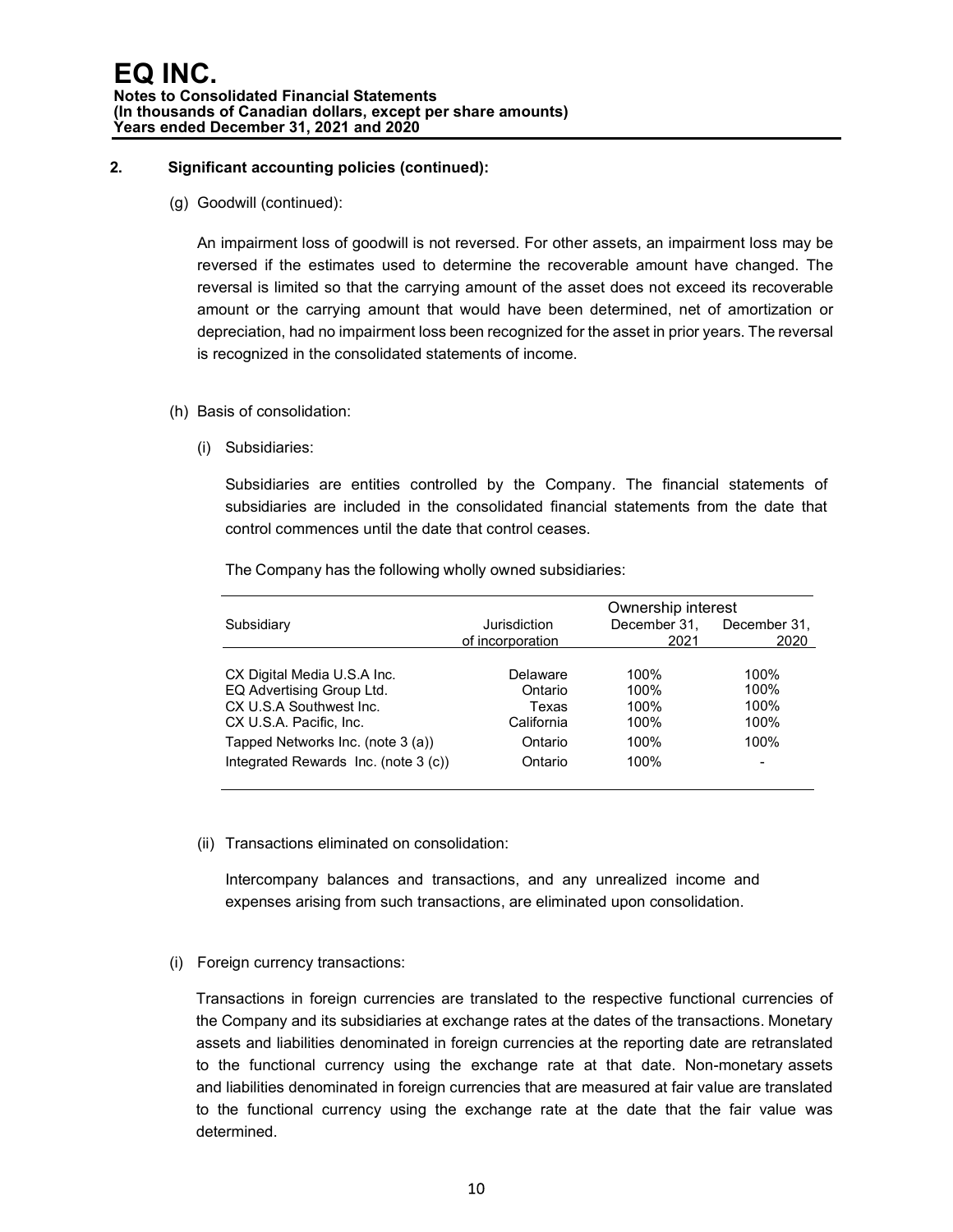## 2. Significant accounting policies (continued):

(g) Goodwill (continued):

An impairment loss of goodwill is not reversed. For other assets, an impairment loss may be reversed if the estimates used to determine the recoverable amount have changed. The reversal is limited so that the carrying amount of the asset does not exceed its recoverable amount or the carrying amount that would have been determined, net of amortization or depreciation, had no impairment loss been recognized for the asset in prior years. The reversal is recognized in the consolidated statements of income.

(h) Basis of consolidation:

(i) Subsidiaries:

Subsidiaries are entities controlled by the Company. The financial statements of subsidiaries are included in the consolidated financial statements from the date that control commences until the date that control ceases.

The Company has the following wholly owned subsidiaries:

| Subsidiary | Jurisdiction of incorporation | Ownership interest December 31, 2021 | December 31, 2020 |
|---|---|---|---|
| CX Digital Media U.S.A Inc. | Delaware | 100% | 100% |
| EQ Advertising Group Ltd. | Ontario | 100% | 100% |
| CX U.S.A Southwest Inc. | Texas | 100% | 100% |
| CX U.S.A. Pacific, Inc. | California | 100% | 100% |
| Tapped Networks Inc. (note 3 (a)) | Ontario | 100% | 100% |
| Integrated Rewards Inc. (note 3 (c)) | Ontario | 100% | - |

(ii) Transactions eliminated on consolidation:

Intercompany balances and transactions, and any unrealized income and expenses arising from such transactions, are eliminated upon consolidation.

(i) Foreign currency transactions:

Transactions in foreign currencies are translated to the respective functional currencies of the Company and its subsidiaries at exchange rates at the dates of the transactions. Monetary assets and liabilities denominated in foreign currencies at the reporting date are retranslated to the functional currency using the exchange rate at that date. Non-monetary assets and liabilities denominated in foreign currencies that are measured at fair value are translated to the functional currency using the exchange rate at the date that the fair value was determined.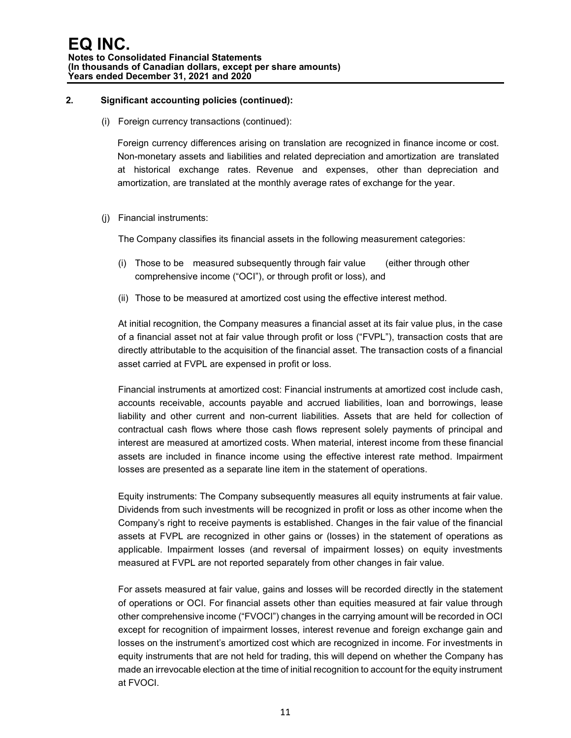## 2. Significant accounting policies (continued):

(i) Foreign currency transactions (continued):

Foreign currency differences arising on translation are recognized in finance income or cost. Non-monetary assets and liabilities and related depreciation and amortization are translated at historical exchange rates. Revenue and expenses, other than depreciation and amortization, are translated at the monthly average rates of exchange for the year.

(j) Financial instruments:

The Company classifies its financial assets in the following measurement categories:

(i) Those to be measured subsequently through fair value (either through other comprehensive income ("OCI"), or through profit or loss), and

(ii) Those to be measured at amortized cost using the effective interest method.

At initial recognition, the Company measures a financial asset at its fair value plus, in the case of a financial asset not at fair value through profit or loss ("FVPL"), transaction costs that are directly attributable to the acquisition of the financial asset. The transaction costs of a financial asset carried at FVPL are expensed in profit or loss.

Financial instruments at amortized cost: Financial instruments at amortized cost include cash, accounts receivable, accounts payable and accrued liabilities, loan and borrowings, lease liability and other current and non-current liabilities. Assets that are held for collection of contractual cash flows where those cash flows represent solely payments of principal and interest are measured at amortized costs. When material, interest income from these financial assets are included in finance income using the effective interest rate method. Impairment losses are presented as a separate line item in the statement of operations.

Equity instruments: The Company subsequently measures all equity instruments at fair value. Dividends from such investments will be recognized in profit or loss as other income when the Company's right to receive payments is established. Changes in the fair value of the financial assets at FVPL are recognized in other gains or (losses) in the statement of operations as applicable. Impairment losses (and reversal of impairment losses) on equity investments measured at FVPL are not reported separately from other changes in fair value.

For assets measured at fair value, gains and losses will be recorded directly in the statement of operations or OCI. For financial assets other than equities measured at fair value through other comprehensive income ("FVOCI") changes in the carrying amount will be recorded in OCI except for recognition of impairment losses, interest revenue and foreign exchange gain and losses on the instrument's amortized cost which are recognized in income. For investments in equity instruments that are not held for trading, this will depend on whether the Company has made an irrevocable election at the time of initial recognition to account for the equity instrument at FVOCI.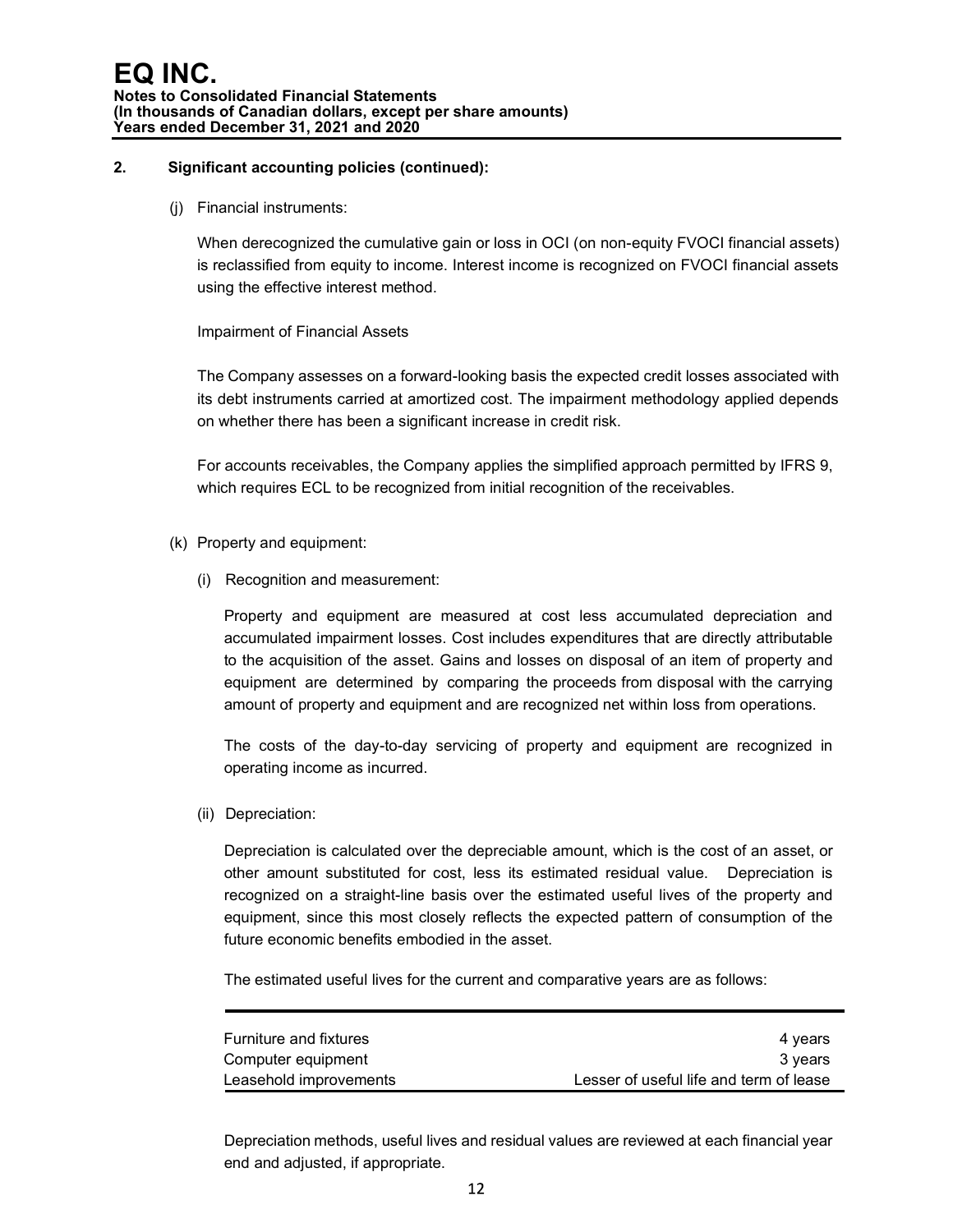## 2. Significant accounting policies (continued):

(j) Financial instruments:

When derecognized the cumulative gain or loss in OCI (on non-equity FVOCI financial assets) is reclassified from equity to income. Interest income is recognized on FVOCI financial assets using the effective interest method.

Impairment of Financial Assets

The Company assesses on a forward-looking basis the expected credit losses associated with its debt instruments carried at amortized cost. The impairment methodology applied depends on whether there has been a significant increase in credit risk.

For accounts receivables, the Company applies the simplified approach permitted by IFRS 9, which requires ECL to be recognized from initial recognition of the receivables.

(k) Property and equipment:

(i) Recognition and measurement:

Property and equipment are measured at cost less accumulated depreciation and accumulated impairment losses. Cost includes expenditures that are directly attributable to the acquisition of the asset. Gains and losses on disposal of an item of property and equipment are determined by comparing the proceeds from disposal with the carrying amount of property and equipment and are recognized net within loss from operations.

The costs of the day-to-day servicing of property and equipment are recognized in operating income as incurred.

(ii) Depreciation:

Depreciation is calculated over the depreciable amount, which is the cost of an asset, or other amount substituted for cost, less its estimated residual value. Depreciation is recognized on a straight-line basis over the estimated useful lives of the property and equipment, since this most closely reflects the expected pattern of consumption of the future economic benefits embodied in the asset.

The estimated useful lives for the current and comparative years are as follows:

| | |
|---|---|
| Furniture and fixtures | 4 years |
| Computer equipment | 3 years |
| Leasehold improvements | Lesser of useful life and term of lease |

Depreciation methods, useful lives and residual values are reviewed at each financial year end and adjusted, if appropriate.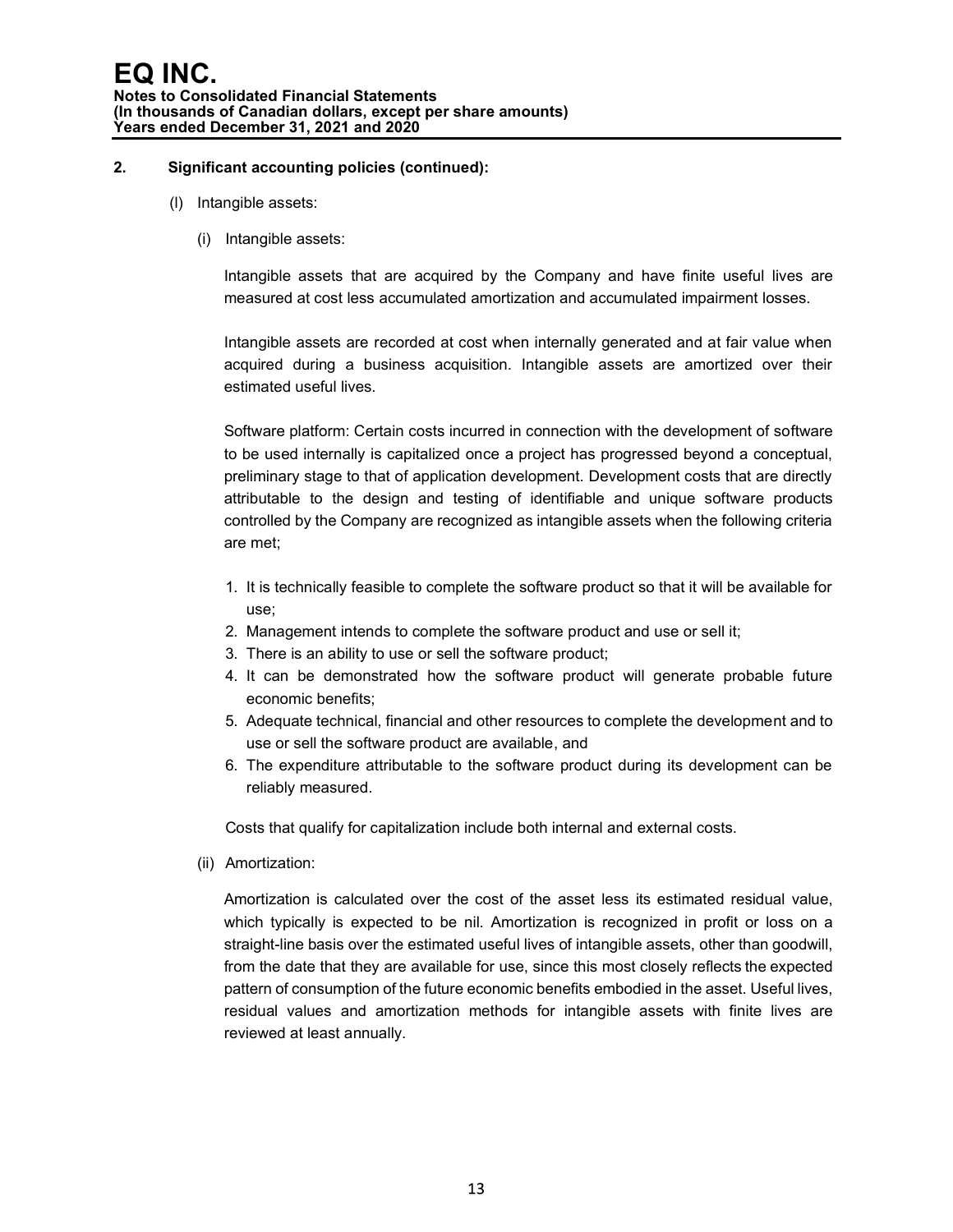## 2. Significant accounting policies (continued):

(l) Intangible assets:

(i) Intangible assets:

Intangible assets that are acquired by the Company and have finite useful lives are measured at cost less accumulated amortization and accumulated impairment losses.

Intangible assets are recorded at cost when internally generated and at fair value when acquired during a business acquisition. Intangible assets are amortized over their estimated useful lives.

Software platform: Certain costs incurred in connection with the development of software to be used internally is capitalized once a project has progressed beyond a conceptual, preliminary stage to that of application development. Development costs that are directly attributable to the design and testing of identifiable and unique software products controlled by the Company are recognized as intangible assets when the following criteria are met;

1. It is technically feasible to complete the software product so that it will be available for use;
2. Management intends to complete the software product and use or sell it;
3. There is an ability to use or sell the software product;
4. It can be demonstrated how the software product will generate probable future economic benefits;
5. Adequate technical, financial and other resources to complete the development and to use or sell the software product are available, and
6. The expenditure attributable to the software product during its development can be reliably measured.

Costs that qualify for capitalization include both internal and external costs.

(ii) Amortization:

Amortization is calculated over the cost of the asset less its estimated residual value, which typically is expected to be nil. Amortization is recognized in profit or loss on a straight-line basis over the estimated useful lives of intangible assets, other than goodwill, from the date that they are available for use, since this most closely reflects the expected pattern of consumption of the future economic benefits embodied in the asset. Useful lives, residual values and amortization methods for intangible assets with finite lives are reviewed at least annually.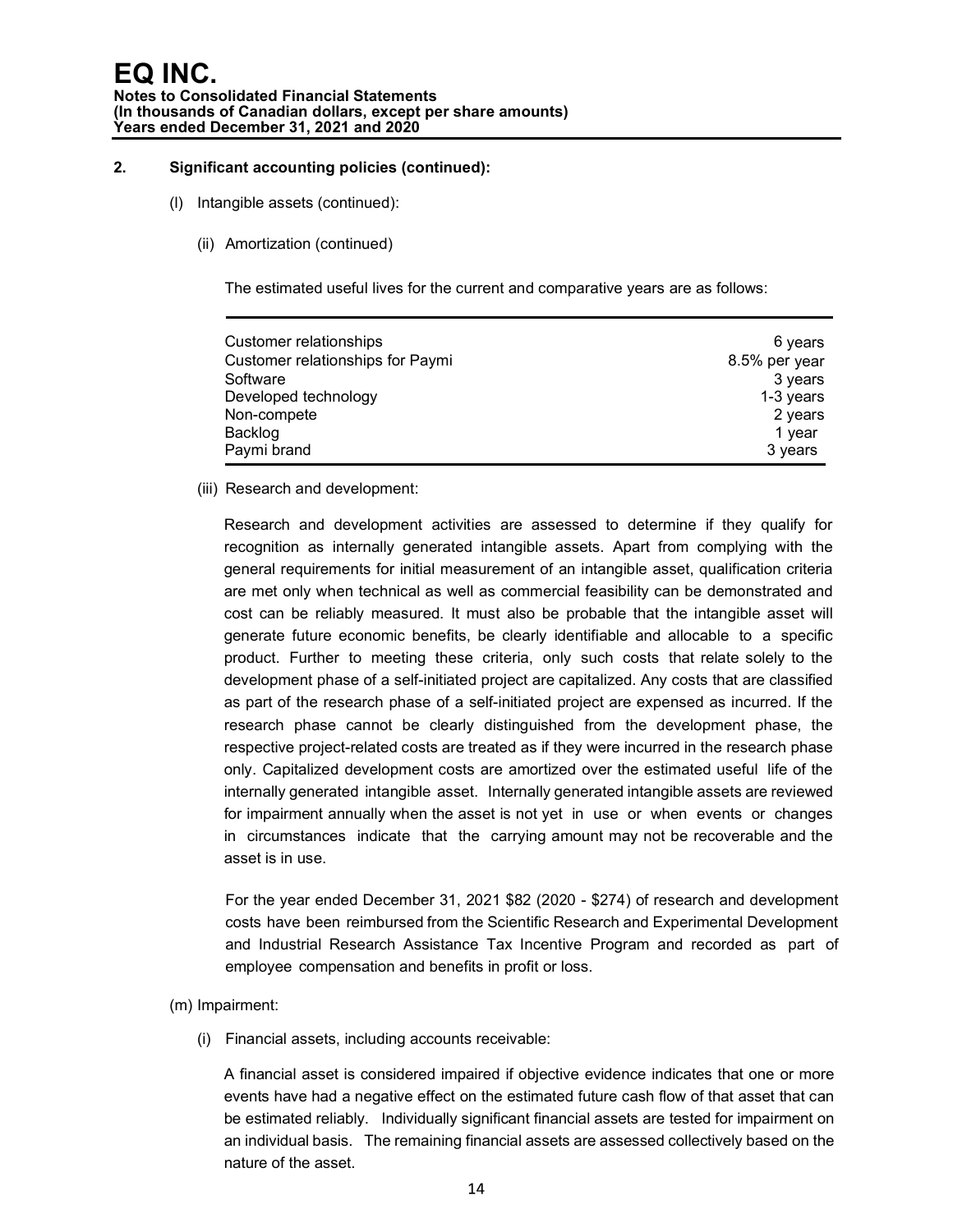## 2. Significant accounting policies (continued):

(l) Intangible assets (continued):

(ii) Amortization (continued)

The estimated useful lives for the current and comparative years are as follows:

| | |
|---|---|
| Customer relationships | 6 years |
| Customer relationships for Paymi | 8.5% per year |
| Software | 3 years |
| Developed technology | 1-3 years |
| Non-compete | 2 years |
| Backlog | 1 year |
| Paymi brand | 3 years |

(iii) Research and development:

Research and development activities are assessed to determine if they qualify for recognition as internally generated intangible assets. Apart from complying with the general requirements for initial measurement of an intangible asset, qualification criteria are met only when technical as well as commercial feasibility can be demonstrated and cost can be reliably measured. It must also be probable that the intangible asset will generate future economic benefits, be clearly identifiable and allocable to a specific product. Further to meeting these criteria, only such costs that relate solely to the development phase of a self-initiated project are capitalized. Any costs that are classified as part of the research phase of a self-initiated project are expensed as incurred. If the research phase cannot be clearly distinguished from the development phase, the respective project-related costs are treated as if they were incurred in the research phase only. Capitalized development costs are amortized over the estimated useful life of the internally generated intangible asset. Internally generated intangible assets are reviewed for impairment annually when the asset is not yet in use or when events or changes in circumstances indicate that the carrying amount may not be recoverable and the asset is in use.

For the year ended December 31, 2021 $82 (2020 - $274) of research and development costs have been reimbursed from the Scientific Research and Experimental Development and Industrial Research Assistance Tax Incentive Program and recorded as part of employee compensation and benefits in profit or loss.

(m) Impairment:

(i) Financial assets, including accounts receivable:

A financial asset is considered impaired if objective evidence indicates that one or more events have had a negative effect on the estimated future cash flow of that asset that can be estimated reliably. Individually significant financial assets are tested for impairment on an individual basis. The remaining financial assets are assessed collectively based on the nature of the asset.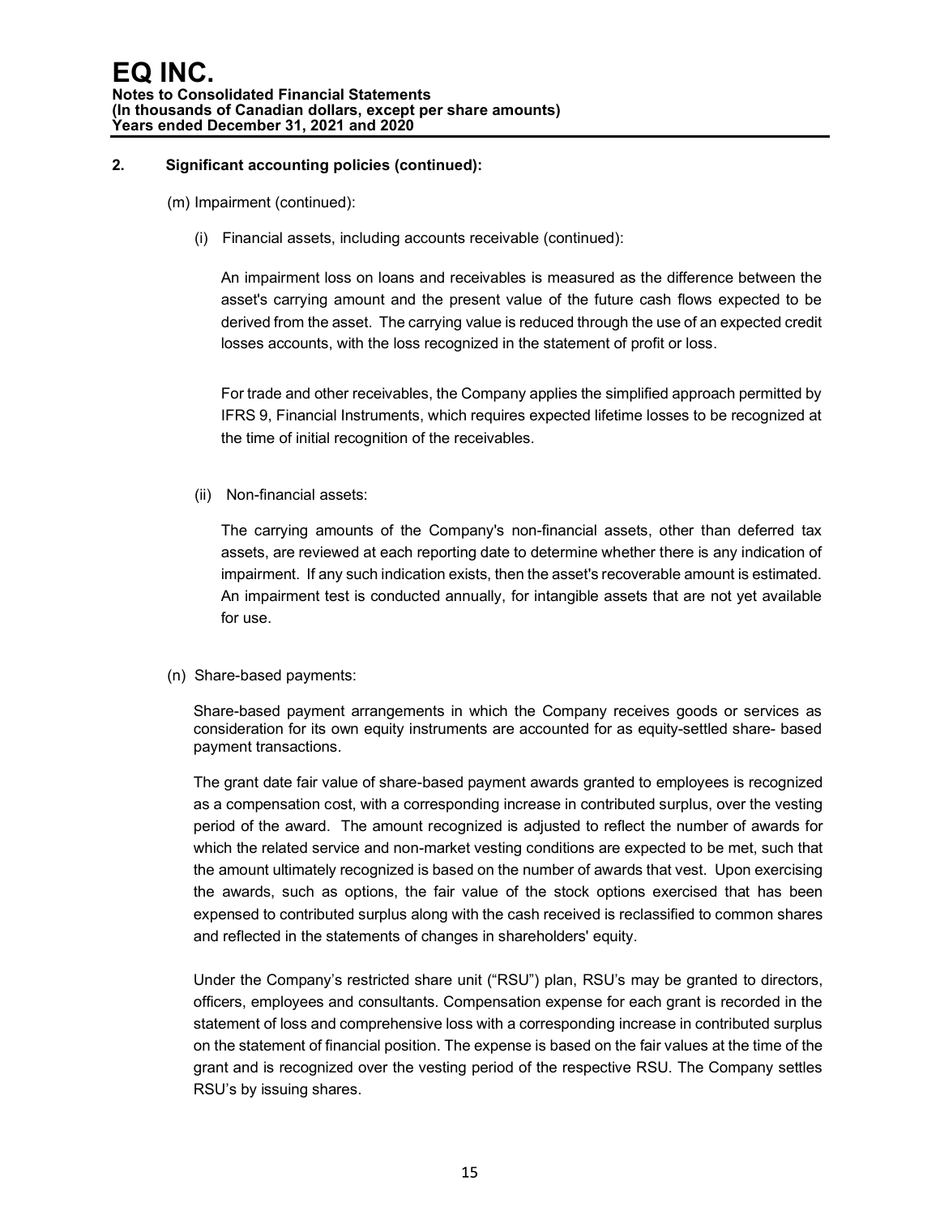## 2. Significant accounting policies (continued):

(m) Impairment (continued):

(i) Financial assets, including accounts receivable (continued):

An impairment loss on loans and receivables is measured as the difference between the asset's carrying amount and the present value of the future cash flows expected to be derived from the asset. The carrying value is reduced through the use of an expected credit losses accounts, with the loss recognized in the statement of profit or loss.

For trade and other receivables, the Company applies the simplified approach permitted by IFRS 9, Financial Instruments, which requires expected lifetime losses to be recognized at the time of initial recognition of the receivables.

(ii) Non-financial assets:

The carrying amounts of the Company's non-financial assets, other than deferred tax assets, are reviewed at each reporting date to determine whether there is any indication of impairment. If any such indication exists, then the asset's recoverable amount is estimated. An impairment test is conducted annually, for intangible assets that are not yet available for use.

(n) Share-based payments:

Share-based payment arrangements in which the Company receives goods or services as consideration for its own equity instruments are accounted for as equity-settled share- based payment transactions.

The grant date fair value of share-based payment awards granted to employees is recognized as a compensation cost, with a corresponding increase in contributed surplus, over the vesting period of the award. The amount recognized is adjusted to reflect the number of awards for which the related service and non-market vesting conditions are expected to be met, such that the amount ultimately recognized is based on the number of awards that vest. Upon exercising the awards, such as options, the fair value of the stock options exercised that has been expensed to contributed surplus along with the cash received is reclassified to common shares and reflected in the statements of changes in shareholders' equity.

Under the Company's restricted share unit ("RSU") plan, RSU's may be granted to directors, officers, employees and consultants. Compensation expense for each grant is recorded in the statement of loss and comprehensive loss with a corresponding increase in contributed surplus on the statement of financial position. The expense is based on the fair values at the time of the grant and is recognized over the vesting period of the respective RSU. The Company settles RSU's by issuing shares.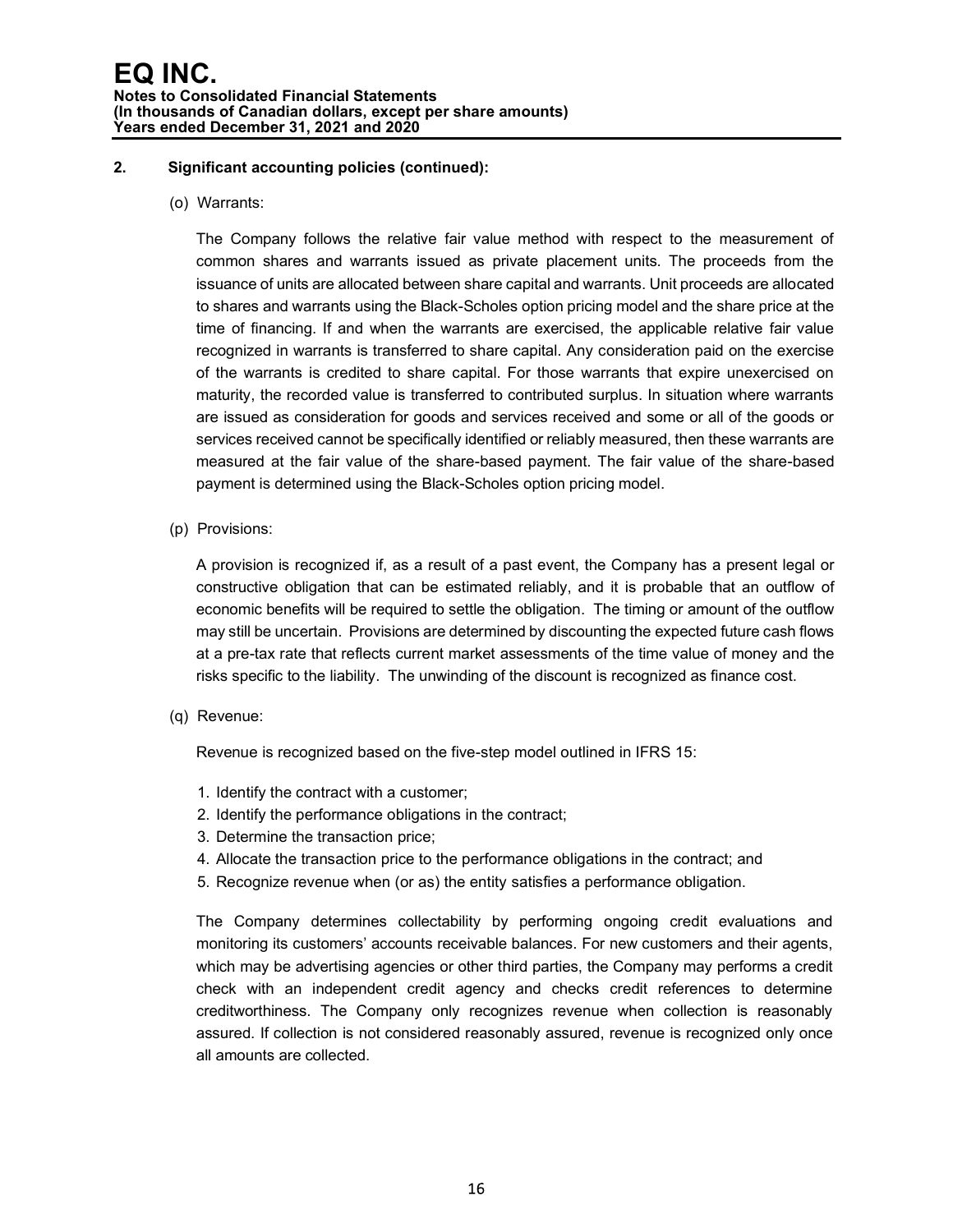## 2. Significant accounting policies (continued):

(o) Warrants:

The Company follows the relative fair value method with respect to the measurement of common shares and warrants issued as private placement units. The proceeds from the issuance of units are allocated between share capital and warrants. Unit proceeds are allocated to shares and warrants using the Black-Scholes option pricing model and the share price at the time of financing. If and when the warrants are exercised, the applicable relative fair value recognized in warrants is transferred to share capital. Any consideration paid on the exercise of the warrants is credited to share capital. For those warrants that expire unexercised on maturity, the recorded value is transferred to contributed surplus. In situation where warrants are issued as consideration for goods and services received and some or all of the goods or services received cannot be specifically identified or reliably measured, then these warrants are measured at the fair value of the share-based payment. The fair value of the share-based payment is determined using the Black-Scholes option pricing model.

(p) Provisions:

A provision is recognized if, as a result of a past event, the Company has a present legal or constructive obligation that can be estimated reliably, and it is probable that an outflow of economic benefits will be required to settle the obligation. The timing or amount of the outflow may still be uncertain. Provisions are determined by discounting the expected future cash flows at a pre-tax rate that reflects current market assessments of the time value of money and the risks specific to the liability. The unwinding of the discount is recognized as finance cost.

(q) Revenue:

Revenue is recognized based on the five-step model outlined in IFRS 15:

1. Identify the contract with a customer;
2. Identify the performance obligations in the contract;
3. Determine the transaction price;
4. Allocate the transaction price to the performance obligations in the contract; and
5. Recognize revenue when (or as) the entity satisfies a performance obligation.

The Company determines collectability by performing ongoing credit evaluations and monitoring its customers' accounts receivable balances. For new customers and their agents, which may be advertising agencies or other third parties, the Company may performs a credit check with an independent credit agency and checks credit references to determine creditworthiness. The Company only recognizes revenue when collection is reasonably assured. If collection is not considered reasonably assured, revenue is recognized only once all amounts are collected.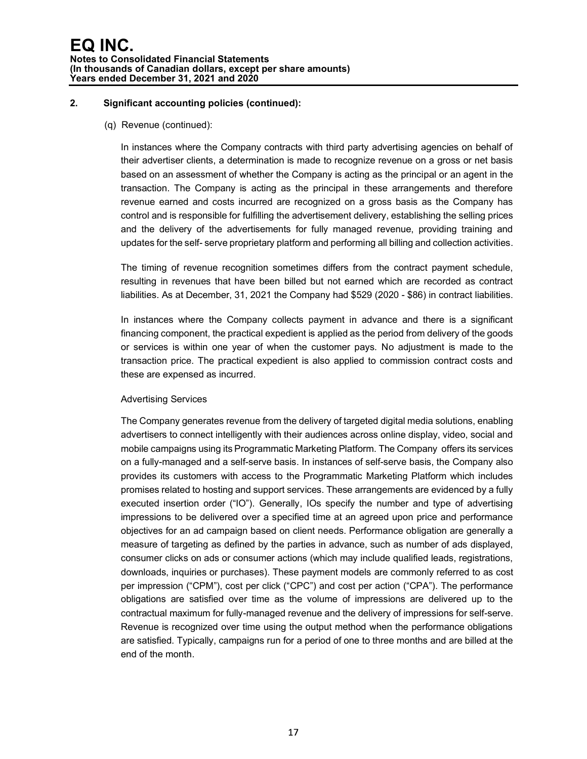## 2. Significant accounting policies (continued):

(q) Revenue (continued):

In instances where the Company contracts with third party advertising agencies on behalf of their advertiser clients, a determination is made to recognize revenue on a gross or net basis based on an assessment of whether the Company is acting as the principal or an agent in the transaction. The Company is acting as the principal in these arrangements and therefore revenue earned and costs incurred are recognized on a gross basis as the Company has control and is responsible for fulfilling the advertisement delivery, establishing the selling prices and the delivery of the advertisements for fully managed revenue, providing training and updates for the self- serve proprietary platform and performing all billing and collection activities.

The timing of revenue recognition sometimes differs from the contract payment schedule, resulting in revenues that have been billed but not earned which are recorded as contract liabilities. As at December, 31, 2021 the Company had $529 (2020 - $86) in contract liabilities.

In instances where the Company collects payment in advance and there is a significant financing component, the practical expedient is applied as the period from delivery of the goods or services is within one year of when the customer pays. No adjustment is made to the transaction price. The practical expedient is also applied to commission contract costs and these are expensed as incurred.

Advertising Services

The Company generates revenue from the delivery of targeted digital media solutions, enabling advertisers to connect intelligently with their audiences across online display, video, social and mobile campaigns using its Programmatic Marketing Platform. The Company offers its services on a fully-managed and a self-serve basis. In instances of self-serve basis, the Company also provides its customers with access to the Programmatic Marketing Platform which includes promises related to hosting and support services. These arrangements are evidenced by a fully executed insertion order ("IO"). Generally, IOs specify the number and type of advertising impressions to be delivered over a specified time at an agreed upon price and performance objectives for an ad campaign based on client needs. Performance obligation are generally a measure of targeting as defined by the parties in advance, such as number of ads displayed, consumer clicks on ads or consumer actions (which may include qualified leads, registrations, downloads, inquiries or purchases). These payment models are commonly referred to as cost per impression ("CPM"), cost per click ("CPC") and cost per action ("CPA"). The performance obligations are satisfied over time as the volume of impressions are delivered up to the contractual maximum for fully-managed revenue and the delivery of impressions for self-serve. Revenue is recognized over time using the output method when the performance obligations are satisfied. Typically, campaigns run for a period of one to three months and are billed at the end of the month.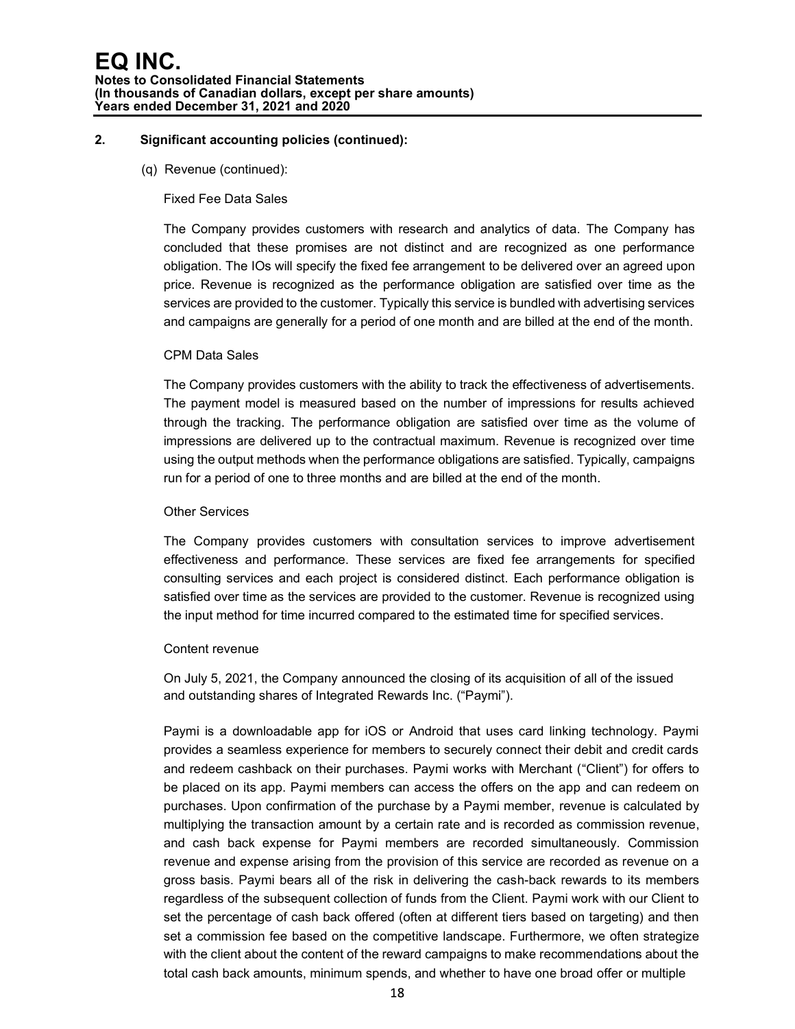## 2. Significant accounting policies (continued):

(q) Revenue (continued):

Fixed Fee Data Sales

The Company provides customers with research and analytics of data. The Company has concluded that these promises are not distinct and are recognized as one performance obligation. The IOs will specify the fixed fee arrangement to be delivered over an agreed upon price. Revenue is recognized as the performance obligation are satisfied over time as the services are provided to the customer. Typically this service is bundled with advertising services and campaigns are generally for a period of one month and are billed at the end of the month.

CPM Data Sales

The Company provides customers with the ability to track the effectiveness of advertisements. The payment model is measured based on the number of impressions for results achieved through the tracking. The performance obligation are satisfied over time as the volume of impressions are delivered up to the contractual maximum. Revenue is recognized over time using the output methods when the performance obligations are satisfied. Typically, campaigns run for a period of one to three months and are billed at the end of the month.

Other Services

The Company provides customers with consultation services to improve advertisement effectiveness and performance. These services are fixed fee arrangements for specified consulting services and each project is considered distinct. Each performance obligation is satisfied over time as the services are provided to the customer. Revenue is recognized using the input method for time incurred compared to the estimated time for specified services.

Content revenue

On July 5, 2021, the Company announced the closing of its acquisition of all of the issued and outstanding shares of Integrated Rewards Inc. ("Paymi").

Paymi is a downloadable app for iOS or Android that uses card linking technology. Paymi provides a seamless experience for members to securely connect their debit and credit cards and redeem cashback on their purchases. Paymi works with Merchant ("Client") for offers to be placed on its app. Paymi members can access the offers on the app and can redeem on purchases. Upon confirmation of the purchase by a Paymi member, revenue is calculated by multiplying the transaction amount by a certain rate and is recorded as commission revenue, and cash back expense for Paymi members are recorded simultaneously. Commission revenue and expense arising from the provision of this service are recorded as revenue on a gross basis. Paymi bears all of the risk in delivering the cash-back rewards to its members regardless of the subsequent collection of funds from the Client. Paymi work with our Client to set the percentage of cash back offered (often at different tiers based on targeting) and then set a commission fee based on the competitive landscape. Furthermore, we often strategize with the client about the content of the reward campaigns to make recommendations about the total cash back amounts, minimum spends, and whether to have one broad offer or multiple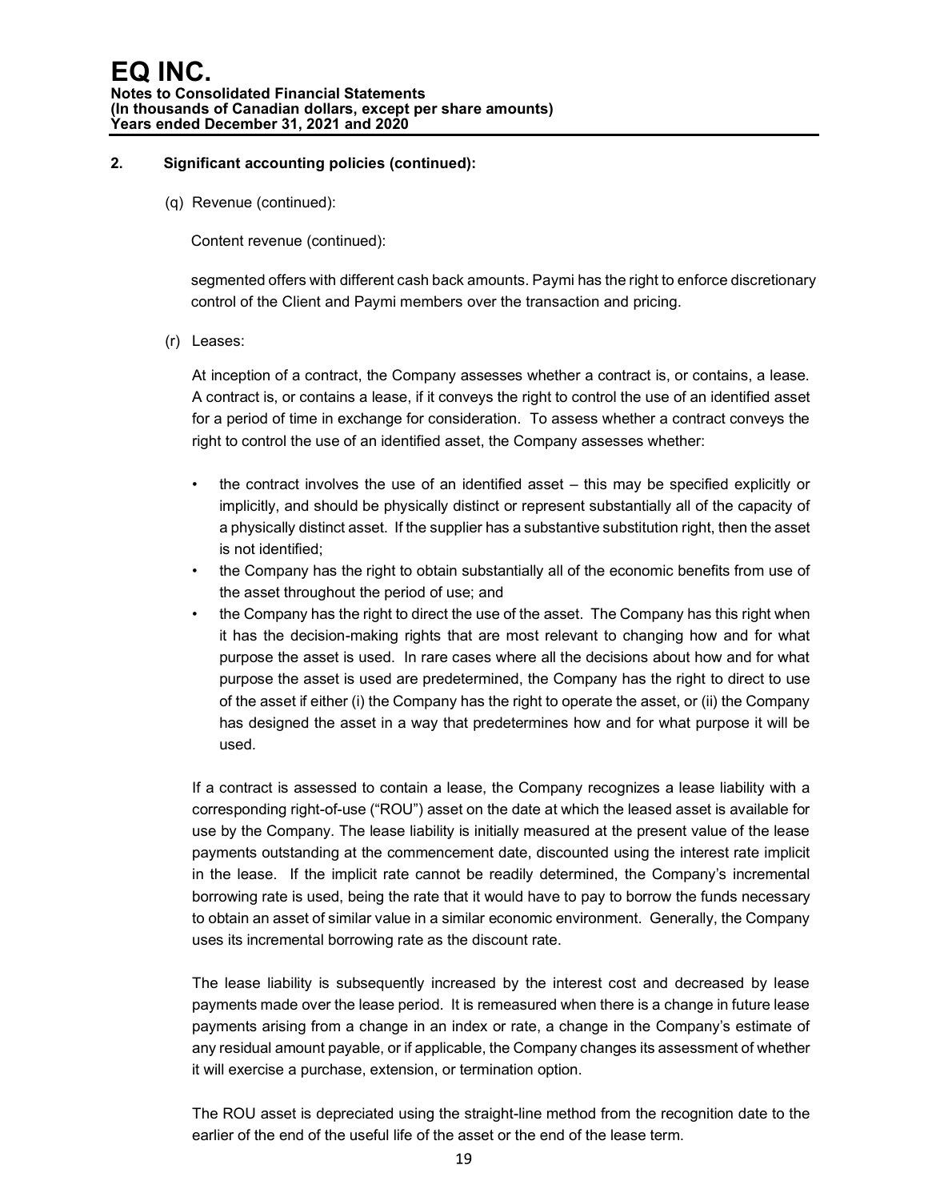## 2. Significant accounting policies (continued):

(q) Revenue (continued):

Content revenue (continued):

segmented offers with different cash back amounts. Paymi has the right to enforce discretionary control of the Client and Paymi members over the transaction and pricing.

(r) Leases:

At inception of a contract, the Company assesses whether a contract is, or contains, a lease. A contract is, or contains a lease, if it conveys the right to control the use of an identified asset for a period of time in exchange for consideration. To assess whether a contract conveys the right to control the use of an identified asset, the Company assesses whether:

- the contract involves the use of an identified asset – this may be specified explicitly or implicitly, and should be physically distinct or represent substantially all of the capacity of a physically distinct asset. If the supplier has a substantive substitution right, then the asset is not identified;
- the Company has the right to obtain substantially all of the economic benefits from use of the asset throughout the period of use; and
- the Company has the right to direct the use of the asset. The Company has this right when it has the decision-making rights that are most relevant to changing how and for what purpose the asset is used. In rare cases where all the decisions about how and for what purpose the asset is used are predetermined, the Company has the right to direct to use of the asset if either (i) the Company has the right to operate the asset, or (ii) the Company has designed the asset in a way that predetermines how and for what purpose it will be used.

If a contract is assessed to contain a lease, the Company recognizes a lease liability with a corresponding right-of-use ("ROU") asset on the date at which the leased asset is available for use by the Company. The lease liability is initially measured at the present value of the lease payments outstanding at the commencement date, discounted using the interest rate implicit in the lease. If the implicit rate cannot be readily determined, the Company's incremental borrowing rate is used, being the rate that it would have to pay to borrow the funds necessary to obtain an asset of similar value in a similar economic environment. Generally, the Company uses its incremental borrowing rate as the discount rate.

The lease liability is subsequently increased by the interest cost and decreased by lease payments made over the lease period. It is remeasured when there is a change in future lease payments arising from a change in an index or rate, a change in the Company's estimate of any residual amount payable, or if applicable, the Company changes its assessment of whether it will exercise a purchase, extension, or termination option.

The ROU asset is depreciated using the straight-line method from the recognition date to the earlier of the end of the useful life of the asset or the end of the lease term.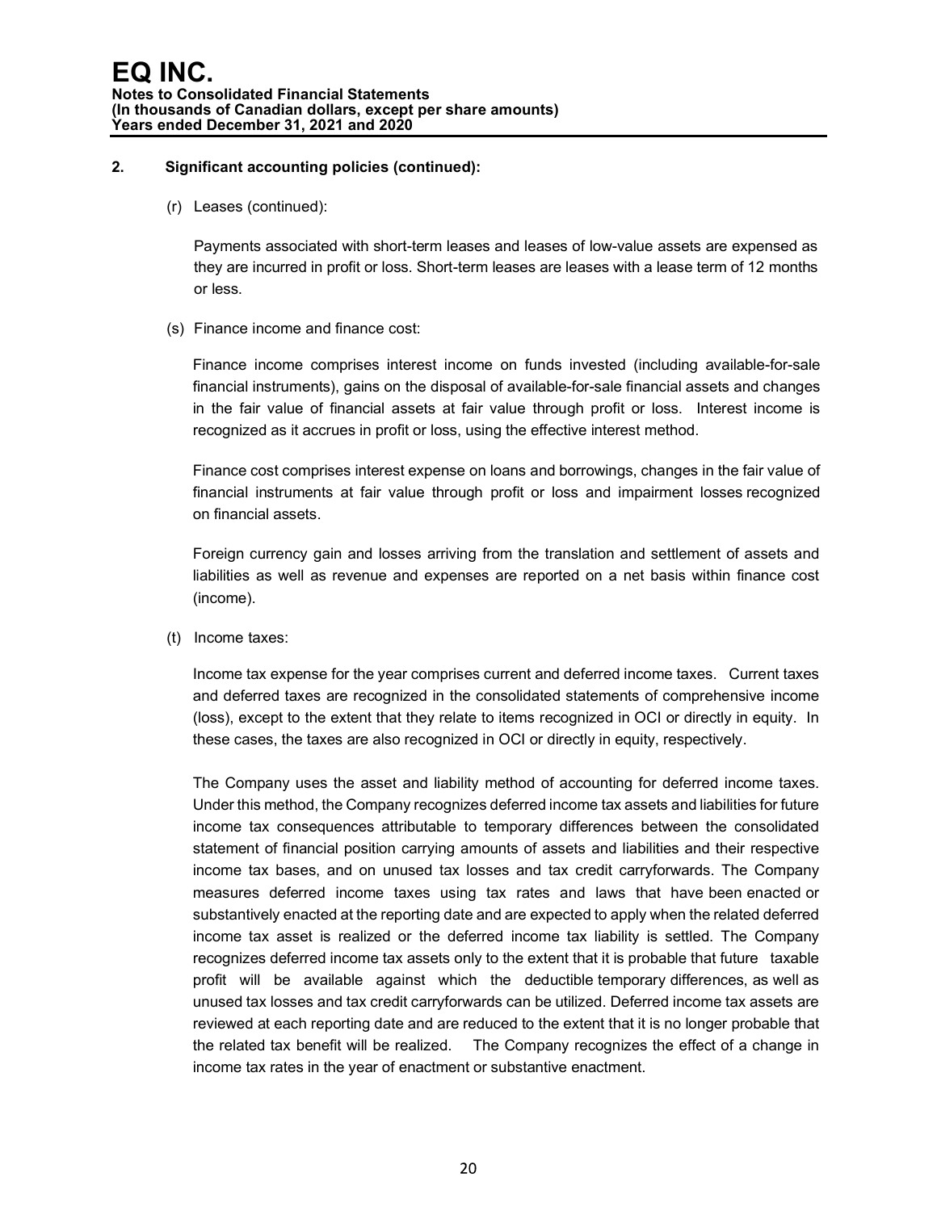## 2. Significant accounting policies (continued):

(r) Leases (continued):

Payments associated with short-term leases and leases of low-value assets are expensed as they are incurred in profit or loss. Short-term leases are leases with a lease term of 12 months or less.

(s) Finance income and finance cost:

Finance income comprises interest income on funds invested (including available-for-sale financial instruments), gains on the disposal of available-for-sale financial assets and changes in the fair value of financial assets at fair value through profit or loss. Interest income is recognized as it accrues in profit or loss, using the effective interest method.

Finance cost comprises interest expense on loans and borrowings, changes in the fair value of financial instruments at fair value through profit or loss and impairment losses recognized on financial assets.

Foreign currency gain and losses arriving from the translation and settlement of assets and liabilities as well as revenue and expenses are reported on a net basis within finance cost (income).

(t) Income taxes:

Income tax expense for the year comprises current and deferred income taxes. Current taxes and deferred taxes are recognized in the consolidated statements of comprehensive income (loss), except to the extent that they relate to items recognized in OCI or directly in equity. In these cases, the taxes are also recognized in OCI or directly in equity, respectively.

The Company uses the asset and liability method of accounting for deferred income taxes. Under this method, the Company recognizes deferred income tax assets and liabilities for future income tax consequences attributable to temporary differences between the consolidated statement of financial position carrying amounts of assets and liabilities and their respective income tax bases, and on unused tax losses and tax credit carryforwards. The Company measures deferred income taxes using tax rates and laws that have been enacted or substantively enacted at the reporting date and are expected to apply when the related deferred income tax asset is realized or the deferred income tax liability is settled. The Company recognizes deferred income tax assets only to the extent that it is probable that future taxable profit will be available against which the deductible temporary differences, as well as unused tax losses and tax credit carryforwards can be utilized. Deferred income tax assets are reviewed at each reporting date and are reduced to the extent that it is no longer probable that the related tax benefit will be realized. The Company recognizes the effect of a change in income tax rates in the year of enactment or substantive enactment.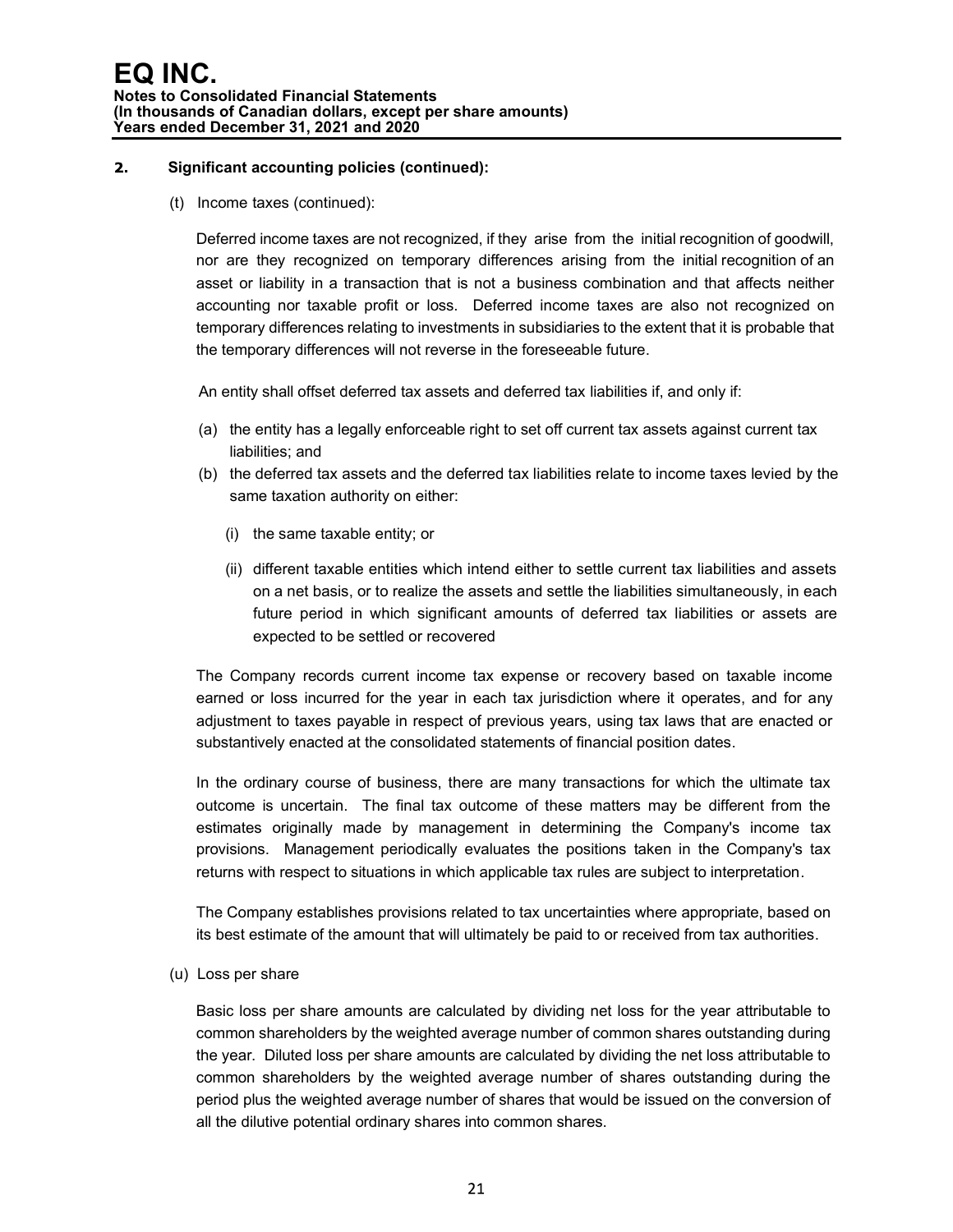## 2. Significant accounting policies (continued):

(t) Income taxes (continued):

Deferred income taxes are not recognized, if they arise from the initial recognition of goodwill, nor are they recognized on temporary differences arising from the initial recognition of an asset or liability in a transaction that is not a business combination and that affects neither accounting nor taxable profit or loss. Deferred income taxes are also not recognized on temporary differences relating to investments in subsidiaries to the extent that it is probable that the temporary differences will not reverse in the foreseeable future.

An entity shall offset deferred tax assets and deferred tax liabilities if, and only if:

(a) the entity has a legally enforceable right to set off current tax assets against current tax liabilities; and
(b) the deferred tax assets and the deferred tax liabilities relate to income taxes levied by the same taxation authority on either:
   (i) the same taxable entity; or
   (ii) different taxable entities which intend either to settle current tax liabilities and assets on a net basis, or to realize the assets and settle the liabilities simultaneously, in each future period in which significant amounts of deferred tax liabilities or assets are expected to be settled or recovered

The Company records current income tax expense or recovery based on taxable income earned or loss incurred for the year in each tax jurisdiction where it operates, and for any adjustment to taxes payable in respect of previous years, using tax laws that are enacted or substantively enacted at the consolidated statements of financial position dates.

In the ordinary course of business, there are many transactions for which the ultimate tax outcome is uncertain. The final tax outcome of these matters may be different from the estimates originally made by management in determining the Company's income tax provisions. Management periodically evaluates the positions taken in the Company's tax returns with respect to situations in which applicable tax rules are subject to interpretation.

The Company establishes provisions related to tax uncertainties where appropriate, based on its best estimate of the amount that will ultimately be paid to or received from tax authorities.

(u) Loss per share

Basic loss per share amounts are calculated by dividing net loss for the year attributable to common shareholders by the weighted average number of common shares outstanding during the year. Diluted loss per share amounts are calculated by dividing the net loss attributable to common shareholders by the weighted average number of shares outstanding during the period plus the weighted average number of shares that would be issued on the conversion of all the dilutive potential ordinary shares into common shares.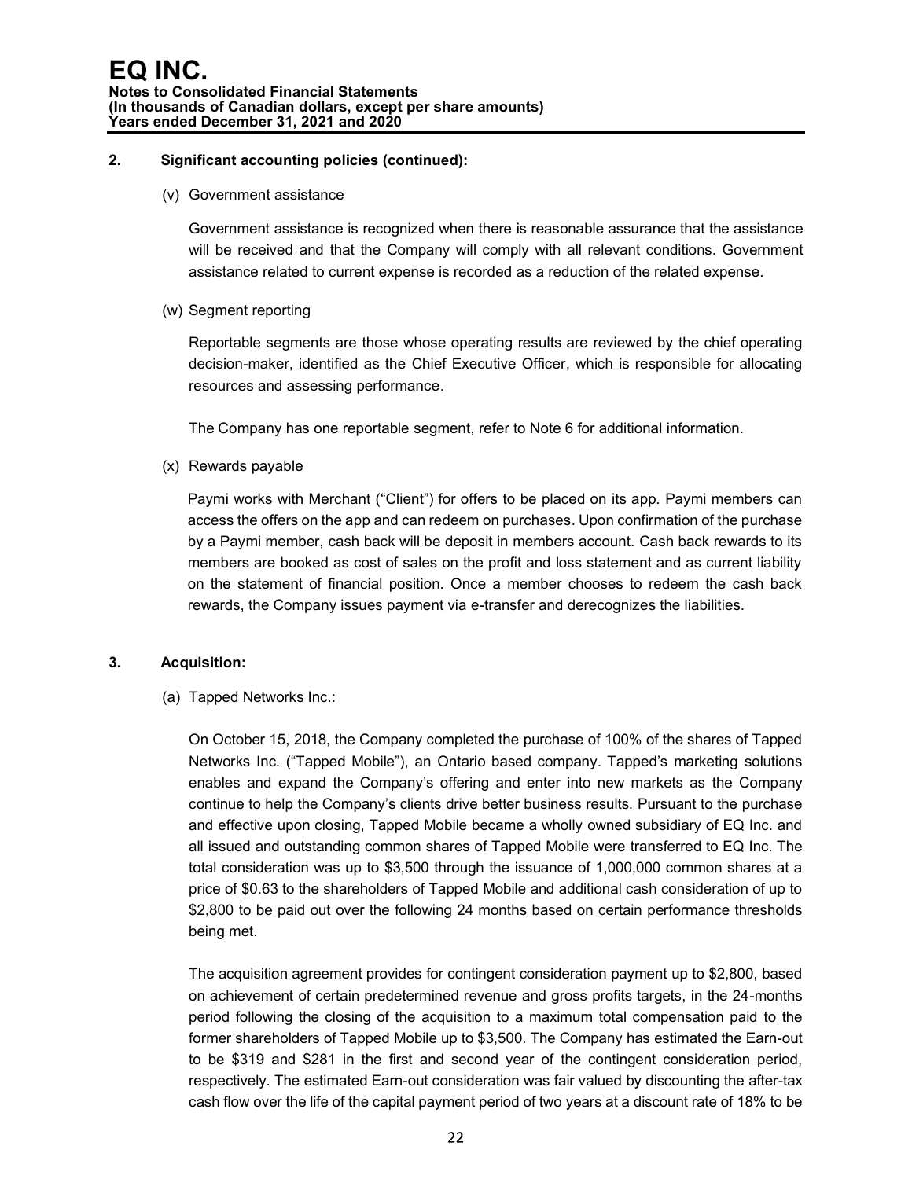## 2. Significant accounting policies (continued):

(v) Government assistance

Government assistance is recognized when there is reasonable assurance that the assistance will be received and that the Company will comply with all relevant conditions. Government assistance related to current expense is recorded as a reduction of the related expense.

(w) Segment reporting

Reportable segments are those whose operating results are reviewed by the chief operating decision-maker, identified as the Chief Executive Officer, which is responsible for allocating resources and assessing performance.

The Company has one reportable segment, refer to Note 6 for additional information.

(x) Rewards payable

Paymi works with Merchant ("Client") for offers to be placed on its app. Paymi members can access the offers on the app and can redeem on purchases. Upon confirmation of the purchase by a Paymi member, cash back will be deposit in members account. Cash back rewards to its members are booked as cost of sales on the profit and loss statement and as current liability on the statement of financial position. Once a member chooses to redeem the cash back rewards, the Company issues payment via e-transfer and derecognizes the liabilities.

## 3. Acquisition:

(a) Tapped Networks Inc.:

On October 15, 2018, the Company completed the purchase of 100% of the shares of Tapped Networks Inc. ("Tapped Mobile"), an Ontario based company. Tapped's marketing solutions enables and expand the Company's offering and enter into new markets as the Company continue to help the Company's clients drive better business results. Pursuant to the purchase and effective upon closing, Tapped Mobile became a wholly owned subsidiary of EQ Inc. and all issued and outstanding common shares of Tapped Mobile were transferred to EQ Inc. The total consideration was up to $3,500 through the issuance of 1,000,000 common shares at a price of $0.63 to the shareholders of Tapped Mobile and additional cash consideration of up to $2,800 to be paid out over the following 24 months based on certain performance thresholds being met.

The acquisition agreement provides for contingent consideration payment up to $2,800, based on achievement of certain predetermined revenue and gross profits targets, in the 24-months period following the closing of the acquisition to a maximum total compensation paid to the former shareholders of Tapped Mobile up to $3,500. The Company has estimated the Earn-out to be $319 and $281 in the first and second year of the contingent consideration period, respectively. The estimated Earn-out consideration was fair valued by discounting the after-tax cash flow over the life of the capital payment period of two years at a discount rate of 18% to be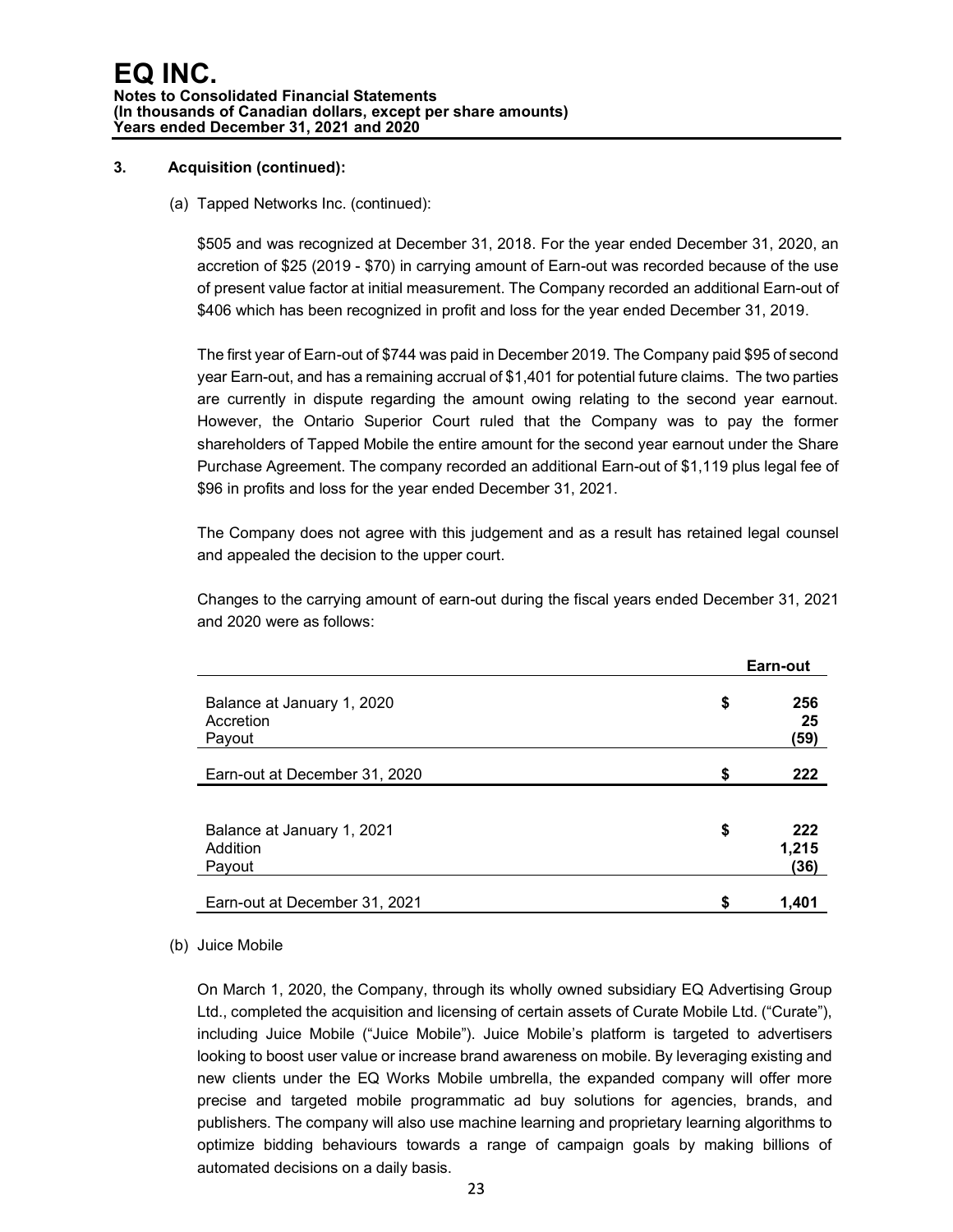### 3. Acquisition (continued):

(a) Tapped Networks Inc. (continued):

$505 and was recognized at December 31, 2018. For the year ended December 31, 2020, an accretion of $25 (2019 - $70) in carrying amount of Earn-out was recorded because of the use of present value factor at initial measurement. The Company recorded an additional Earn-out of $406 which has been recognized in profit and loss for the year ended December 31, 2019.

The first year of Earn-out of $744 was paid in December 2019. The Company paid $95 of second year Earn-out, and has a remaining accrual of $1,401 for potential future claims. The two parties are currently in dispute regarding the amount owing relating to the second year earnout. However, the Ontario Superior Court ruled that the Company was to pay the former shareholders of Tapped Mobile the entire amount for the second year earnout under the Share Purchase Agreement. The company recorded an additional Earn-out of $1,119 plus legal fee of $96 in profits and loss for the year ended December 31, 2021.

The Company does not agree with this judgement and as a result has retained legal counsel and appealed the decision to the upper court.

Changes to the carrying amount of earn-out during the fiscal years ended December 31, 2021 and 2020 were as follows:

| | Earn-out |
|---|---|
| Balance at January 1, 2020 | $ 256 |
| Accretion | 25 |
| Payout | (59) |
| Earn-out at December 31, 2020 | $ 222 |
| | |
| Balance at January 1, 2021 | $ 222 |
| Addition | 1,215 |
| Payout | (36) |
| Earn-out at December 31, 2021 | $ 1,401 |

(b) Juice Mobile

On March 1, 2020, the Company, through its wholly owned subsidiary EQ Advertising Group Ltd., completed the acquisition and licensing of certain assets of Curate Mobile Ltd. ("Curate"), including Juice Mobile ("Juice Mobile"). Juice Mobile's platform is targeted to advertisers looking to boost user value or increase brand awareness on mobile. By leveraging existing and new clients under the EQ Works Mobile umbrella, the expanded company will offer more precise and targeted mobile programmatic ad buy solutions for agencies, brands, and publishers. The company will also use machine learning and proprietary learning algorithms to optimize bidding behaviours towards a range of campaign goals by making billions of automated decisions on a daily basis.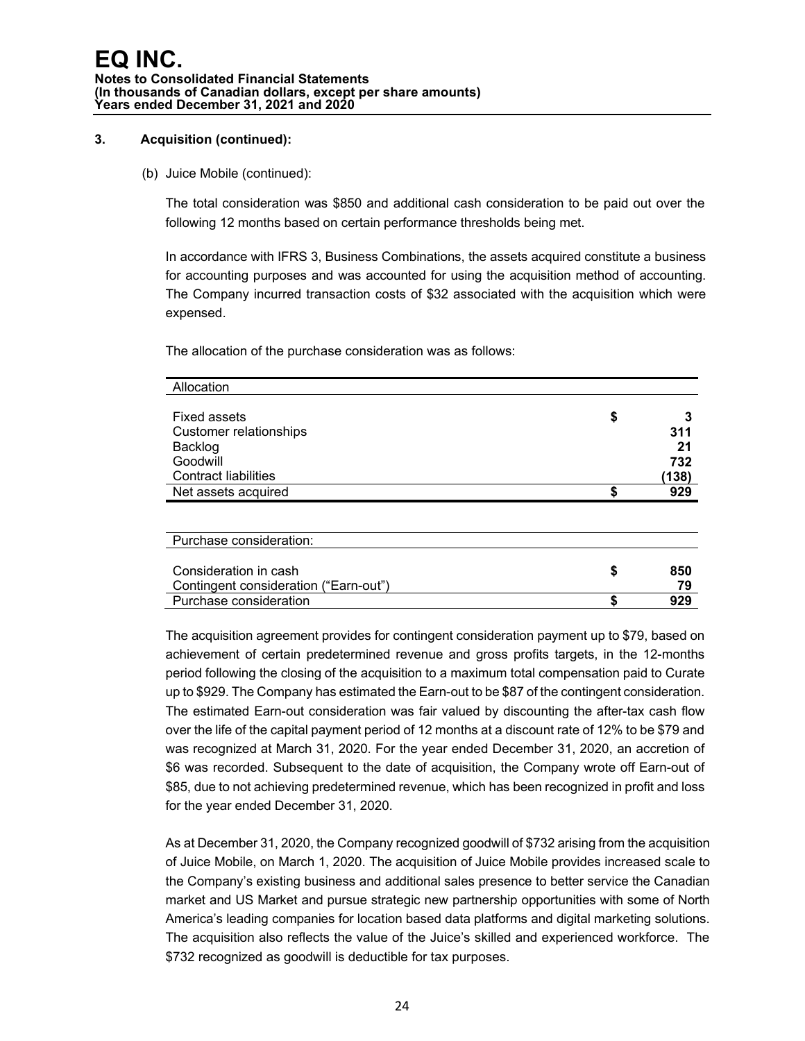### 3. Acquisition (continued):

(b) Juice Mobile (continued):

The total consideration was $850 and additional cash consideration to be paid out over the following 12 months based on certain performance thresholds being met.

In accordance with IFRS 3, Business Combinations, the assets acquired constitute a business for accounting purposes and was accounted for using the acquisition method of accounting. The Company incurred transaction costs of $32 associated with the acquisition which were expensed.

The allocation of the purchase consideration was as follows:

| Allocation | | |
|---|---|---|
| Fixed assets | $ | 3 |
| Customer relationships | | 311 |
| Backlog | | 21 |
| Goodwill | | 732 |
| Contract liabilities | | (138) |
| Net assets acquired | $ | 929 |

| Purchase consideration: | | |
|---|---|---|
| Consideration in cash | $ | 850 |
| Contingent consideration ("Earn-out") | | 79 |
| Purchase consideration | $ | 929 |

The acquisition agreement provides for contingent consideration payment up to $79, based on achievement of certain predetermined revenue and gross profits targets, in the 12-months period following the closing of the acquisition to a maximum total compensation paid to Curate up to $929. The Company has estimated the Earn-out to be $87 of the contingent consideration. The estimated Earn-out consideration was fair valued by discounting the after-tax cash flow over the life of the capital payment period of 12 months at a discount rate of 12% to be $79 and was recognized at March 31, 2020. For the year ended December 31, 2020, an accretion of $6 was recorded. Subsequent to the date of acquisition, the Company wrote off Earn-out of $85, due to not achieving predetermined revenue, which has been recognized in profit and loss for the year ended December 31, 2020.

As at December 31, 2020, the Company recognized goodwill of $732 arising from the acquisition of Juice Mobile, on March 1, 2020. The acquisition of Juice Mobile provides increased scale to the Company's existing business and additional sales presence to better service the Canadian market and US Market and pursue strategic new partnership opportunities with some of North America's leading companies for location based data platforms and digital marketing solutions. The acquisition also reflects the value of the Juice's skilled and experienced workforce. The $732 recognized as goodwill is deductible for tax purposes.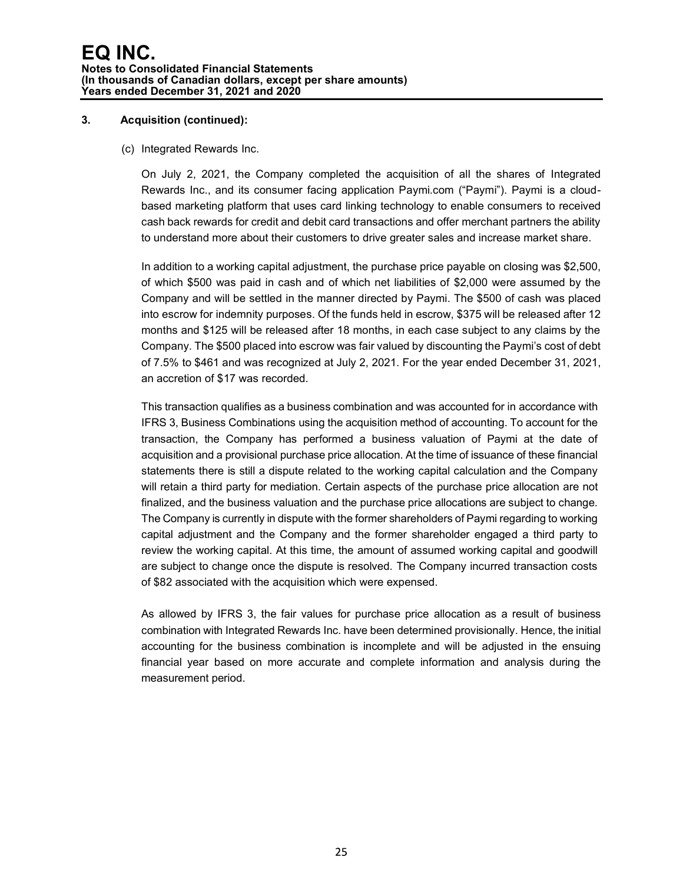### 3. Acquisition (continued):

(c) Integrated Rewards Inc.

On July 2, 2021, the Company completed the acquisition of all the shares of Integrated Rewards Inc., and its consumer facing application Paymi.com ("Paymi"). Paymi is a cloud-based marketing platform that uses card linking technology to enable consumers to received cash back rewards for credit and debit card transactions and offer merchant partners the ability to understand more about their customers to drive greater sales and increase market share.

In addition to a working capital adjustment, the purchase price payable on closing was $2,500, of which $500 was paid in cash and of which net liabilities of $2,000 were assumed by the Company and will be settled in the manner directed by Paymi. The $500 of cash was placed into escrow for indemnity purposes. Of the funds held in escrow, $375 will be released after 12 months and $125 will be released after 18 months, in each case subject to any claims by the Company. The $500 placed into escrow was fair valued by discounting the Paymi's cost of debt of 7.5% to $461 and was recognized at July 2, 2021. For the year ended December 31, 2021, an accretion of $17 was recorded.

This transaction qualifies as a business combination and was accounted for in accordance with IFRS 3, Business Combinations using the acquisition method of accounting. To account for the transaction, the Company has performed a business valuation of Paymi at the date of acquisition and a provisional purchase price allocation. At the time of issuance of these financial statements there is still a dispute related to the working capital calculation and the Company will retain a third party for mediation. Certain aspects of the purchase price allocation are not finalized, and the business valuation and the purchase price allocations are subject to change. The Company is currently in dispute with the former shareholders of Paymi regarding to working capital adjustment and the Company and the former shareholder engaged a third party to review the working capital. At this time, the amount of assumed working capital and goodwill are subject to change once the dispute is resolved. The Company incurred transaction costs of $82 associated with the acquisition which were expensed.

As allowed by IFRS 3, the fair values for purchase price allocation as a result of business combination with Integrated Rewards Inc. have been determined provisionally. Hence, the initial accounting for the business combination is incomplete and will be adjusted in the ensuing financial year based on more accurate and complete information and analysis during the measurement period.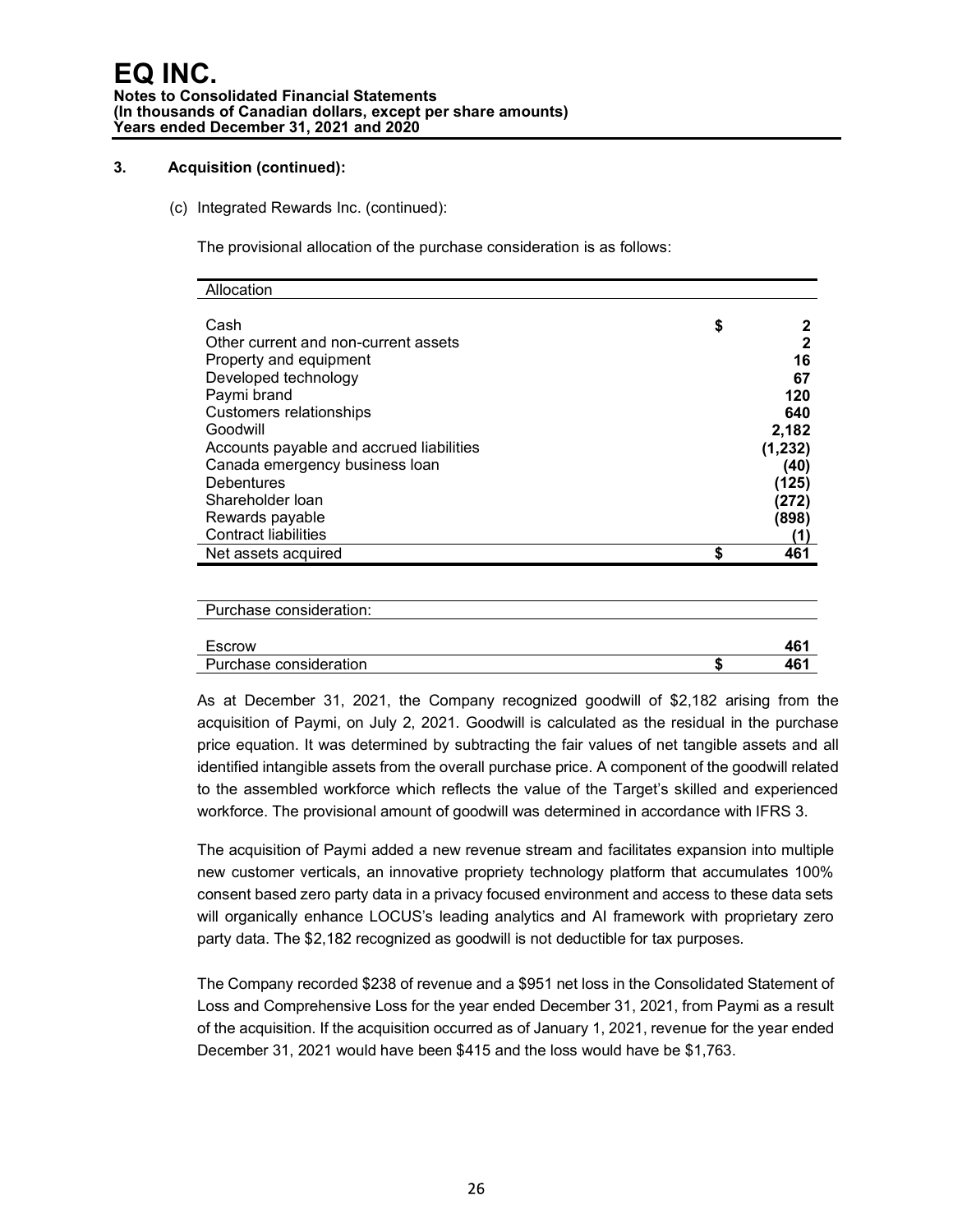### 3. Acquisition (continued):

(c) Integrated Rewards Inc. (continued):

The provisional allocation of the purchase consideration is as follows:

| Allocation | |
|---|---|
| Cash | $ 2 |
| Other current and non-current assets | 2 |
| Property and equipment | 16 |
| Developed technology | 67 |
| Paymi brand | 120 |
| Customers relationships | 640 |
| Goodwill | 2,182 |
| Accounts payable and accrued liabilities | (1,232) |
| Canada emergency business loan | (40) |
| Debentures | (125) |
| Shareholder loan | (272) |
| Rewards payable | (898) |
| Contract liabilities | (1) |
| Net assets acquired | $ 461 |

| Purchase consideration: | |
|---|---|
| Escrow | 461 |
| Purchase consideration | $ 461 |

As at December 31, 2021, the Company recognized goodwill of $2,182 arising from the acquisition of Paymi, on July 2, 2021. Goodwill is calculated as the residual in the purchase price equation. It was determined by subtracting the fair values of net tangible assets and all identified intangible assets from the overall purchase price. A component of the goodwill related to the assembled workforce which reflects the value of the Target's skilled and experienced workforce. The provisional amount of goodwill was determined in accordance with IFRS 3.

The acquisition of Paymi added a new revenue stream and facilitates expansion into multiple new customer verticals, an innovative propriety technology platform that accumulates 100% consent based zero party data in a privacy focused environment and access to these data sets will organically enhance LOCUS's leading analytics and AI framework with proprietary zero party data. The $2,182 recognized as goodwill is not deductible for tax purposes.

The Company recorded $238 of revenue and a $951 net loss in the Consolidated Statement of Loss and Comprehensive Loss for the year ended December 31, 2021, from Paymi as a result of the acquisition. If the acquisition occurred as of January 1, 2021, revenue for the year ended December 31, 2021 would have been $415 and the loss would have be $1,763.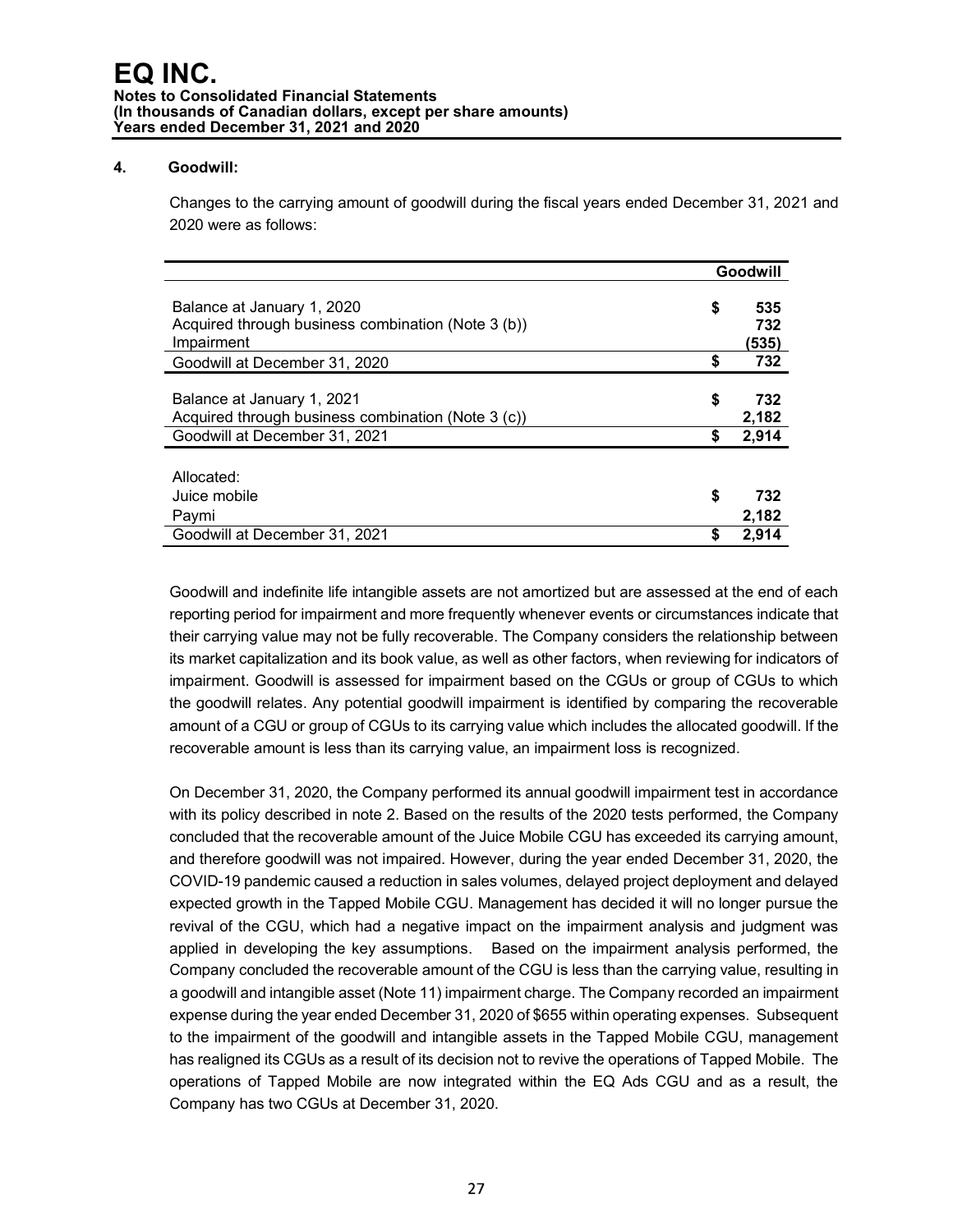### 4. Goodwill:

Changes to the carrying amount of goodwill during the fiscal years ended December 31, 2021 and 2020 were as follows:

| | Goodwill |
|---|---|
| Balance at January 1, 2020 | $ 535 |
| Acquired through business combination (Note 3 (b)) | 732 |
| Impairment | (535) |
| Goodwill at December 31, 2020 | $ 732 |
| Balance at January 1, 2021 | $ 732 |
| Acquired through business combination (Note 3 (c)) | 2,182 |
| Goodwill at December 31, 2021 | $ 2,914 |
| Allocated: | |
| Juice mobile | $ 732 |
| Paymi | 2,182 |
| Goodwill at December 31, 2021 | $ 2,914 |

Goodwill and indefinite life intangible assets are not amortized but are assessed at the end of each reporting period for impairment and more frequently whenever events or circumstances indicate that their carrying value may not be fully recoverable. The Company considers the relationship between its market capitalization and its book value, as well as other factors, when reviewing for indicators of impairment. Goodwill is assessed for impairment based on the CGUs or group of CGUs to which the goodwill relates. Any potential goodwill impairment is identified by comparing the recoverable amount of a CGU or group of CGUs to its carrying value which includes the allocated goodwill. If the recoverable amount is less than its carrying value, an impairment loss is recognized.

On December 31, 2020, the Company performed its annual goodwill impairment test in accordance with its policy described in note 2. Based on the results of the 2020 tests performed, the Company concluded that the recoverable amount of the Juice Mobile CGU has exceeded its carrying amount, and therefore goodwill was not impaired. However, during the year ended December 31, 2020, the COVID-19 pandemic caused a reduction in sales volumes, delayed project deployment and delayed expected growth in the Tapped Mobile CGU. Management has decided it will no longer pursue the revival of the CGU, which had a negative impact on the impairment analysis and judgment was applied in developing the key assumptions. Based on the impairment analysis performed, the Company concluded the recoverable amount of the CGU is less than the carrying value, resulting in a goodwill and intangible asset (Note 11) impairment charge. The Company recorded an impairment expense during the year ended December 31, 2020 of $655 within operating expenses. Subsequent to the impairment of the goodwill and intangible assets in the Tapped Mobile CGU, management has realigned its CGUs as a result of its decision not to revive the operations of Tapped Mobile. The operations of Tapped Mobile are now integrated within the EQ Ads CGU and as a result, the Company has two CGUs at December 31, 2020.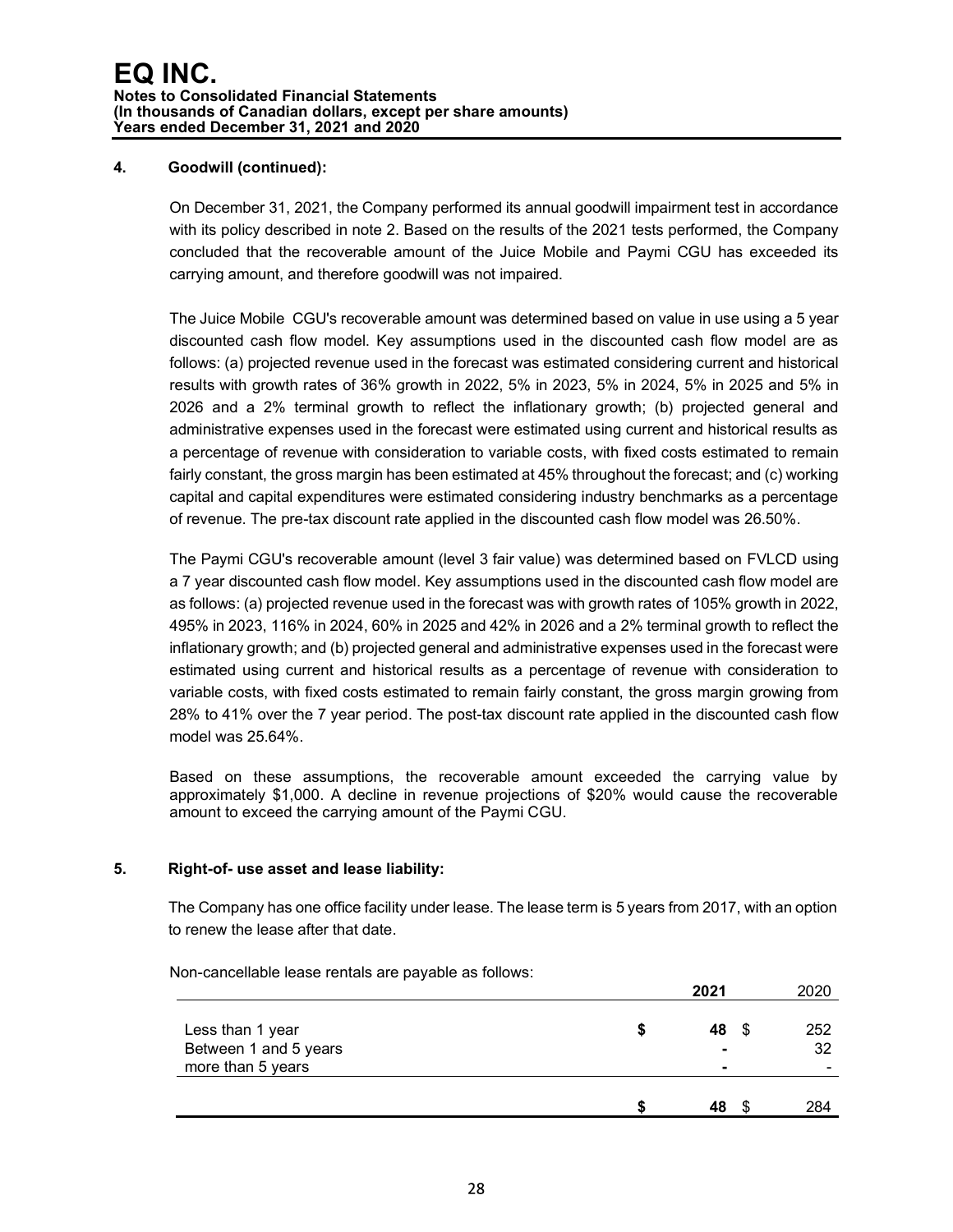# EQ INC.

**Notes to Consolidated Financial Statements**
**(In thousands of Canadian dollars, except per share amounts)**
**Years ended December 31, 2021 and 2020**

## 4. Goodwill (continued):

On December 31, 2021, the Company performed its annual goodwill impairment test in accordance with its policy described in note 2. Based on the results of the 2021 tests performed, the Company concluded that the recoverable amount of the Juice Mobile and Paymi CGU has exceeded its carrying amount, and therefore goodwill was not impaired.

The Juice Mobile CGU's recoverable amount was determined based on value in use using a 5 year discounted cash flow model. Key assumptions used in the discounted cash flow model are as follows: (a) projected revenue used in the forecast was estimated considering current and historical results with growth rates of 36% growth in 2022, 5% in 2023, 5% in 2024, 5% in 2025 and 5% in 2026 and a 2% terminal growth to reflect the inflationary growth; (b) projected general and administrative expenses used in the forecast were estimated using current and historical results as a percentage of revenue with consideration to variable costs, with fixed costs estimated to remain fairly constant, the gross margin has been estimated at 45% throughout the forecast; and (c) working capital and capital expenditures were estimated considering industry benchmarks as a percentage of revenue. The pre-tax discount rate applied in the discounted cash flow model was 26.50%.

The Paymi CGU's recoverable amount (level 3 fair value) was determined based on FVLCD using a 7 year discounted cash flow model. Key assumptions used in the discounted cash flow model are as follows: (a) projected revenue used in the forecast was with growth rates of 105% growth in 2022, 495% in 2023, 116% in 2024, 60% in 2025 and 42% in 2026 and a 2% terminal growth to reflect the inflationary growth; and (b) projected general and administrative expenses used in the forecast were estimated using current and historical results as a percentage of revenue with consideration to variable costs, with fixed costs estimated to remain fairly constant, the gross margin growing from 28% to 41% over the 7 year period. The post-tax discount rate applied in the discounted cash flow model was 25.64%.

Based on these assumptions, the recoverable amount exceeded the carrying value by approximately $1,000. A decline in revenue projections of $20% would cause the recoverable amount to exceed the carrying amount of the Paymi CGU.

## 5. Right-of- use asset and lease liability:

The Company has one office facility under lease. The lease term is 5 years from 2017, with an option to renew the lease after that date.

Non-cancellable lease rentals are payable as follows:

| | **2021** | 2020 |
|---|---|---|
| Less than 1 year | **$ 48** | $ 252 |
| Between 1 and 5 years | **-** | 32 |
| more than 5 years | **-** | - |
| | **$ 48** | $ 284 |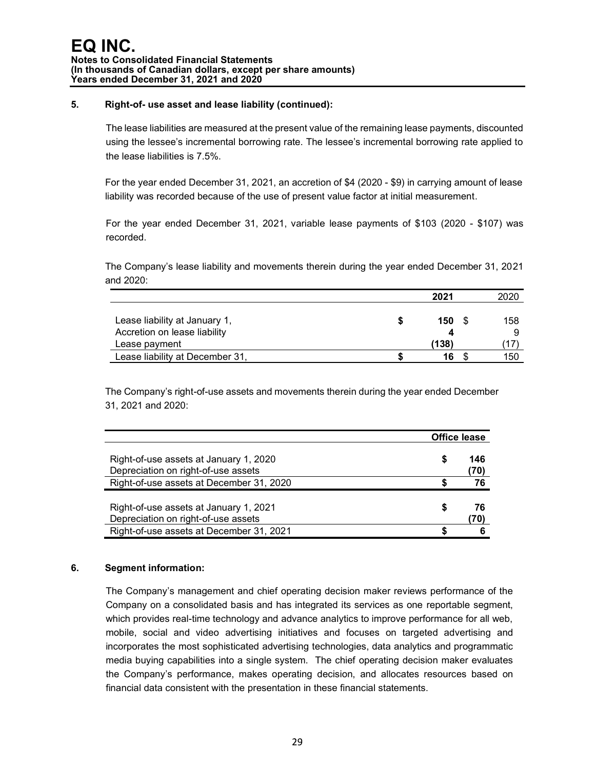## 5. Right-of- use asset and lease liability (continued):

The lease liabilities are measured at the present value of the remaining lease payments, discounted using the lessee's incremental borrowing rate. The lessee's incremental borrowing rate applied to the lease liabilities is 7.5%.

For the year ended December 31, 2021, an accretion of $4 (2020 - $9) in carrying amount of lease liability was recorded because of the use of present value factor at initial measurement.

For the year ended December 31, 2021, variable lease payments of $103 (2020 - $107) was recorded.

The Company's lease liability and movements therein during the year ended December 31, 2021 and 2020:

| | 2021 | 2020 |
|---|---|---|
| Lease liability at January 1, | **$ 150** | $ 158 |
| Accretion on lease liability | **4** | 9 |
| Lease payment | **(138)** | (17) |
| Lease liability at December 31, | **$ 16** | $ 150 |

The Company's right-of-use assets and movements therein during the year ended December 31, 2021 and 2020:

| | Office lease |
|---|---|
| Right-of-use assets at January 1, 2020 | $ 146 |
| Depreciation on right-of-use assets | (70) |
| Right-of-use assets at December 31, 2020 | $ 76 |
| Right-of-use assets at January 1, 2021 | $ 76 |
| Depreciation on right-of-use assets | (70) |
| Right-of-use assets at December 31, 2021 | $ 6 |

## 6. Segment information:

The Company's management and chief operating decision maker reviews performance of the Company on a consolidated basis and has integrated its services as one reportable segment, which provides real-time technology and advance analytics to improve performance for all web, mobile, social and video advertising initiatives and focuses on targeted advertising and incorporates the most sophisticated advertising technologies, data analytics and programmatic media buying capabilities into a single system. The chief operating decision maker evaluates the Company's performance, makes operating decision, and allocates resources based on financial data consistent with the presentation in these financial statements.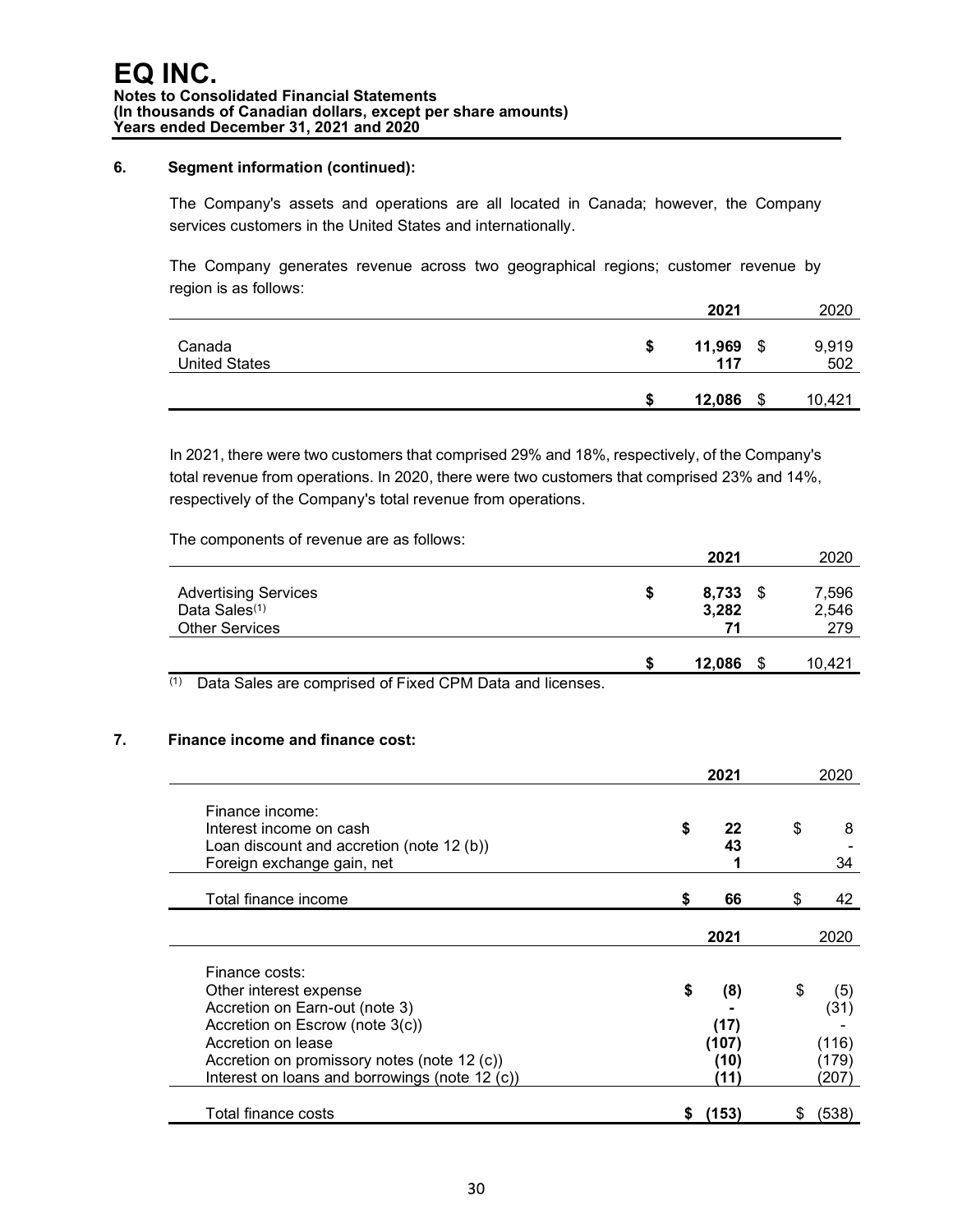## 6. Segment information (continued):

The Company's assets and operations are all located in Canada; however, the Company services customers in the United States and internationally.

The Company generates revenue across two geographical regions; customer revenue by region is as follows:

| | 2021 | 2020 |
|---|---|---|
| Canada | $ **11,969** | $ 9,919 |
| United States | **117** | 502 |
| | $ **12,086** | $ 10,421 |

In 2021, there were two customers that comprised 29% and 18%, respectively, of the Company's total revenue from operations. In 2020, there were two customers that comprised 23% and 14%, respectively of the Company's total revenue from operations.

The components of revenue are as follows:

| | 2021 | 2020 |
|---|---|---|
| Advertising Services | $ **8,733** | $ 7,596 |
| Data Sales[(1)] | **3,282** | 2,546 |
| Other Services | **71** | 279 |
| | $ **12,086** | $ 10,421 |

(1) Data Sales are comprised of Fixed CPM Data and licenses.

## 7. Finance income and finance cost:

| | 2021 | 2020 |
|---|---|---|
| Finance income: | | |
| Interest income on cash | $ **22** | $ 8 |
| Loan discount and accretion (note 12 (b)) | **43** | - |
| Foreign exchange gain, net | **1** | 34 |
| Total finance income | $ **66** | $ 42 |

| | 2021 | 2020 |
|---|---|---|
| Finance costs: | | |
| Other interest expense | $ **(8)** | $ (5) |
| Accretion on Earn-out (note 3) | **-** | (31) |
| Accretion on Escrow (note 3(c)) | **(17)** | - |
| Accretion on lease | **(107)** | (116) |
| Accretion on promissory notes (note 12 (c)) | **(10)** | (179) |
| Interest on loans and borrowings (note 12 (c)) | **(11)** | (207) |
| Total finance costs | $ **(153)** | $ (538) |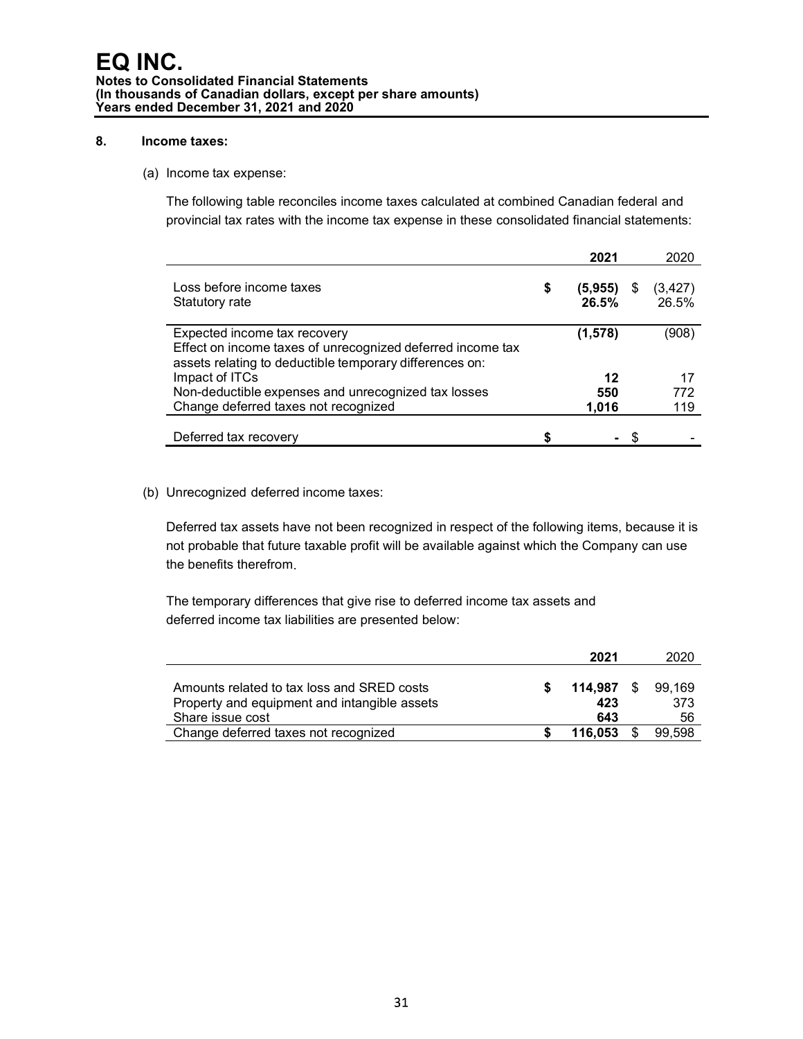# EQ INC.

**Notes to Consolidated Financial Statements**
**(In thousands of Canadian dollars, except per share amounts)**
**Years ended December 31, 2021 and 2020**

**8. Income taxes:**

(a) Income tax expense:

The following table reconciles income taxes calculated at combined Canadian federal and provincial tax rates with the income tax expense in these consolidated financial statements:

| | 2021 | 2020 |
|---|---|---|
| Loss before income taxes | $ (5,955) | $ (3,427) |
| Statutory rate | 26.5% | 26.5% |
| Expected income tax recovery | (1,578) | (908) |
| Effect on income taxes of unrecognized deferred income tax assets relating to deductible temporary differences on: | | |
| Impact of ITCs | 12 | 17 |
| Non-deductible expenses and unrecognized tax losses | 550 | 772 |
| Change deferred taxes not recognized | 1,016 | 119 |
| Deferred tax recovery | $ - | $ - |

(b) Unrecognized deferred income taxes:

Deferred tax assets have not been recognized in respect of the following items, because it is not probable that future taxable profit will be available against which the Company can use the benefits therefrom.

The temporary differences that give rise to deferred income tax assets and deferred income tax liabilities are presented below:

| | 2021 | 2020 |
|---|---|---|
| Amounts related to tax loss and SRED costs | $ 114,987 | $ 99,169 |
| Property and equipment and intangible assets | 423 | 373 |
| Share issue cost | 643 | 56 |
| Change deferred taxes not recognized | $ 116,053 | $ 99,598 |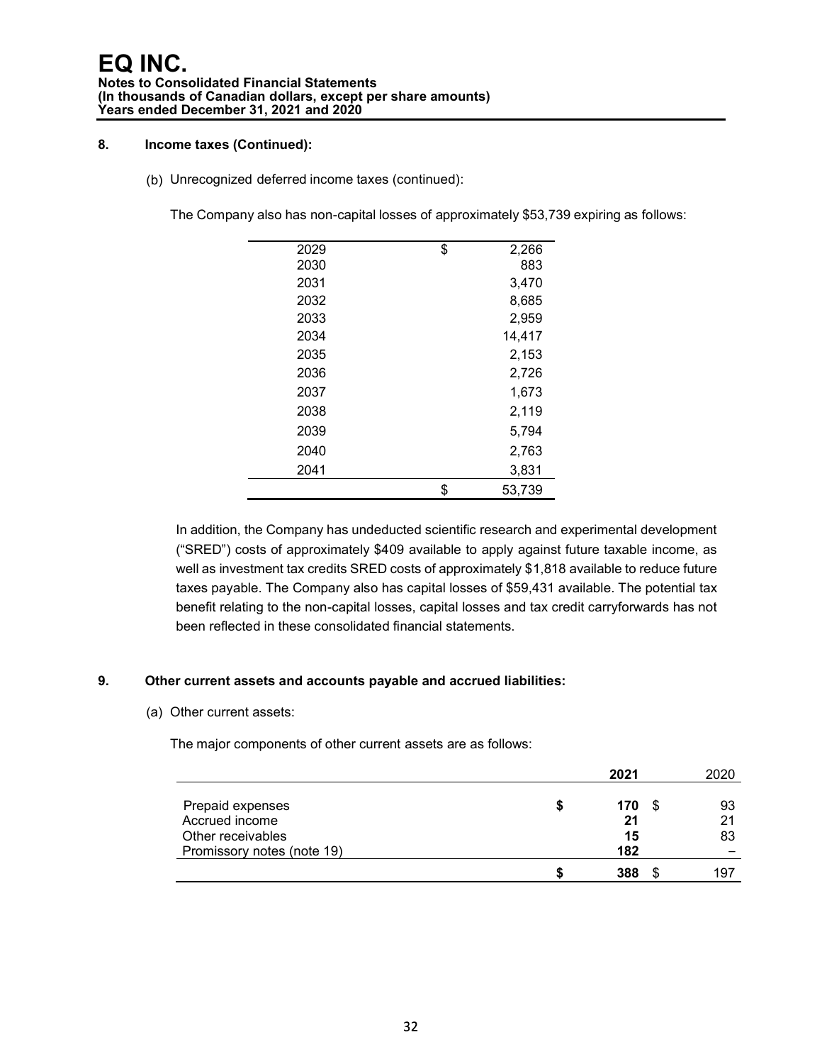# EQ INC.

**Notes to Consolidated Financial Statements**
**(In thousands of Canadian dollars, except per share amounts)**
**Years ended December 31, 2021 and 2020**

## 8. Income taxes (Continued):

(b) Unrecognized deferred income taxes (continued):

The Company also has non-capital losses of approximately $53,739 expiring as follows:

| | |
|---|---|
| 2029 | $ 2,266 |
| 2030 | 883 |
| 2031 | 3,470 |
| 2032 | 8,685 |
| 2033 | 2,959 |
| 2034 | 14,417 |
| 2035 | 2,153 |
| 2036 | 2,726 |
| 2037 | 1,673 |
| 2038 | 2,119 |
| 2039 | 5,794 |
| 2040 | 2,763 |
| 2041 | 3,831 |
| | $ 53,739 |

In addition, the Company has undeducted scientific research and experimental development ("SRED") costs of approximately $409 available to apply against future taxable income, as well as investment tax credits SRED costs of approximately $1,818 available to reduce future taxes payable. The Company also has capital losses of $59,431 available. The potential tax benefit relating to the non-capital losses, capital losses and tax credit carryforwards has not been reflected in these consolidated financial statements.

## 9. Other current assets and accounts payable and accrued liabilities:

(a) Other current assets:

The major components of other current assets are as follows:

| | **2021** | 2020 |
|---|---|---|
| Prepaid expenses | **$ 170** | $ 93 |
| Accrued income | **21** | 21 |
| Other receivables | **15** | 83 |
| Promissory notes (note 19) | **182** | – |
| | **$ 388** | $ 197 |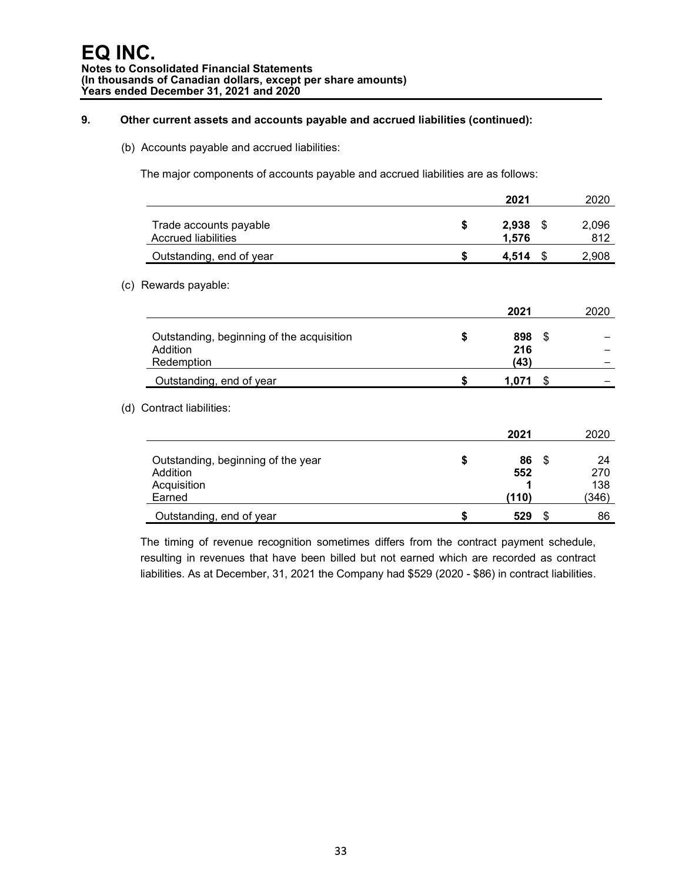## 9. Other current assets and accounts payable and accrued liabilities (continued):

(b) Accounts payable and accrued liabilities:

The major components of accounts payable and accrued liabilities are as follows:

| | 2021 | 2020 |
|---|---|---|
| Trade accounts payable | $ 2,938 | $ 2,096 |
| Accrued liabilities | 1,576 | 812 |
| Outstanding, end of year | $ 4,514 | $ 2,908 |

(c) Rewards payable:

| | 2021 | 2020 |
|---|---|---|
| Outstanding, beginning of the acquisition | $ 898 | $ – |
| Addition | 216 | – |
| Redemption | (43) | – |
| Outstanding, end of year | $ 1,071 | $ – |

(d) Contract liabilities:

| | 2021 | 2020 |
|---|---|---|
| Outstanding, beginning of the year | $ 86 | $ 24 |
| Addition | 552 | 270 |
| Acquisition | 1 | 138 |
| Earned | (110) | (346) |
| Outstanding, end of year | $ 529 | $ 86 |

The timing of revenue recognition sometimes differs from the contract payment schedule, resulting in revenues that have been billed but not earned which are recorded as contract liabilities. As at December, 31, 2021 the Company had $529 (2020 - $86) in contract liabilities.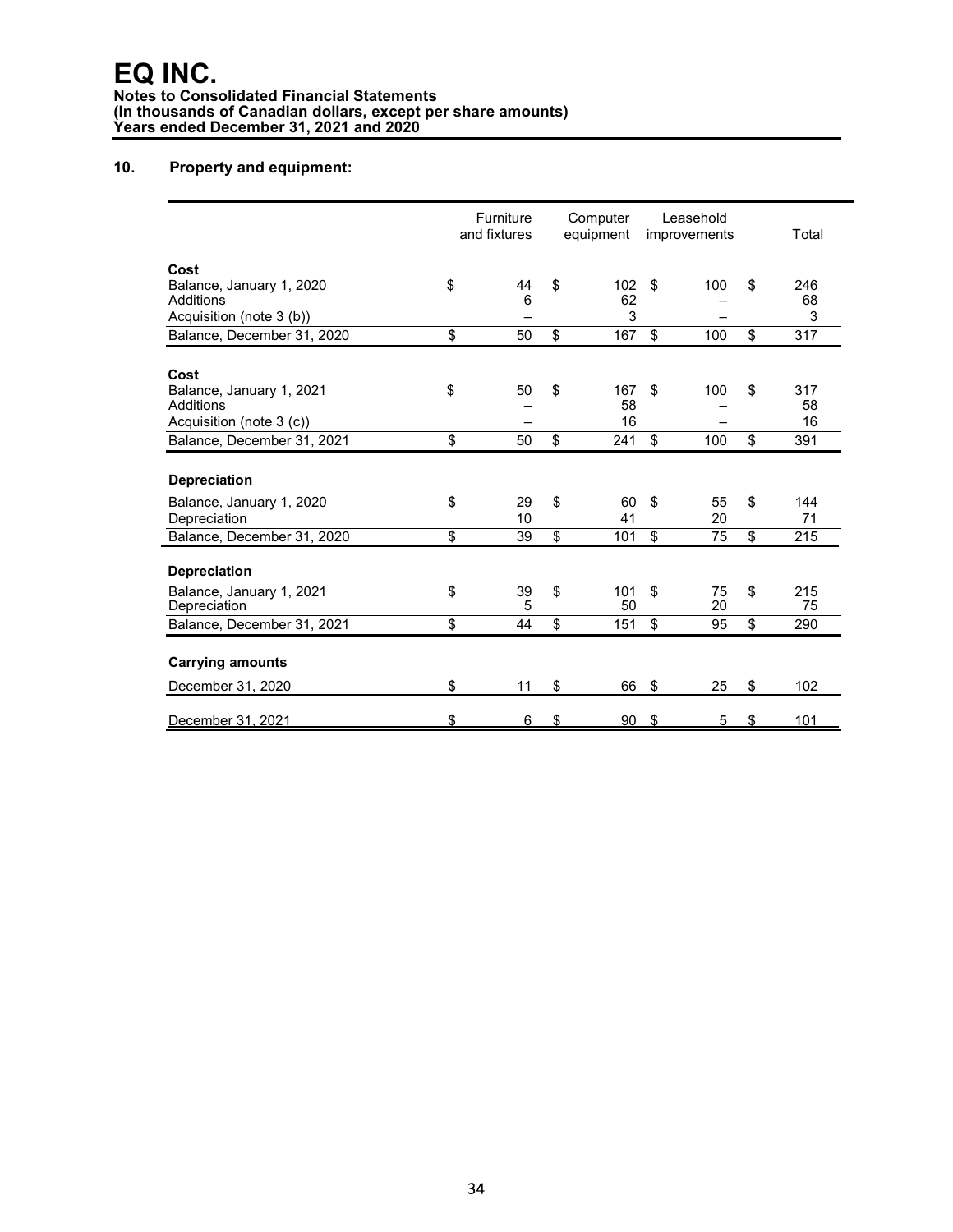# EQ INC.

**Notes to Consolidated Financial Statements**
**(In thousands of Canadian dollars, except per share amounts)**
**Years ended December 31, 2021 and 2020**

## 10. Property and equipment:

| | Furniture and fixtures | Computer equipment | Leasehold improvements | Total |
|---|---|---|---|---|
| **Cost** | | | | |
| Balance, January 1, 2020 | $ 44 | $ 102 | $ 100 | $ 246 |
| Additions | 6 | 62 | – | 68 |
| Acquisition (note 3 (b)) | – | 3 | – | 3 |
| Balance, December 31, 2020 | $ 50 | $ 167 | $ 100 | $ 317 |
| **Cost** | | | | |
| Balance, January 1, 2021 | $ 50 | $ 167 | $ 100 | $ 317 |
| Additions | – | 58 | – | 58 |
| Acquisition (note 3 (c)) | – | 16 | – | 16 |
| Balance, December 31, 2021 | $ 50 | $ 241 | $ 100 | $ 391 |
| **Depreciation** | | | | |
| Balance, January 1, 2020 | $ 29 | $ 60 | $ 55 | $ 144 |
| Depreciation | 10 | 41 | 20 | 71 |
| Balance, December 31, 2020 | $ 39 | $ 101 | $ 75 | $ 215 |
| **Depreciation** | | | | |
| Balance, January 1, 2021 | $ 39 | $ 101 | $ 75 | $ 215 |
| Depreciation | 5 | 50 | 20 | 75 |
| Balance, December 31, 2021 | $ 44 | $ 151 | $ 95 | $ 290 |
| **Carrying amounts** | | | | |
| December 31, 2020 | $ 11 | $ 66 | $ 25 | $ 102 |
| December 31, 2021 | $ 6 | $ 90 | $ 5 | $ 101 |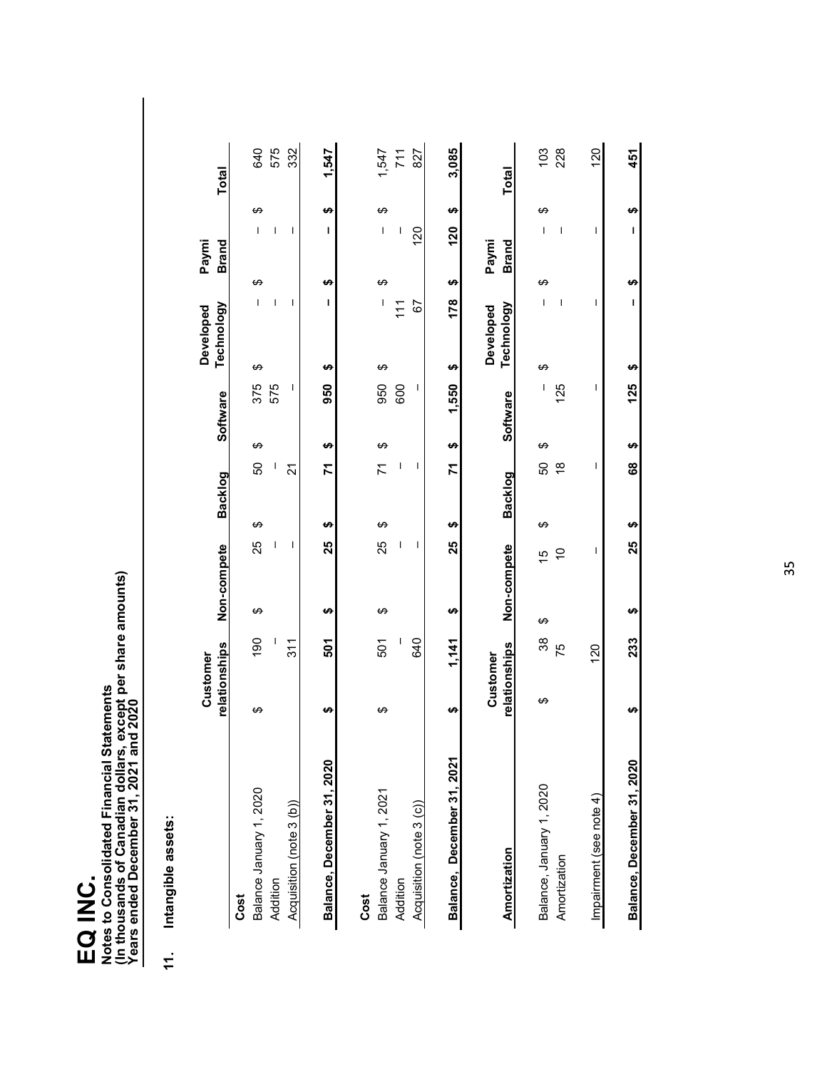# EQ INC.

**Notes to Consolidated Financial Statements**
**(In thousands of Canadian dollars, except per share amounts)**
**Years ended December 31, 2021 and 2020**

## 11. Intangible assets:

| Cost | Customer relationships | Non-compete | Backlog | Software | Developed Technology | Paymi Brand | Total |
|---|---|---|---|---|---|---|---|
| Balance January 1, 2020 | $ 190 | $ 25 | $ 50 | $ 375 | $ – | $ – | $ 640 |
| Addition | – | – | – | 575 | – | – | 575 |
| Acquisition (note 3 (b)) | 311 | – | 21 | – | – | – | 332 |
| **Balance, December 31, 2020** | **$ 501** | **$ 25** | **$ 71** | **$ 950** | **$ –** | **$ –** | **$ 1,547** |
| **Cost** | | | | | | | |
| Balance January 1, 2021 | $ 501 | $ 25 | $ 71 | $ 950 | $ – | $ – | $ 1,547 |
| Addition | – | – | – | 600 | 111 | – | 711 |
| Acquisition (note 3 (c)) | 640 | – | – | – | 67 | 120 | 827 |
| **Balance, December 31, 2021** | **$ 1,141** | **$ 25** | **$ 71** | **$ 1,550** | **$ 178** | **$ 120** | **$ 3,085** |

| Amortization | Customer relationships | Non-compete | Backlog | Software | Developed Technology | Paymi Brand | Total |
|---|---|---|---|---|---|---|---|
| Balance, January 1, 2020 | $ 38 | $ 15 | $ 50 | $ – | $ – | $ – | $ 103 |
| Amortization | 75 | 10 | 18 | 125 | – | – | 228 |
| Impairment (see note 4) | 120 | – | – | – | – | – | 120 |
| **Balance, December 31, 2020** | **$ 233** | **$ 25** | **$ 68** | **$ 125** | **$ –** | **$ –** | **$ 451** |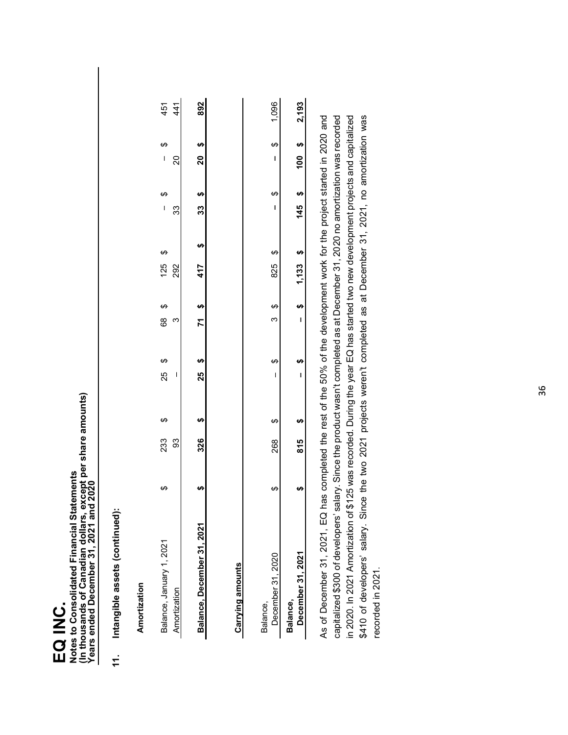# EQ INC.

**Notes to Consolidated Financial Statements**
**(In thousands of Canadian dollars, except per share amounts)**
**Years ended December 31, 2021 and 2020**

## 11. Intangible assets (continued):

**Amortization**

| | | | | | | | |
|---|---|---|---|---|---|---|---|
| Balance, January 1, 2021 | $ 233 | $ 25 | $ 68 | $ 125 | $ – | $ – | $ 451 |
| Amortization | 93 | – | 3 | 292 | 33 | 20 | 441 |
| **Balance, December 31, 2021** | **$ 326** | **$ 25** | **$ 71** | **$ 417** | **$ 33** | **$ 20** | **$ 892** |

**Carrying amounts**

| | | | | | | | |
|---|---|---|---|---|---|---|---|
| Balance, December 31, 2020 | $ 268 | $ – | $ 3 | $ 825 | $ – | $ – | $ 1,096 |
| **Balance, December 31, 2021** | **$ 815** | **$ –** | **$ –** | **$ 1,133** | **$ 145** | **$ 100** | **$ 2,193** |

As of December 31, 2021, EQ has completed the rest of the 50% of the development work for the project started in 2020 and capitalized $300 of developers' salary. Since the product wasn't completed as at December 31, 2020 no amortization was recorded in 2020. In 2021 Amortization of $125 was recorded. During the year EQ has started two new development projects and capitalized $410 of developers' salary. Since the two 2021 projects weren't completed as at December 31, 2021, no amortization was recorded in 2021.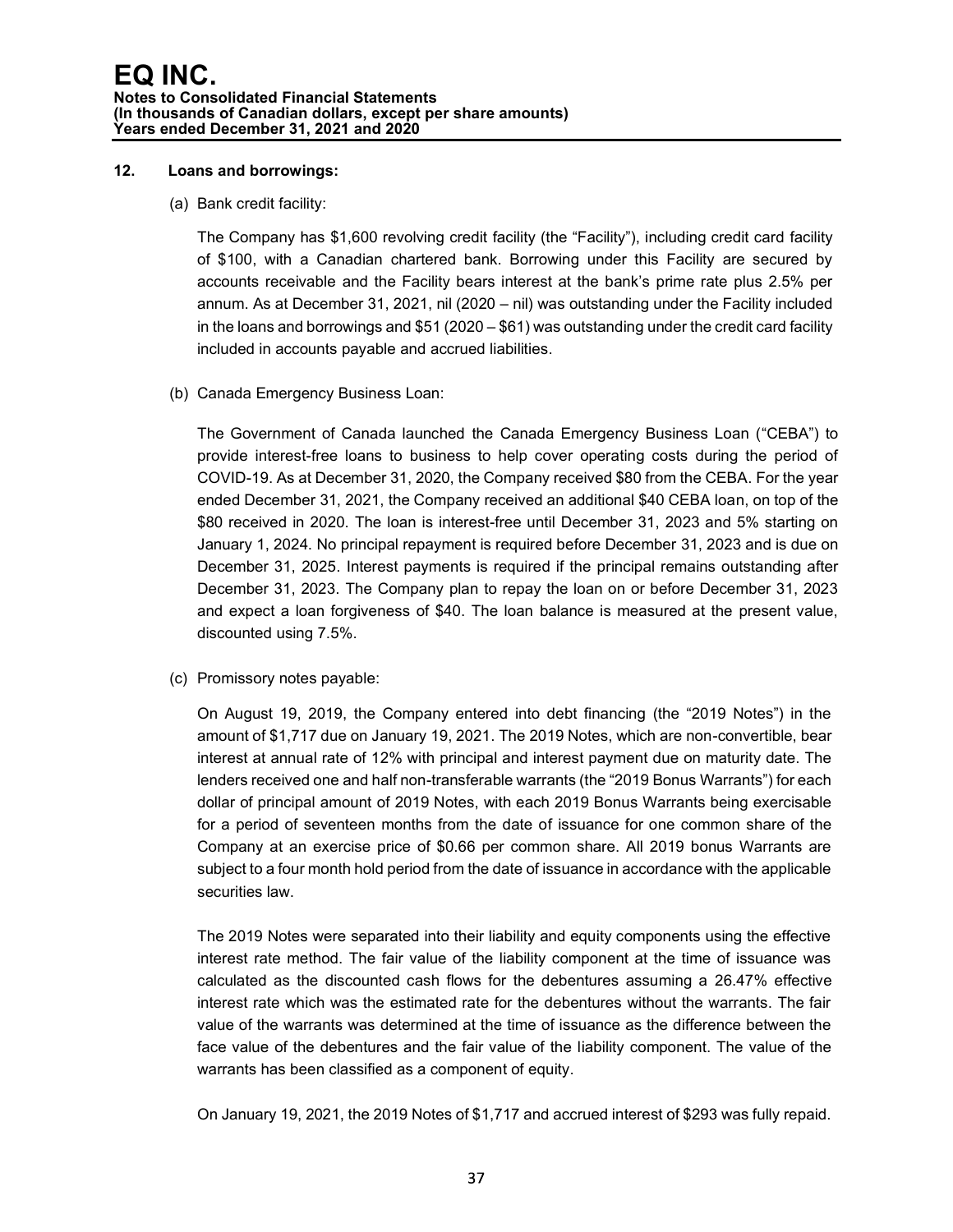## 12. Loans and borrowings:

(a) Bank credit facility:

The Company has $1,600 revolving credit facility (the "Facility"), including credit card facility of $100, with a Canadian chartered bank. Borrowing under this Facility are secured by accounts receivable and the Facility bears interest at the bank's prime rate plus 2.5% per annum. As at December 31, 2021, nil (2020 – nil) was outstanding under the Facility included in the loans and borrowings and $51 (2020 – $61) was outstanding under the credit card facility included in accounts payable and accrued liabilities.

(b) Canada Emergency Business Loan:

The Government of Canada launched the Canada Emergency Business Loan ("CEBA") to provide interest-free loans to business to help cover operating costs during the period of COVID-19. As at December 31, 2020, the Company received $80 from the CEBA. For the year ended December 31, 2021, the Company received an additional $40 CEBA loan, on top of the $80 received in 2020. The loan is interest-free until December 31, 2023 and 5% starting on January 1, 2024. No principal repayment is required before December 31, 2023 and is due on December 31, 2025. Interest payments is required if the principal remains outstanding after December 31, 2023. The Company plan to repay the loan on or before December 31, 2023 and expect a loan forgiveness of $40. The loan balance is measured at the present value, discounted using 7.5%.

(c) Promissory notes payable:

On August 19, 2019, the Company entered into debt financing (the "2019 Notes") in the amount of $1,717 due on January 19, 2021. The 2019 Notes, which are non-convertible, bear interest at annual rate of 12% with principal and interest payment due on maturity date. The lenders received one and half non-transferable warrants (the "2019 Bonus Warrants") for each dollar of principal amount of 2019 Notes, with each 2019 Bonus Warrants being exercisable for a period of seventeen months from the date of issuance for one common share of the Company at an exercise price of $0.66 per common share. All 2019 bonus Warrants are subject to a four month hold period from the date of issuance in accordance with the applicable securities law.

The 2019 Notes were separated into their liability and equity components using the effective interest rate method. The fair value of the liability component at the time of issuance was calculated as the discounted cash flows for the debentures assuming a 26.47% effective interest rate which was the estimated rate for the debentures without the warrants. The fair value of the warrants was determined at the time of issuance as the difference between the face value of the debentures and the fair value of the liability component. The value of the warrants has been classified as a component of equity.

On January 19, 2021, the 2019 Notes of $1,717 and accrued interest of $293 was fully repaid.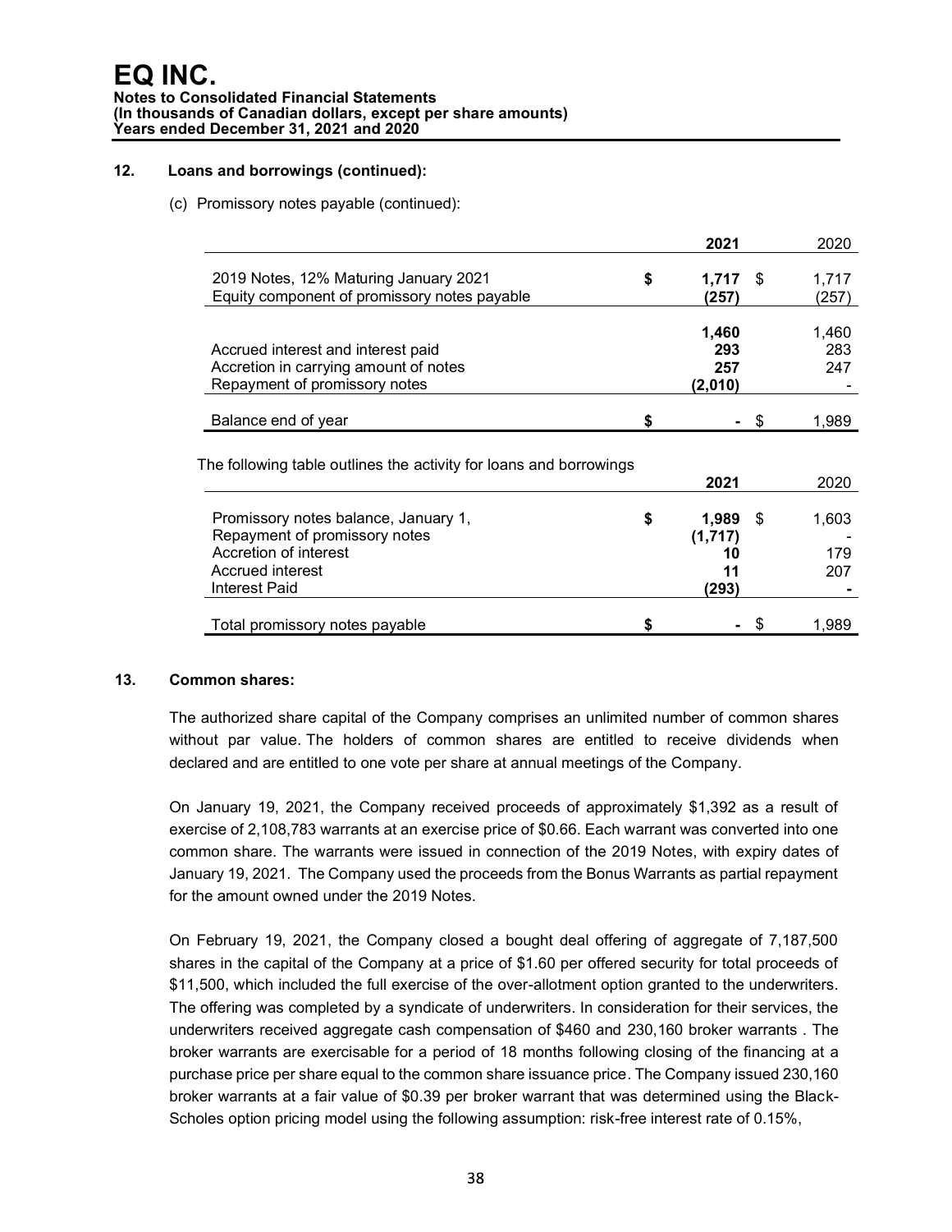## 12. Loans and borrowings (continued):

(c) Promissory notes payable (continued):

| | 2021 | 2020 |
|---|---|---|
| 2019 Notes, 12% Maturing January 2021 | $ **1,717** | $ 1,717 |
| Equity component of promissory notes payable | **(257)** | (257) |
| | **1,460** | 1,460 |
| Accrued interest and interest paid | **293** | 283 |
| Accretion in carrying amount of notes | **257** | 247 |
| Repayment of promissory notes | **(2,010)** | - |
| Balance end of year | $ **-** | $ 1,989 |

The following table outlines the activity for loans and borrowings

| | 2021 | 2020 |
|---|---|---|
| Promissory notes balance, January 1, | $ **1,989** | $ 1,603 |
| Repayment of promissory notes | **(1,717)** | - |
| Accretion of interest | **10** | 179 |
| Accrued interest | **11** | 207 |
| Interest Paid | **(293)** | **-** |
| Total promissory notes payable | $ **-** | $ 1,989 |

## 13. Common shares:

The authorized share capital of the Company comprises an unlimited number of common shares without par value. The holders of common shares are entitled to receive dividends when declared and are entitled to one vote per share at annual meetings of the Company.

On January 19, 2021, the Company received proceeds of approximately $1,392 as a result of exercise of 2,108,783 warrants at an exercise price of $0.66. Each warrant was converted into one common share. The warrants were issued in connection of the 2019 Notes, with expiry dates of January 19, 2021. The Company used the proceeds from the Bonus Warrants as partial repayment for the amount owned under the 2019 Notes.

On February 19, 2021, the Company closed a bought deal offering of aggregate of 7,187,500 shares in the capital of the Company at a price of $1.60 per offered security for total proceeds of $11,500, which included the full exercise of the over-allotment option granted to the underwriters. The offering was completed by a syndicate of underwriters. In consideration for their services, the underwriters received aggregate cash compensation of $460 and 230,160 broker warrants . The broker warrants are exercisable for a period of 18 months following closing of the financing at a purchase price per share equal to the common share issuance price. The Company issued 230,160 broker warrants at a fair value of $0.39 per broker warrant that was determined using the Black-Scholes option pricing model using the following assumption: risk-free interest rate of 0.15%,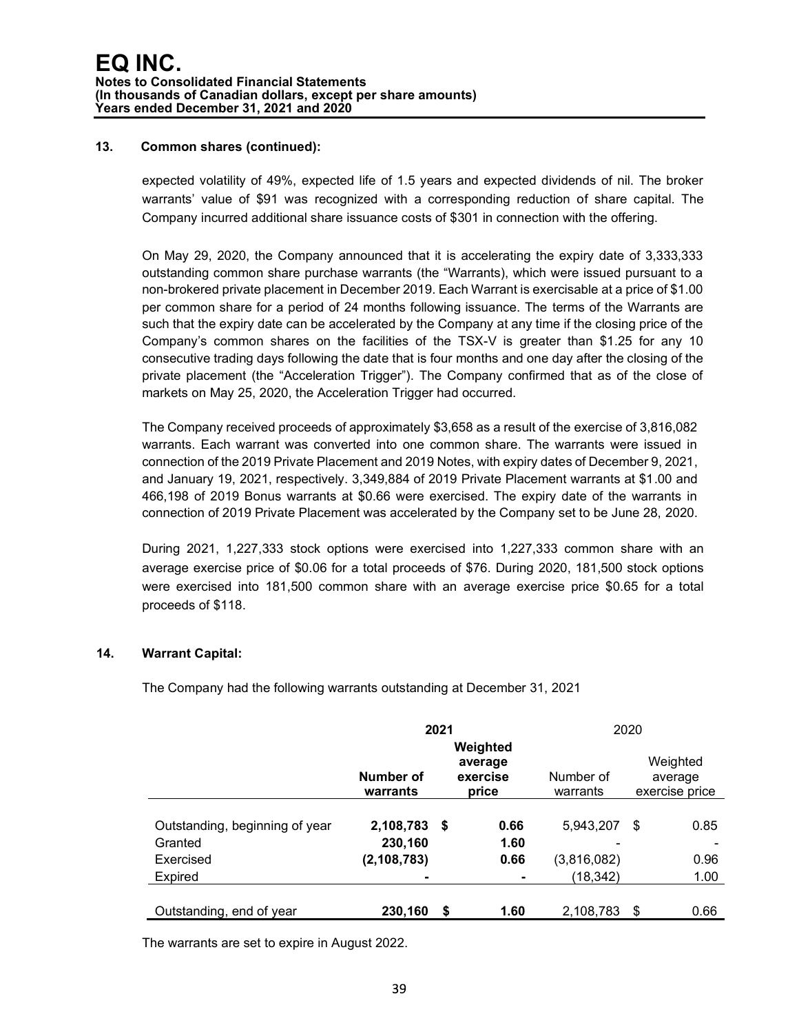# EQ INC.

**Notes to Consolidated Financial Statements**
**(In thousands of Canadian dollars, except per share amounts)**
**Years ended December 31, 2021 and 2020**

## 13. Common shares (continued):

expected volatility of 49%, expected life of 1.5 years and expected dividends of nil. The broker warrants' value of $91 was recognized with a corresponding reduction of share capital. The Company incurred additional share issuance costs of $301 in connection with the offering.

On May 29, 2020, the Company announced that it is accelerating the expiry date of 3,333,333 outstanding common share purchase warrants (the "Warrants), which were issued pursuant to a non-brokered private placement in December 2019. Each Warrant is exercisable at a price of $1.00 per common share for a period of 24 months following issuance. The terms of the Warrants are such that the expiry date can be accelerated by the Company at any time if the closing price of the Company's common shares on the facilities of the TSX-V is greater than $1.25 for any 10 consecutive trading days following the date that is four months and one day after the closing of the private placement (the "Acceleration Trigger"). The Company confirmed that as of the close of markets on May 25, 2020, the Acceleration Trigger had occurred.

The Company received proceeds of approximately $3,658 as a result of the exercise of 3,816,082 warrants. Each warrant was converted into one common share. The warrants were issued in connection of the 2019 Private Placement and 2019 Notes, with expiry dates of December 9, 2021, and January 19, 2021, respectively. 3,349,884 of 2019 Private Placement warrants at $1.00 and 466,198 of 2019 Bonus warrants at $0.66 were exercised. The expiry date of the warrants in connection of 2019 Private Placement was accelerated by the Company set to be June 28, 2020.

During 2021, 1,227,333 stock options were exercised into 1,227,333 common share with an average exercise price of $0.06 for a total proceeds of $76. During 2020, 181,500 stock options were exercised into 181,500 common share with an average exercise price $0.65 for a total proceeds of $118.

## 14. Warrant Capital:

The Company had the following warrants outstanding at December 31, 2021

| | **2021** | | 2020 | |
|---|---|---|---|---|
| | **Number of warrants** | **Weighted average exercise price** | Number of warrants | Weighted average exercise price |
| Outstanding, beginning of year | **2,108,783** | **$ 0.66** | 5,943,207 | $ 0.85 |
| Granted | **230,160** | **1.60** | - | - |
| Exercised | **(2,108,783)** | **0.66** | (3,816,082) | 0.96 |
| Expired | **-** | **-** | (18,342) | 1.00 |
| Outstanding, end of year | **230,160** | **$ 1.60** | 2,108,783 | $ 0.66 |

The warrants are set to expire in August 2022.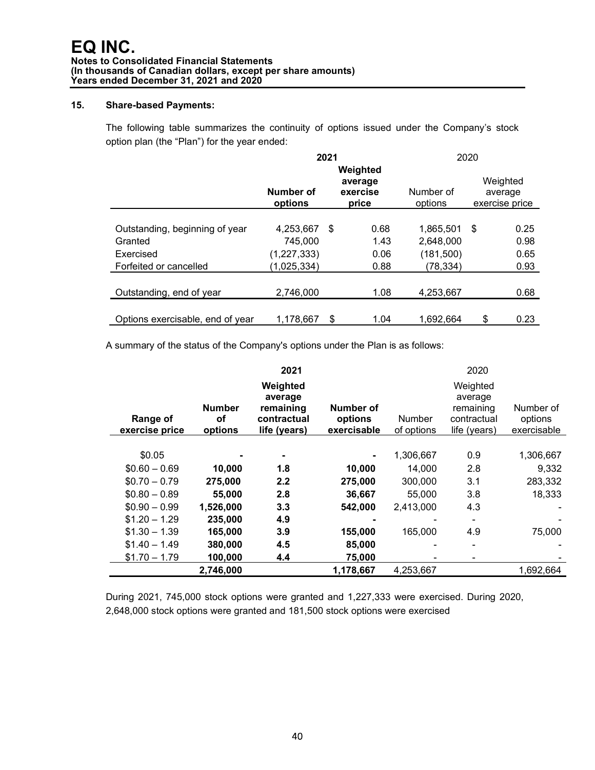# EQ INC.

**Notes to Consolidated Financial Statements**
**(In thousands of Canadian dollars, except per share amounts)**
**Years ended December 31, 2021 and 2020**

## 15. Share-based Payments:

The following table summarizes the continuity of options issued under the Company's stock option plan (the "Plan") for the year ended:

| | 2021 | | 2020 | |
|---|---|---|---|---|
| | **Number of options** | **Weighted average exercise price** | Number of options | Weighted average exercise price |
| Outstanding, beginning of year | 4,253,667 | $ 0.68 | 1,865,501 | $ 0.25 |
| Granted | 745,000 | 1.43 | 2,648,000 | 0.98 |
| Exercised | (1,227,333) | 0.06 | (181,500) | 0.65 |
| Forfeited or cancelled | (1,025,334) | 0.88 | (78,334) | 0.93 |
| Outstanding, end of year | 2,746,000 | 1.08 | 4,253,667 | 0.68 |
| Options exercisable, end of year | 1,178,667 | $ 1.04 | 1,692,664 | $ 0.23 |

A summary of the status of the Company's options under the Plan is as follows:

| | 2021 | | | 2020 | | |
|---|---|---|---|---|---|---|
| **Range of exercise price** | **Number of options** | **Weighted average remaining contractual life (years)** | **Number of options exercisable** | Number of options | Weighted average remaining contractual life (years) | Number of options exercisable |
| $0.05 | **-** | **-** | **-** | 1,306,667 | 0.9 | 1,306,667 |
| $0.60 – 0.69 | **10,000** | **1.8** | **10,000** | 14,000 | 2.8 | 9,332 |
| $0.70 – 0.79 | **275,000** | **2.2** | **275,000** | 300,000 | 3.1 | 283,332 |
| $0.80 – 0.89 | **55,000** | **2.8** | **36,667** | 55,000 | 3.8 | 18,333 |
| $0.90 – 0.99 | **1,526,000** | **3.3** | **542,000** | 2,413,000 | 4.3 | - |
| $1.20 – 1.29 | **235,000** | **4.9** | **-** | - | - | - |
| $1.30 – 1.39 | **165,000** | **3.9** | **155,000** | 165,000 | 4.9 | 75,000 |
| $1.40 – 1.49 | **380,000** | **4.5** | **85,000** | - | - | - |
| $1.70 – 1.79 | **100,000** | **4.4** | **75,000** | - | - | - |
| | **2,746,000** | | **1,178,667** | 4,253,667 | | 1,692,664 |

During 2021, 745,000 stock options were granted and 1,227,333 were exercised. During 2020, 2,648,000 stock options were granted and 181,500 stock options were exercised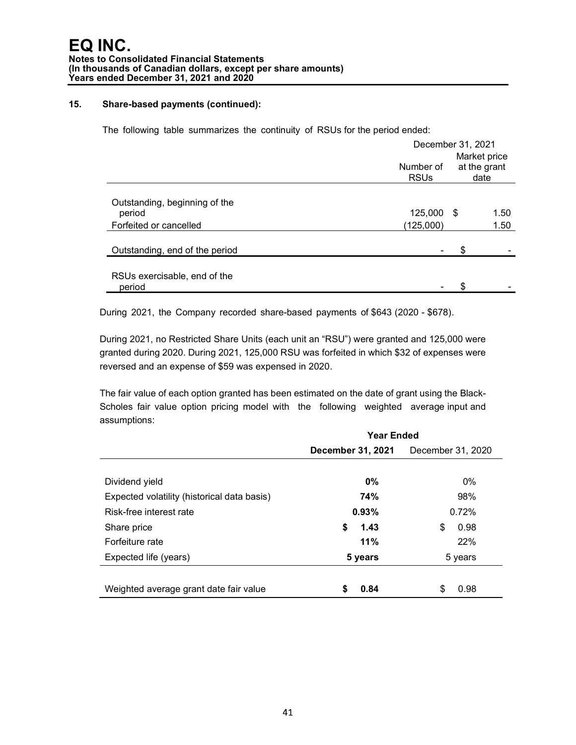# EQ INC.

**Notes to Consolidated Financial Statements**
**(In thousands of Canadian dollars, except per share amounts)**
**Years ended December 31, 2021 and 2020**

## 15. Share-based payments (continued):

The following table summarizes the continuity of RSUs for the period ended:

| | December 31, 2021 | |
|---|---|---|
| | Number of RSUs | Market price at the grant date |
| Outstanding, beginning of the period | 125,000 | $ 1.50 |
| Forfeited or cancelled | (125,000) | 1.50 |
| Outstanding, end of the period | - | $ - |
| RSUs exercisable, end of the period | - | $ - |

During 2021, the Company recorded share-based payments of $643 (2020 - $678).

During 2021, no Restricted Share Units (each unit an "RSU") were granted and 125,000 were granted during 2020. During 2021, 125,000 RSU was forfeited in which $32 of expenses were reversed and an expense of $59 was expensed in 2020.

The fair value of each option granted has been estimated on the date of grant using the Black-Scholes fair value option pricing model with the following weighted average input and assumptions:

| | **Year Ended** | |
|---|---|---|
| | **December 31, 2021** | December 31, 2020 |
| Dividend yield | **0%** | 0% |
| Expected volatility (historical data basis) | **74%** | 98% |
| Risk-free interest rate | **0.93%** | 0.72% |
| Share price | **$ 1.43** | $ 0.98 |
| Forfeiture rate | **11%** | 22% |
| Expected life (years) | **5 years** | 5 years |
| Weighted average grant date fair value | **$ 0.84** | $ 0.98 |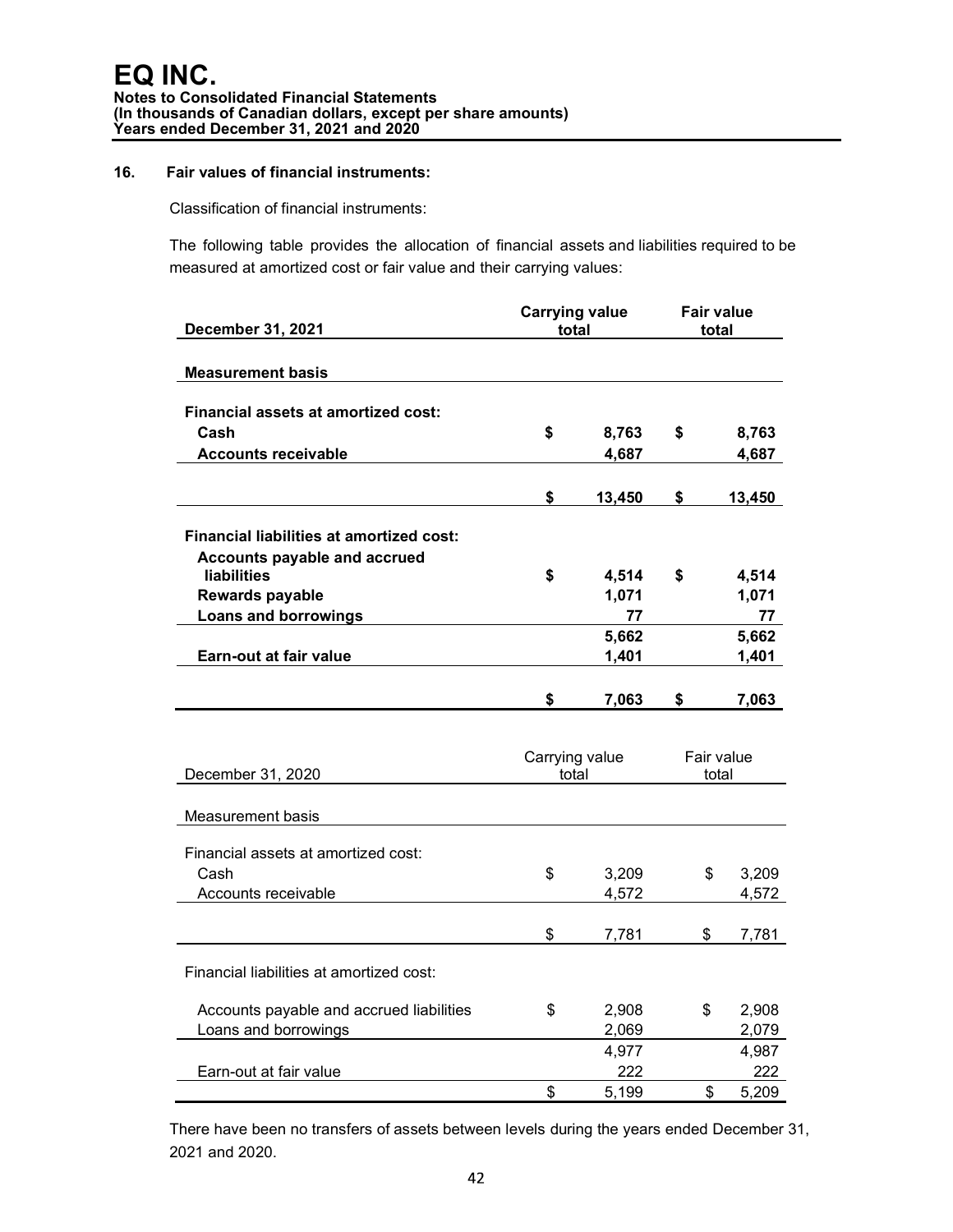## 16. Fair values of financial instruments:

Classification of financial instruments:

The following table provides the allocation of financial assets and liabilities required to be measured at amortized cost or fair value and their carrying values:

| **December 31, 2021** | **Carrying value total** | **Fair value total** |
|---|---|---|
| **Measurement basis** | | |
| **Financial assets at amortized cost:** | | |
| **Cash** | **$ 8,763** | **$ 8,763** |
| **Accounts receivable** | **4,687** | **4,687** |
| | **$ 13,450** | **$ 13,450** |
| **Financial liabilities at amortized cost:** | | |
| **Accounts payable and accrued liabilities** | **$ 4,514** | **$ 4,514** |
| **Rewards payable** | **1,071** | **1,071** |
| **Loans and borrowings** | **77** | **77** |
| | **5,662** | **5,662** |
| **Earn-out at fair value** | **1,401** | **1,401** |
| | **$ 7,063** | **$ 7,063** |

| December 31, 2020 | Carrying value total | Fair value total |
|---|---|---|
| Measurement basis | | |
| Financial assets at amortized cost: | | |
| Cash | $ 3,209 | $ 3,209 |
| Accounts receivable | 4,572 | 4,572 |
| | $ 7,781 | $ 7,781 |
| Financial liabilities at amortized cost: | | |
| Accounts payable and accrued liabilities | $ 2,908 | $ 2,908 |
| Loans and borrowings | 2,069 | 2,079 |
| | 4,977 | 4,987 |
| Earn-out at fair value | 222 | 222 |
| | $ 5,199 | $ 5,209 |

There have been no transfers of assets between levels during the years ended December 31, 2021 and 2020.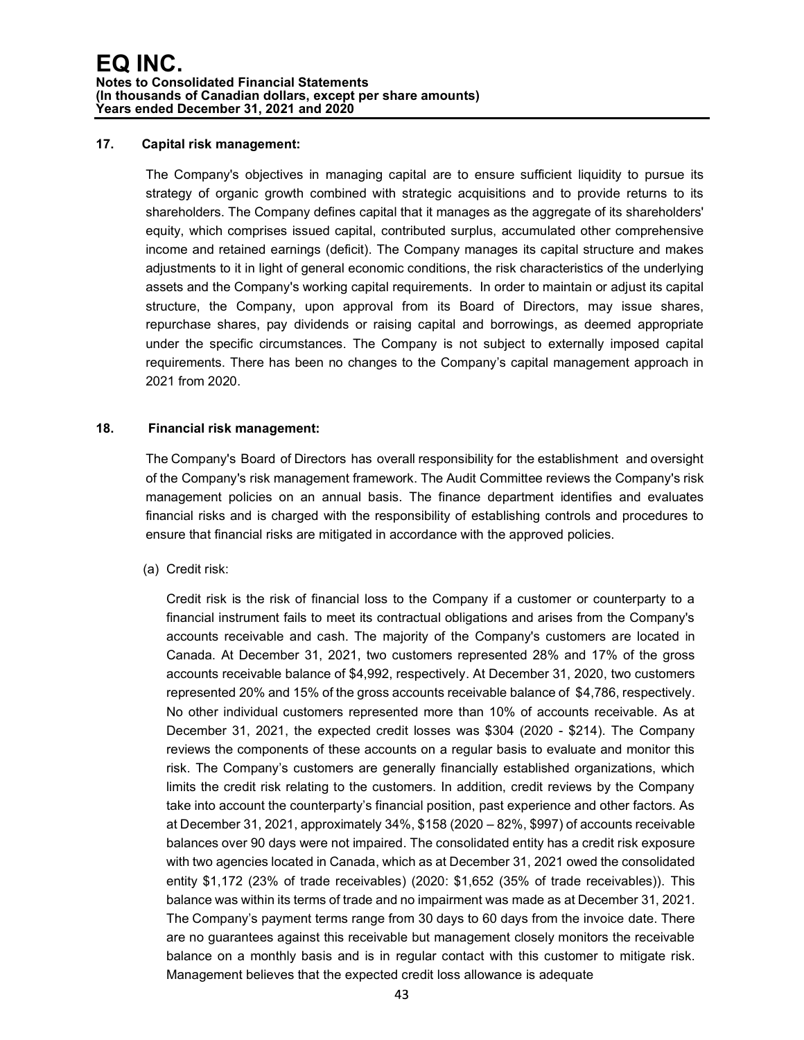## 17. Capital risk management:

The Company's objectives in managing capital are to ensure sufficient liquidity to pursue its strategy of organic growth combined with strategic acquisitions and to provide returns to its shareholders. The Company defines capital that it manages as the aggregate of its shareholders' equity, which comprises issued capital, contributed surplus, accumulated other comprehensive income and retained earnings (deficit). The Company manages its capital structure and makes adjustments to it in light of general economic conditions, the risk characteristics of the underlying assets and the Company's working capital requirements. In order to maintain or adjust its capital structure, the Company, upon approval from its Board of Directors, may issue shares, repurchase shares, pay dividends or raising capital and borrowings, as deemed appropriate under the specific circumstances. The Company is not subject to externally imposed capital requirements. There has been no changes to the Company's capital management approach in 2021 from 2020.

## 18. Financial risk management:

The Company's Board of Directors has overall responsibility for the establishment and oversight of the Company's risk management framework. The Audit Committee reviews the Company's risk management policies on an annual basis. The finance department identifies and evaluates financial risks and is charged with the responsibility of establishing controls and procedures to ensure that financial risks are mitigated in accordance with the approved policies.

(a) Credit risk:

Credit risk is the risk of financial loss to the Company if a customer or counterparty to a financial instrument fails to meet its contractual obligations and arises from the Company's accounts receivable and cash. The majority of the Company's customers are located in Canada. At December 31, 2021, two customers represented 28% and 17% of the gross accounts receivable balance of $4,992, respectively. At December 31, 2020, two customers represented 20% and 15% of the gross accounts receivable balance of $4,786, respectively. No other individual customers represented more than 10% of accounts receivable. As at December 31, 2021, the expected credit losses was $304 (2020 - $214). The Company reviews the components of these accounts on a regular basis to evaluate and monitor this risk. The Company's customers are generally financially established organizations, which limits the credit risk relating to the customers. In addition, credit reviews by the Company take into account the counterparty's financial position, past experience and other factors. As at December 31, 2021, approximately 34%, $158 (2020 – 82%, $997) of accounts receivable balances over 90 days were not impaired. The consolidated entity has a credit risk exposure with two agencies located in Canada, which as at December 31, 2021 owed the consolidated entity $1,172 (23% of trade receivables) (2020: $1,652 (35% of trade receivables)). This balance was within its terms of trade and no impairment was made as at December 31, 2021. The Company's payment terms range from 30 days to 60 days from the invoice date. There are no guarantees against this receivable but management closely monitors the receivable balance on a monthly basis and is in regular contact with this customer to mitigate risk. Management believes that the expected credit loss allowance is adequate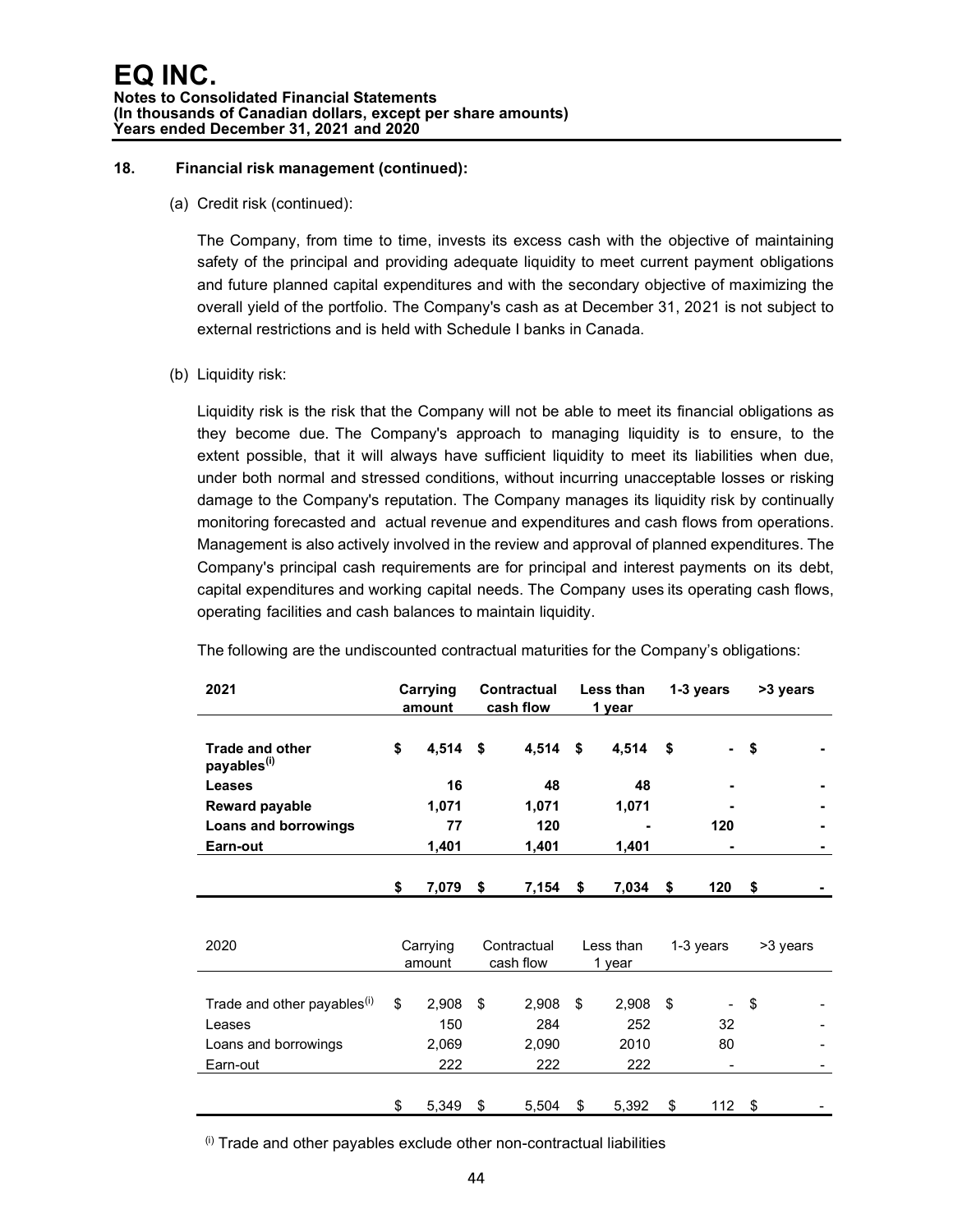# EQ INC.

**Notes to Consolidated Financial Statements**
**(In thousands of Canadian dollars, except per share amounts)**
**Years ended December 31, 2021 and 2020**

## 18. Financial risk management (continued):

(a) Credit risk (continued):

The Company, from time to time, invests its excess cash with the objective of maintaining safety of the principal and providing adequate liquidity to meet current payment obligations and future planned capital expenditures and with the secondary objective of maximizing the overall yield of the portfolio. The Company's cash as at December 31, 2021 is not subject to external restrictions and is held with Schedule I banks in Canada.

(b) Liquidity risk:

Liquidity risk is the risk that the Company will not be able to meet its financial obligations as they become due. The Company's approach to managing liquidity is to ensure, to the extent possible, that it will always have sufficient liquidity to meet its liabilities when due, under both normal and stressed conditions, without incurring unacceptable losses or risking damage to the Company's reputation. The Company manages its liquidity risk by continually monitoring forecasted and actual revenue and expenditures and cash flows from operations. Management is also actively involved in the review and approval of planned expenditures. The Company's principal cash requirements are for principal and interest payments on its debt, capital expenditures and working capital needs. The Company uses its operating cash flows, operating facilities and cash balances to maintain liquidity.

The following are the undiscounted contractual maturities for the Company's obligations:

| **2021** | **Carrying amount** | **Contractual cash flow** | **Less than 1 year** | **1-3 years** | **>3 years** |
|---|---|---|---|---|---|
| **Trade and other payables[(i)]** | **$ 4,514** | **$ 4,514** | **$ 4,514** | **$ -** | **$ -** |
| **Leases** | **16** | **48** | **48** | **-** | **-** |
| **Reward payable** | **1,071** | **1,071** | **1,071** | **-** | **-** |
| **Loans and borrowings** | **77** | **120** | **-** | **120** | **-** |
| **Earn-out** | **1,401** | **1,401** | **1,401** | **-** | **-** |
| | **$ 7,079** | **$ 7,154** | **$ 7,034** | **$ 120** | **$ -** |

| 2020 | Carrying amount | Contractual cash flow | Less than 1 year | 1-3 years | >3 years |
|---|---|---|---|---|---|
| Trade and other payables[(i)] | $ 2,908 | $ 2,908 | $ 2,908 | $ - | $ - |
| Leases | 150 | 284 | 252 | 32 | - |
| Loans and borrowings | 2,069 | 2,090 | 2010 | 80 | - |
| Earn-out | 222 | 222 | 222 | - | - |
| | $ 5,349 | $ 5,504 | $ 5,392 | $ 112 | $ - |

[(i)] Trade and other payables exclude other non-contractual liabilities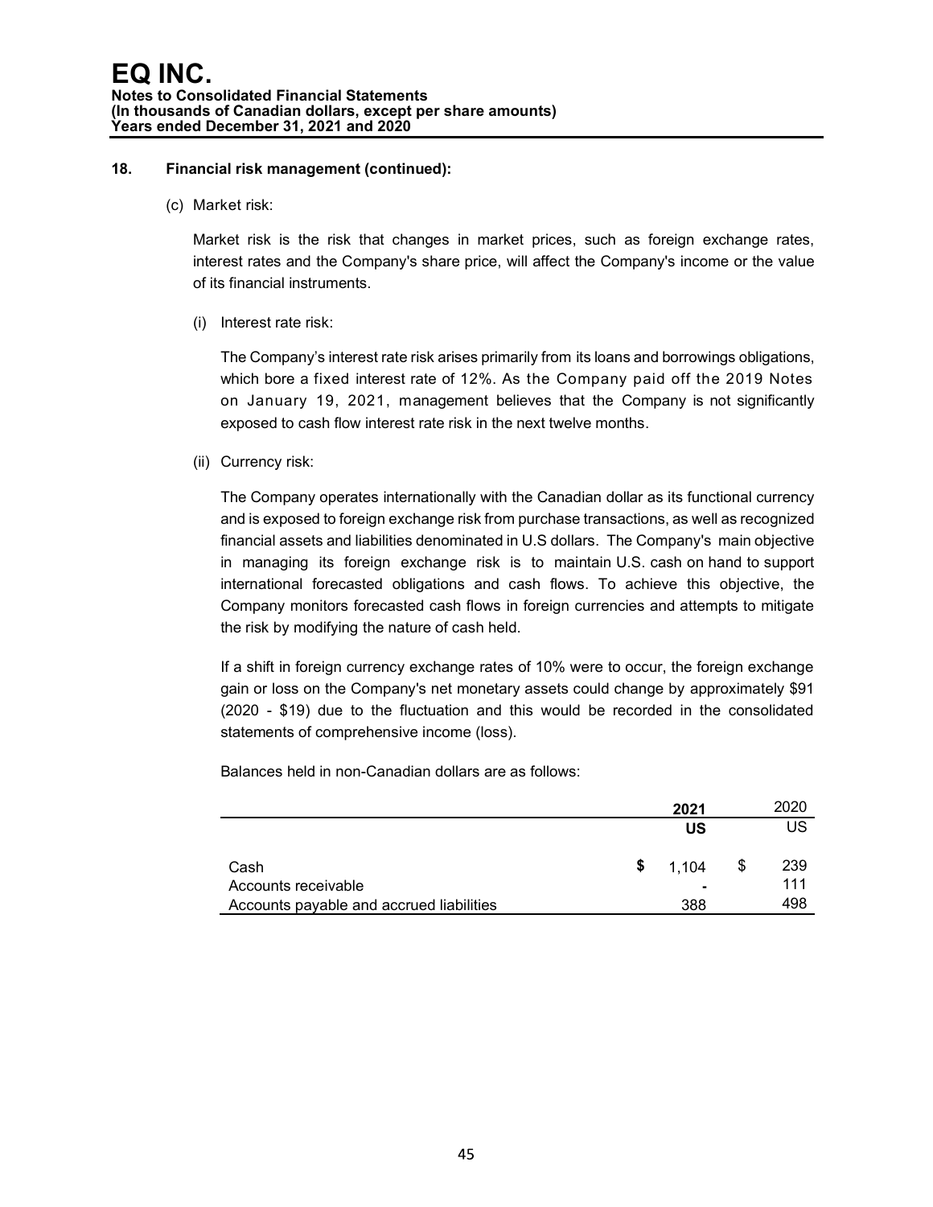# EQ INC.

**Notes to Consolidated Financial Statements**
**(In thousands of Canadian dollars, except per share amounts)**
**Years ended December 31, 2021 and 2020**

## 18. Financial risk management (continued):

(c) Market risk:

Market risk is the risk that changes in market prices, such as foreign exchange rates, interest rates and the Company's share price, will affect the Company's income or the value of its financial instruments.

(i) Interest rate risk:

The Company's interest rate risk arises primarily from its loans and borrowings obligations, which bore a fixed interest rate of 12%. As the Company paid off the 2019 Notes on January 19, 2021, management believes that the Company is not significantly exposed to cash flow interest rate risk in the next twelve months.

(ii) Currency risk:

The Company operates internationally with the Canadian dollar as its functional currency and is exposed to foreign exchange risk from purchase transactions, as well as recognized financial assets and liabilities denominated in U.S dollars. The Company's main objective in managing its foreign exchange risk is to maintain U.S. cash on hand to support international forecasted obligations and cash flows. To achieve this objective, the Company monitors forecasted cash flows in foreign currencies and attempts to mitigate the risk by modifying the nature of cash held.

If a shift in foreign currency exchange rates of 10% were to occur, the foreign exchange gain or loss on the Company's net monetary assets could change by approximately $91 (2020 - $19) due to the fluctuation and this would be recorded in the consolidated statements of comprehensive income (loss).

Balances held in non-Canadian dollars are as follows:

| | **2021** | 2020 |
|---|---|---|
| | **US** | US |
| Cash | **$** 1,104 | $ 239 |
| Accounts receivable | - | 111 |
| Accounts payable and accrued liabilities | 388 | 498 |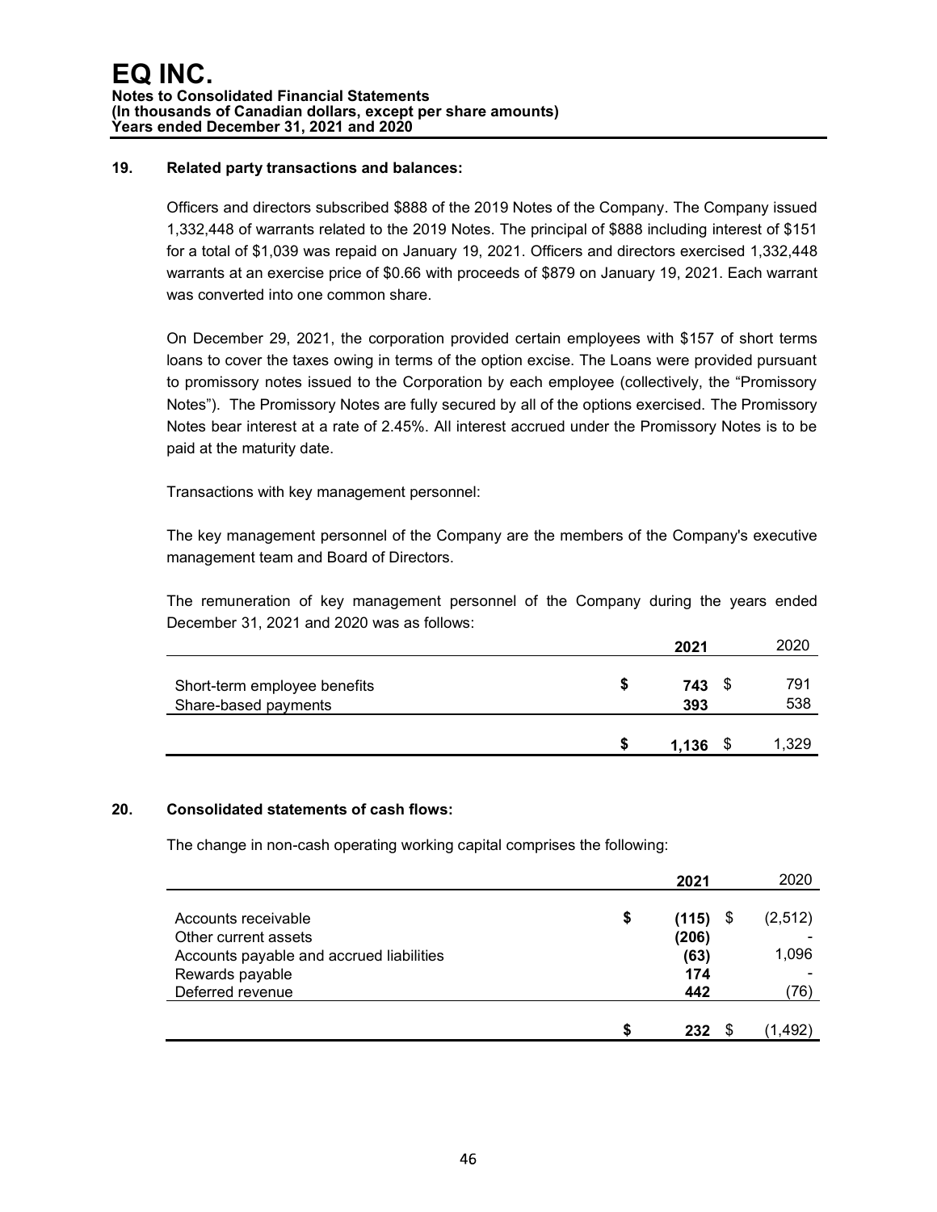## 19. Related party transactions and balances:

Officers and directors subscribed $888 of the 2019 Notes of the Company. The Company issued 1,332,448 of warrants related to the 2019 Notes. The principal of $888 including interest of $151 for a total of $1,039 was repaid on January 19, 2021. Officers and directors exercised 1,332,448 warrants at an exercise price of $0.66 with proceeds of $879 on January 19, 2021. Each warrant was converted into one common share.

On December 29, 2021, the corporation provided certain employees with $157 of short terms loans to cover the taxes owing in terms of the option excise. The Loans were provided pursuant to promissory notes issued to the Corporation by each employee (collectively, the "Promissory Notes"). The Promissory Notes are fully secured by all of the options exercised. The Promissory Notes bear interest at a rate of 2.45%. All interest accrued under the Promissory Notes is to be paid at the maturity date.

Transactions with key management personnel:

The key management personnel of the Company are the members of the Company's executive management team and Board of Directors.

The remuneration of key management personnel of the Company during the years ended December 31, 2021 and 2020 was as follows:

| | **2021** | 2020 |
|---|---|---|
| Short-term employee benefits | **$ 743** | $ 791 |
| Share-based payments | **393** | 538 |
| | **$ 1,136** | $ 1,329 |

## 20. Consolidated statements of cash flows:

The change in non-cash operating working capital comprises the following:

| | **2021** | 2020 |
|---|---|---|
| Accounts receivable | **$ (115)** | $ (2,512) |
| Other current assets | **(206)** | - |
| Accounts payable and accrued liabilities | **(63)** | 1,096 |
| Rewards payable | **174** | - |
| Deferred revenue | **442** | (76) |
| | **$ 232** | $ (1,492) |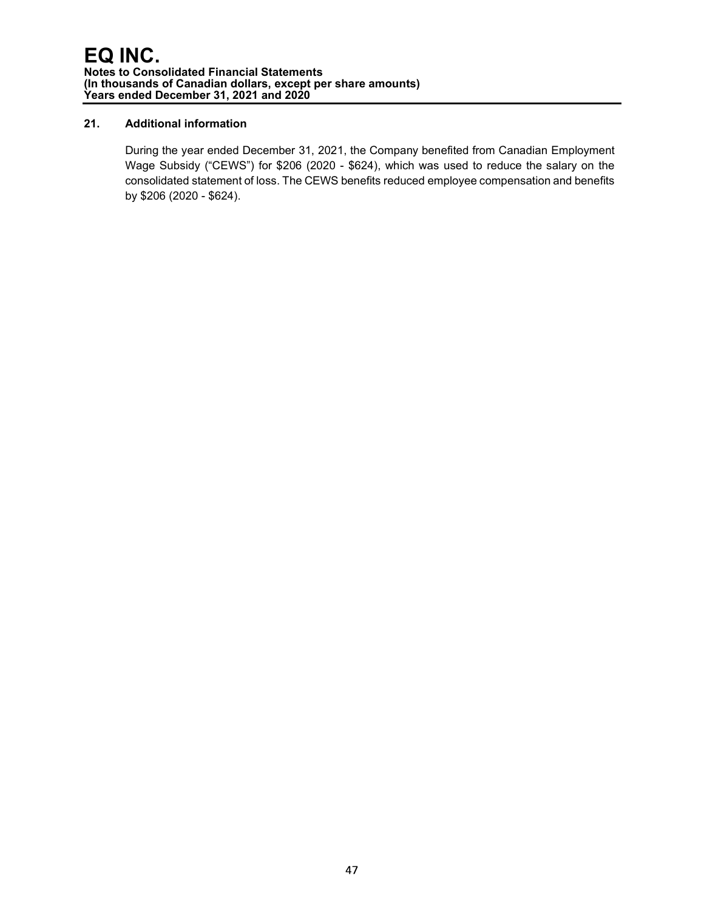## 21. Additional information

During the year ended December 31, 2021, the Company benefited from Canadian Employment Wage Subsidy ("CEWS") for $206 (2020 - $624), which was used to reduce the salary on the consolidated statement of loss. The CEWS benefits reduced employee compensation and benefits by $206 (2020 - $624).